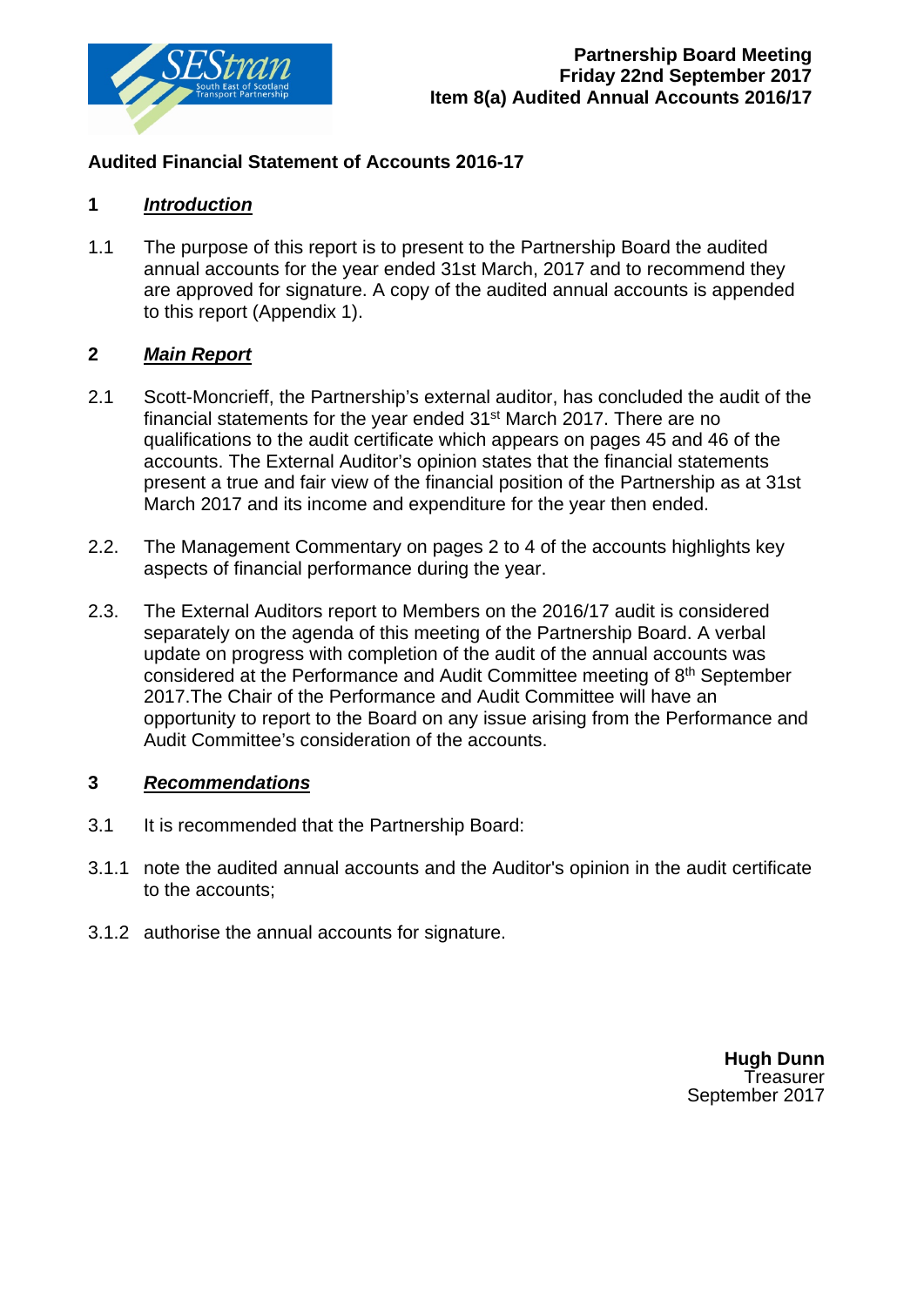**Partnership Board Meeting**
**Friday 22nd September 2017**
**Item 8(a) Audited Annual Accounts 2016/17**

# Audited Financial Statement of Accounts 2016-17

## 1 *Introduction*

1.1 The purpose of this report is to present to the Partnership Board the audited annual accounts for the year ended 31st March, 2017 and to recommend they are approved for signature. A copy of the audited annual accounts is appended to this report (Appendix 1).

## 2 *Main Report*

2.1 Scott-Moncrieff, the Partnership's external auditor, has concluded the audit of the financial statements for the year ended 31st March 2017. There are no qualifications to the audit certificate which appears on pages 45 and 46 of the accounts. The External Auditor's opinion states that the financial statements present a true and fair view of the financial position of the Partnership as at 31st March 2017 and its income and expenditure for the year then ended.

2.2. The Management Commentary on pages 2 to 4 of the accounts highlights key aspects of financial performance during the year.

2.3. The External Auditors report to Members on the 2016/17 audit is considered separately on the agenda of this meeting of the Partnership Board. A verbal update on progress with completion of the audit of the annual accounts was considered at the Performance and Audit Committee meeting of 8th September 2017.The Chair of the Performance and Audit Committee will have an opportunity to report to the Board on any issue arising from the Performance and Audit Committee's consideration of the accounts.

## 3 *Recommendations*

3.1 It is recommended that the Partnership Board:

3.1.1 note the audited annual accounts and the Auditor's opinion in the audit certificate to the accounts;

3.1.2 authorise the annual accounts for signature.

**Hugh Dunn**
Treasurer
September 2017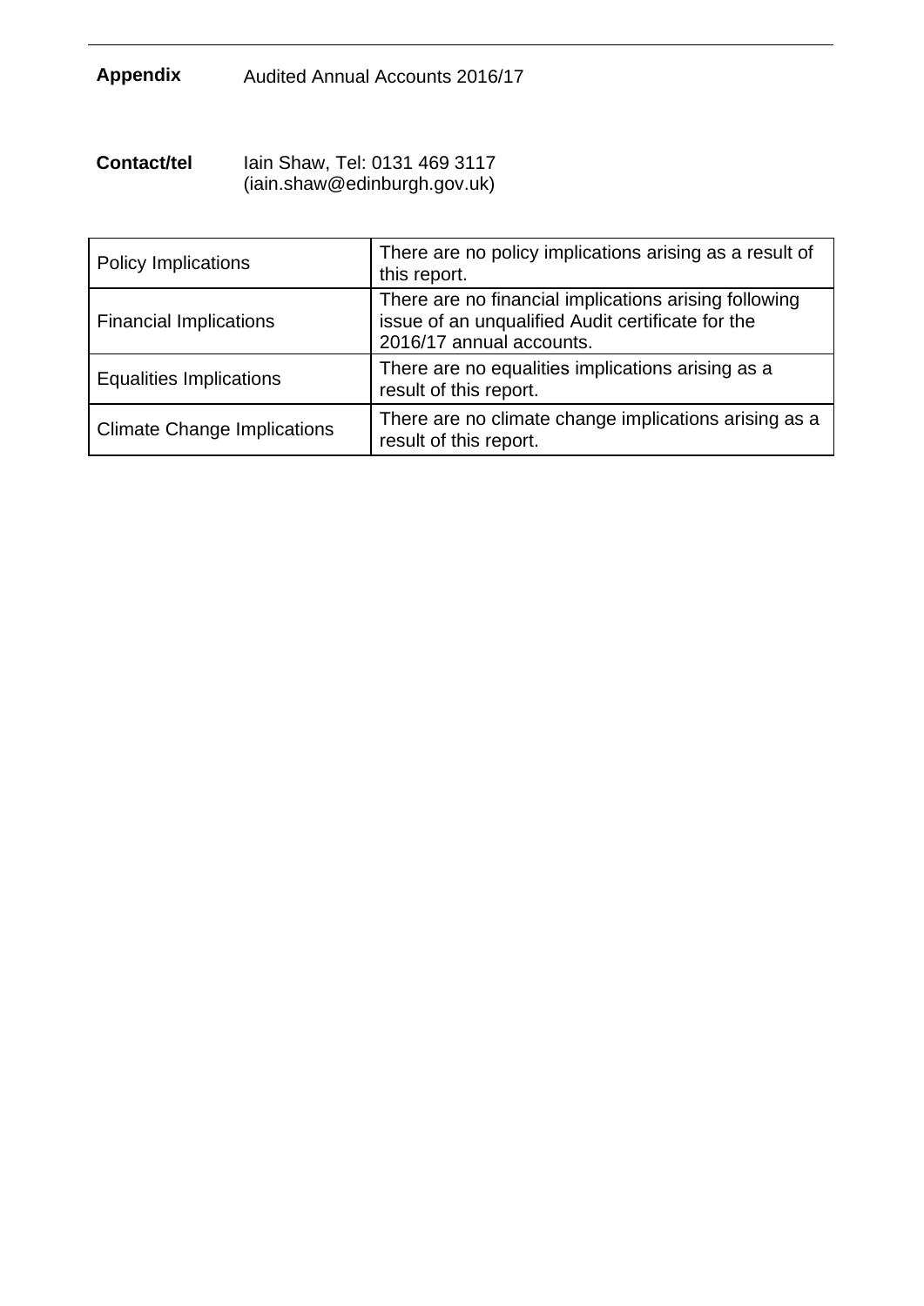**Appendix** Audited Annual Accounts 2016/17

**Contact/tel** Iain Shaw, Tel: 0131 469 3117
(iain.shaw@edinburgh.gov.uk)

| | |
|---|---|
| Policy Implications | There are no policy implications arising as a result of this report. |
| Financial Implications | There are no financial implications arising following issue of an unqualified Audit certificate for the 2016/17 annual accounts. |
| Equalities Implications | There are no equalities implications arising as a result of this report. |
| Climate Change Implications | There are no climate change implications arising as a result of this report. |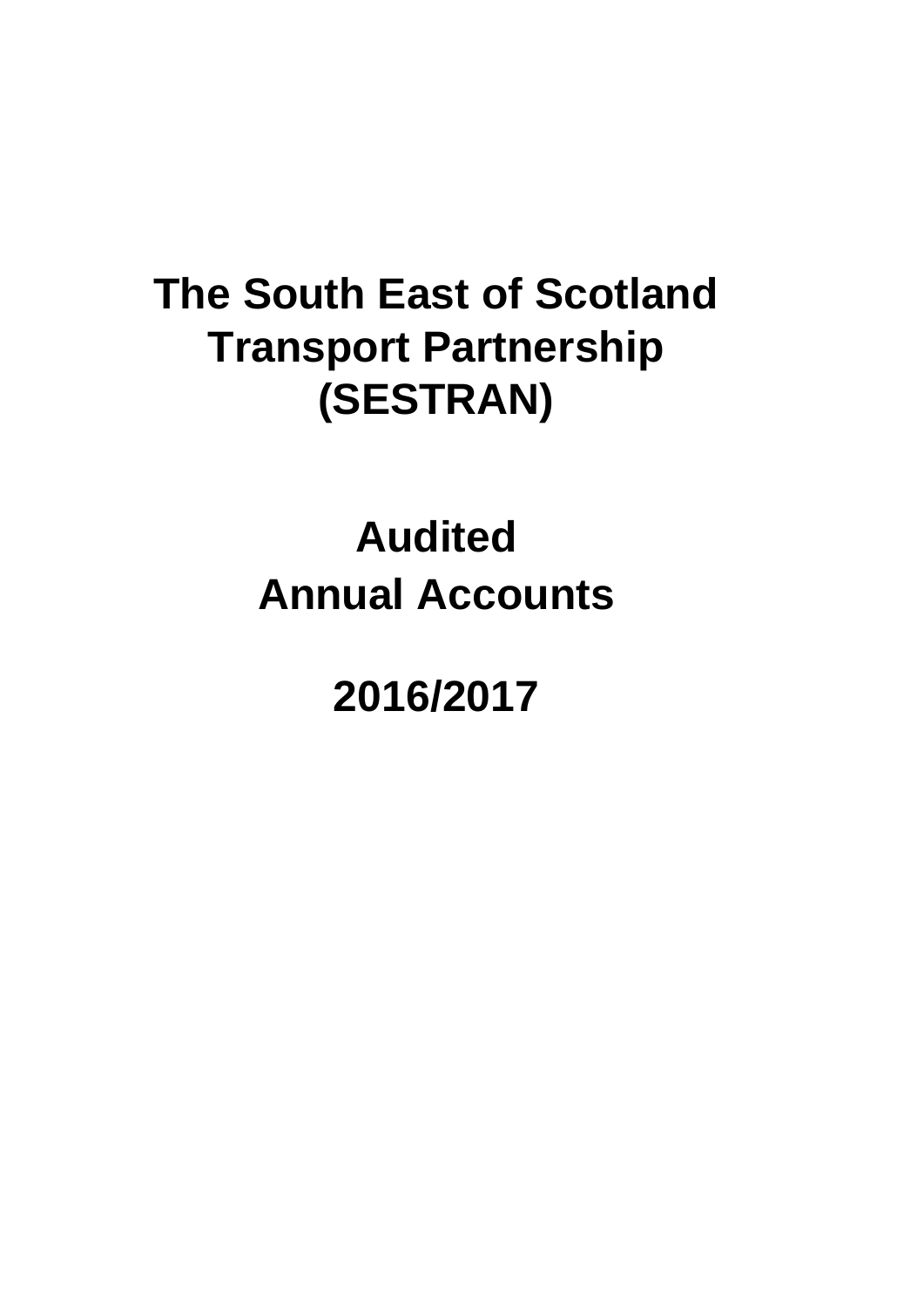# The South East of Scotland Transport Partnership (SESTRAN)

# Audited Annual Accounts

# 2016/2017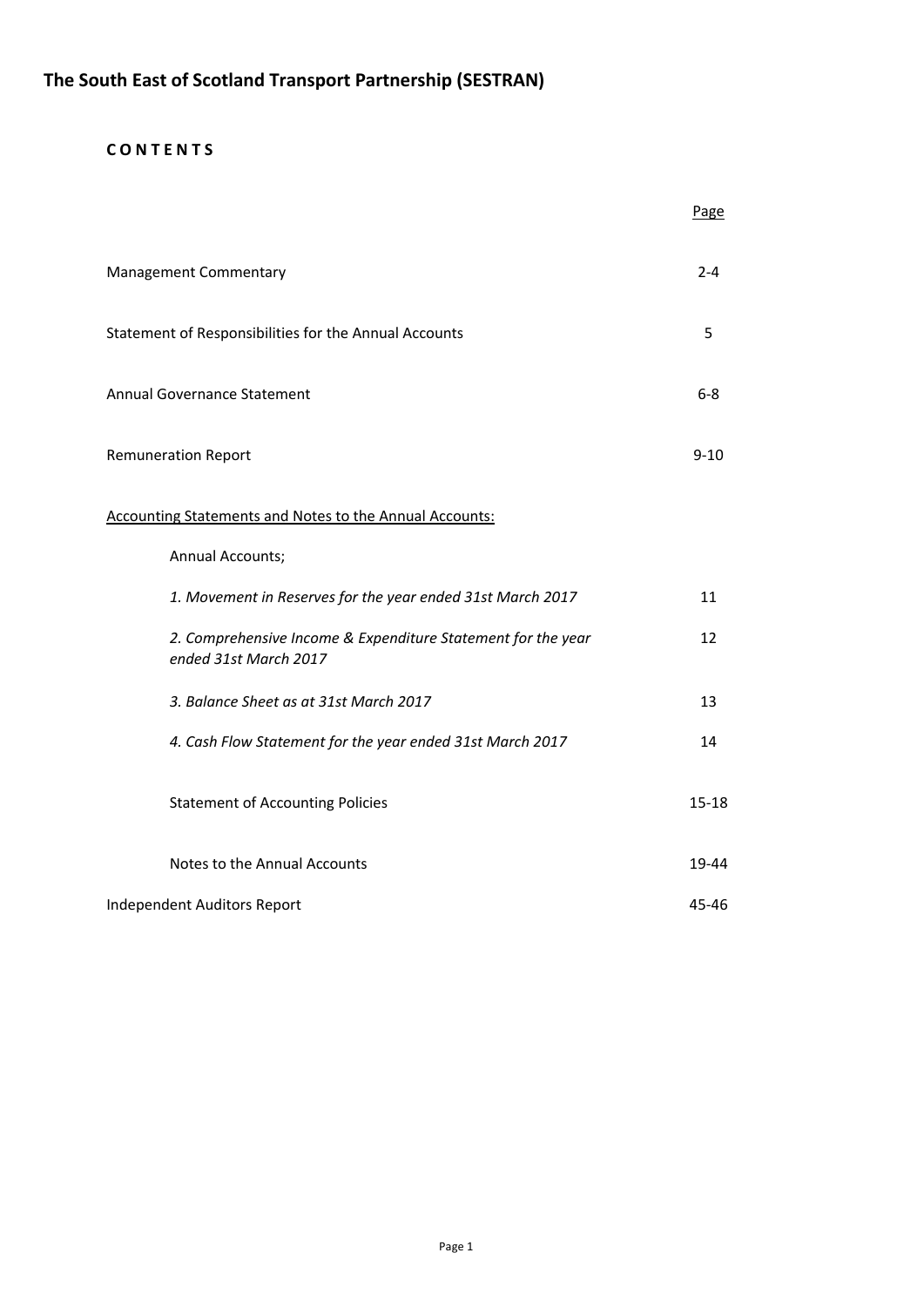# The South East of Scotland Transport Partnership (SESTRAN)

**C O N T E N T S**

| | Page |
|---|---|
| Management Commentary | 2-4 |
| Statement of Responsibilities for the Annual Accounts | 5 |
| Annual Governance Statement | 6-8 |
| Remuneration Report | 9-10 |
| Accounting Statements and Notes to the Annual Accounts: | |
| Annual Accounts; | |
| *1. Movement in Reserves for the year ended 31st March 2017* | 11 |
| *2. Comprehensive Income & Expenditure Statement for the year ended 31st March 2017* | 12 |
| *3. Balance Sheet as at 31st March 2017* | 13 |
| *4. Cash Flow Statement for the year ended 31st March 2017* | 14 |
| Statement of Accounting Policies | 15-18 |
| Notes to the Annual Accounts | 19-44 |
| Independent Auditors Report | 45-46 |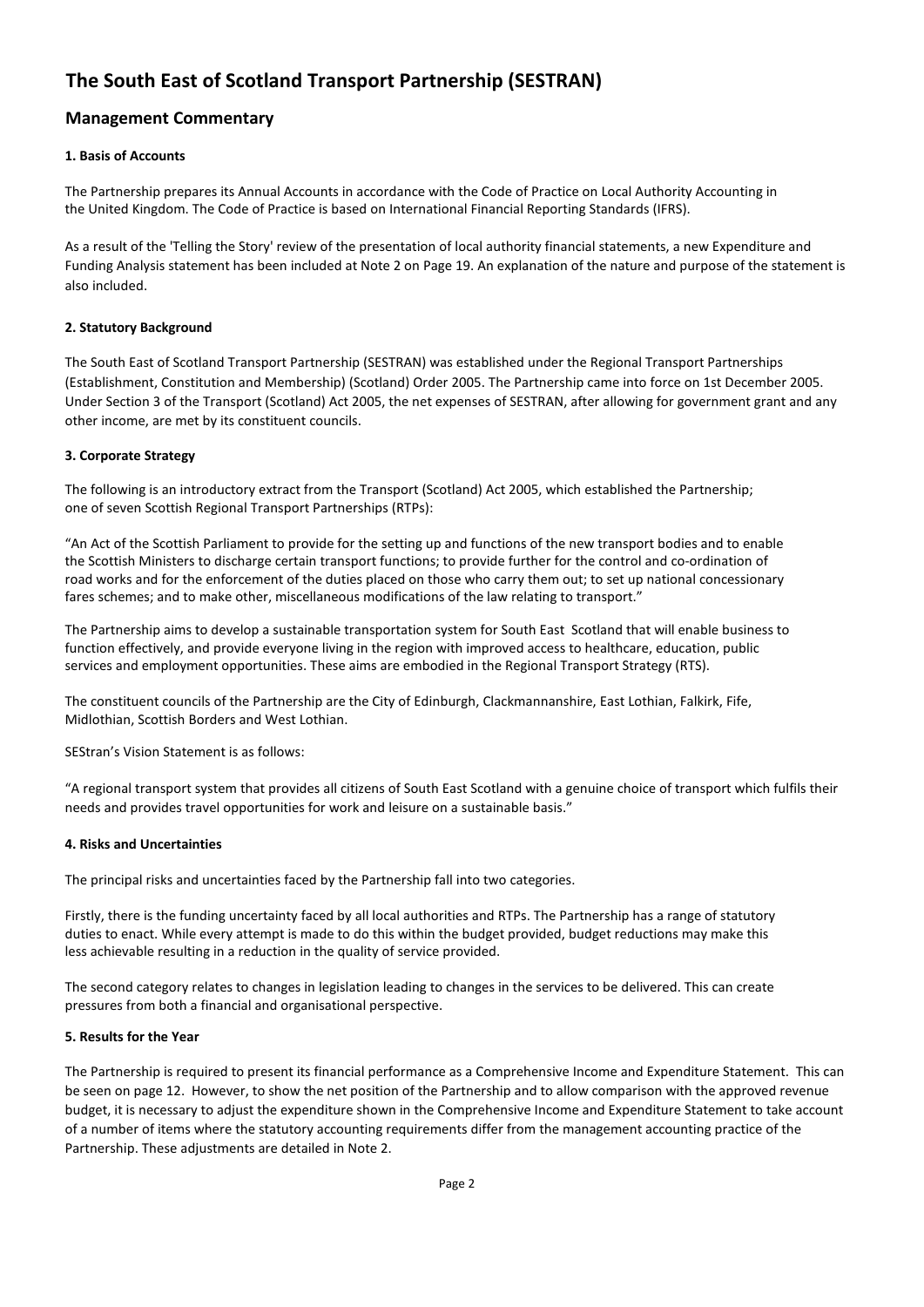# The South East of Scotland Transport Partnership (SESTRAN)

## Management Commentary

### 1. Basis of Accounts

The Partnership prepares its Annual Accounts in accordance with the Code of Practice on Local Authority Accounting in the United Kingdom. The Code of Practice is based on International Financial Reporting Standards (IFRS).

As a result of the 'Telling the Story' review of the presentation of local authority financial statements, a new Expenditure and Funding Analysis statement has been included at Note 2 on Page 19. An explanation of the nature and purpose of the statement is also included.

### 2. Statutory Background

The South East of Scotland Transport Partnership (SESTRAN) was established under the Regional Transport Partnerships (Establishment, Constitution and Membership) (Scotland) Order 2005. The Partnership came into force on 1st December 2005. Under Section 3 of the Transport (Scotland) Act 2005, the net expenses of SESTRAN, after allowing for government grant and any other income, are met by its constituent councils.

### 3. Corporate Strategy

The following is an introductory extract from the Transport (Scotland) Act 2005, which established the Partnership; one of seven Scottish Regional Transport Partnerships (RTPs):

"An Act of the Scottish Parliament to provide for the setting up and functions of the new transport bodies and to enable the Scottish Ministers to discharge certain transport functions; to provide further for the control and co-ordination of road works and for the enforcement of the duties placed on those who carry them out; to set up national concessionary fares schemes; and to make other, miscellaneous modifications of the law relating to transport."

The Partnership aims to develop a sustainable transportation system for South East Scotland that will enable business to function effectively, and provide everyone living in the region with improved access to healthcare, education, public services and employment opportunities. These aims are embodied in the Regional Transport Strategy (RTS).

The constituent councils of the Partnership are the City of Edinburgh, Clackmannanshire, East Lothian, Falkirk, Fife, Midlothian, Scottish Borders and West Lothian.

SEStran's Vision Statement is as follows:

"A regional transport system that provides all citizens of South East Scotland with a genuine choice of transport which fulfils their needs and provides travel opportunities for work and leisure on a sustainable basis."

### 4. Risks and Uncertainties

The principal risks and uncertainties faced by the Partnership fall into two categories.

Firstly, there is the funding uncertainty faced by all local authorities and RTPs. The Partnership has a range of statutory duties to enact. While every attempt is made to do this within the budget provided, budget reductions may make this less achievable resulting in a reduction in the quality of service provided.

The second category relates to changes in legislation leading to changes in the services to be delivered. This can create pressures from both a financial and organisational perspective.

### 5. Results for the Year

The Partnership is required to present its financial performance as a Comprehensive Income and Expenditure Statement. This can be seen on page 12. However, to show the net position of the Partnership and to allow comparison with the approved revenue budget, it is necessary to adjust the expenditure shown in the Comprehensive Income and Expenditure Statement to take account of a number of items where the statutory accounting requirements differ from the management accounting practice of the Partnership. These adjustments are detailed in Note 2.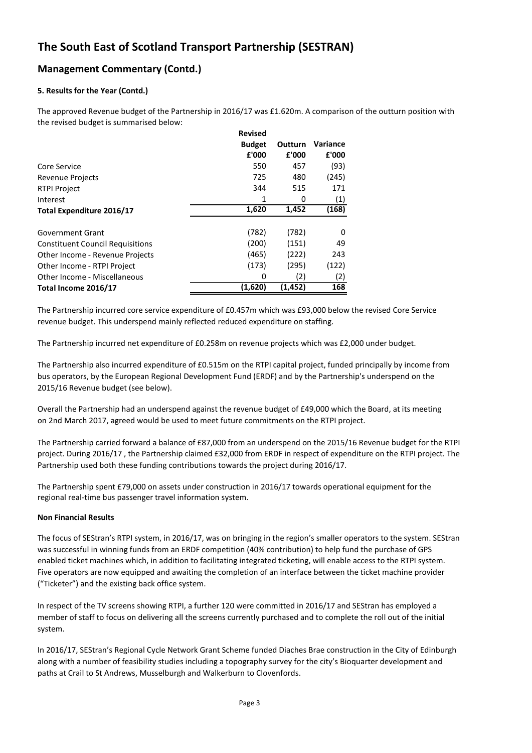# The South East of Scotland Transport Partnership (SESTRAN)

## Management Commentary (Contd.)

### 5. Results for the Year (Contd.)

The approved Revenue budget of the Partnership in 2016/17 was £1.620m. A comparison of the outturn position with the revised budget is summarised below:

| | Revised Budget £'000 | Outturn £'000 | Variance £'000 |
|---|---|---|---|
| Core Service | 550 | 457 | (93) |
| Revenue Projects | 725 | 480 | (245) |
| RTPI Project | 344 | 515 | 171 |
| Interest | 1 | 0 | (1) |
| **Total Expenditure 2016/17** | **1,620** | **1,452** | **(168)** |
| | | | |
| Government Grant | (782) | (782) | 0 |
| Constituent Council Requisitions | (200) | (151) | 49 |
| Other Income - Revenue Projects | (465) | (222) | 243 |
| Other Income - RTPI Project | (173) | (295) | (122) |
| Other Income - Miscellaneous | 0 | (2) | (2) |
| **Total Income 2016/17** | **(1,620)** | **(1,452)** | **168** |

The Partnership incurred core service expenditure of £0.457m which was £93,000 below the revised Core Service revenue budget. This underspend mainly reflected reduced expenditure on staffing.

The Partnership incurred net expenditure of £0.258m on revenue projects which was £2,000 under budget.

The Partnership also incurred expenditure of £0.515m on the RTPI capital project, funded principally by income from bus operators, by the European Regional Development Fund (ERDF) and by the Partnership's underspend on the 2015/16 Revenue budget (see below).

Overall the Partnership had an underspend against the revenue budget of £49,000 which the Board, at its meeting on 2nd March 2017, agreed would be used to meet future commitments on the RTPI project.

The Partnership carried forward a balance of £87,000 from an underspend on the 2015/16 Revenue budget for the RTPI project. During 2016/17 , the Partnership claimed £32,000 from ERDF in respect of expenditure on the RTPI project. The Partnership used both these funding contributions towards the project during 2016/17.

The Partnership spent £79,000 on assets under construction in 2016/17 towards operational equipment for the regional real-time bus passenger travel information system.

**Non Financial Results**

The focus of SEStran's RTPI system, in 2016/17, was on bringing in the region's smaller operators to the system. SEStran was successful in winning funds from an ERDF competition (40% contribution) to help fund the purchase of GPS enabled ticket machines which, in addition to facilitating integrated ticketing, will enable access to the RTPI system. Five operators are now equipped and awaiting the completion of an interface between the ticket machine provider ("Ticketer") and the existing back office system.

In respect of the TV screens showing RTPI, a further 120 were committed in 2016/17 and SEStran has employed a member of staff to focus on delivering all the screens currently purchased and to complete the roll out of the initial system.

In 2016/17, SEStran's Regional Cycle Network Grant Scheme funded Diaches Brae construction in the City of Edinburgh along with a number of feasibility studies including a topography survey for the city's Bioquarter development and paths at Crail to St Andrews, Musselburgh and Walkerburn to Clovenfords.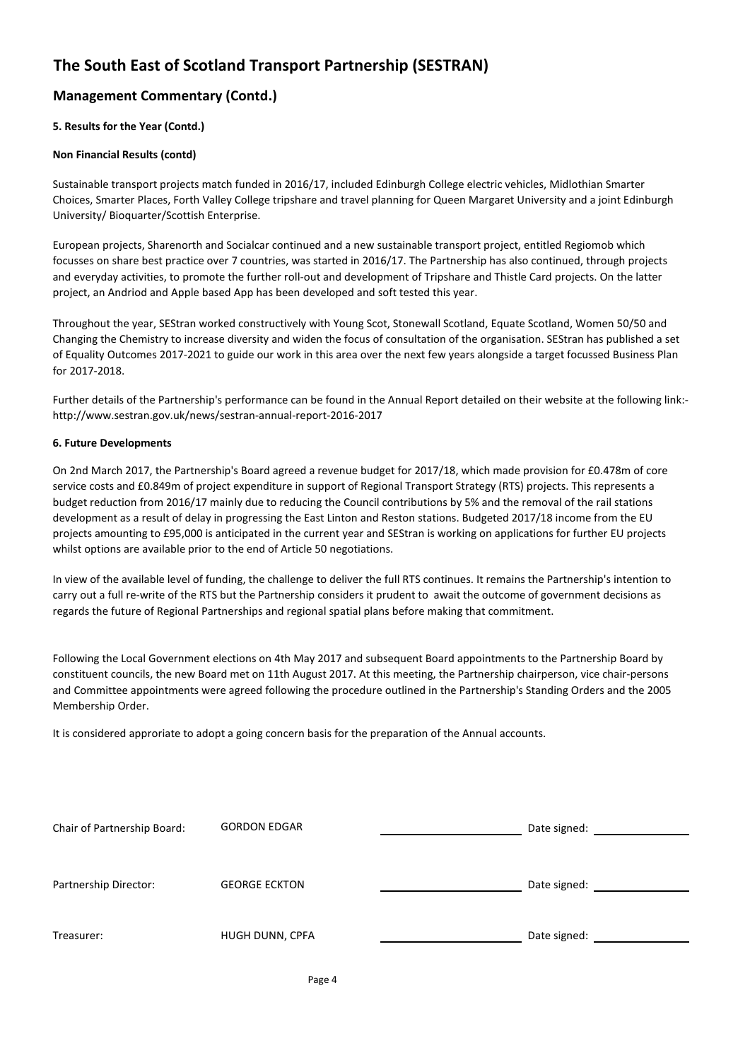# The South East of Scotland Transport Partnership (SESTRAN)

## Management Commentary (Contd.)

### 5. Results for the Year (Contd.)

**Non Financial Results (contd)**

Sustainable transport projects match funded in 2016/17, included Edinburgh College electric vehicles, Midlothian Smarter Choices, Smarter Places, Forth Valley College tripshare and travel planning for Queen Margaret University and a joint Edinburgh University/ Bioquarter/Scottish Enterprise.

European projects, Sharenorth and Socialcar continued and a new sustainable transport project, entitled Regiomob which focusses on share best practice over 7 countries, was started in 2016/17. The Partnership has also continued, through projects and everyday activities, to promote the further roll-out and development of Tripshare and Thistle Card projects. On the latter project, an Andriod and Apple based App has been developed and soft tested this year.

Throughout the year, SEStran worked constructively with Young Scot, Stonewall Scotland, Equate Scotland, Women 50/50 and Changing the Chemistry to increase diversity and widen the focus of consultation of the organisation. SEStran has published a set of Equality Outcomes 2017-2021 to guide our work in this area over the next few years alongside a target focussed Business Plan for 2017-2018.

Further details of the Partnership's performance can be found in the Annual Report detailed on their website at the following link:- http://www.sestran.gov.uk/news/sestran-annual-report-2016-2017

### 6. Future Developments

On 2nd March 2017, the Partnership's Board agreed a revenue budget for 2017/18, which made provision for £0.478m of core service costs and £0.849m of project expenditure in support of Regional Transport Strategy (RTS) projects. This represents a budget reduction from 2016/17 mainly due to reducing the Council contributions by 5% and the removal of the rail stations development as a result of delay in progressing the East Linton and Reston stations. Budgeted 2017/18 income from the EU projects amounting to £95,000 is anticipated in the current year and SEStran is working on applications for further EU projects whilst options are available prior to the end of Article 50 negotiations.

In view of the available level of funding, the challenge to deliver the full RTS continues. It remains the Partnership's intention to carry out a full re-write of the RTS but the Partnership considers it prudent to await the outcome of government decisions as regards the future of Regional Partnerships and regional spatial plans before making that commitment.

Following the Local Government elections on 4th May 2017 and subsequent Board appointments to the Partnership Board by constituent councils, the new Board met on 11th August 2017. At this meeting, the Partnership chairperson, vice chair-persons and Committee appointments were agreed following the procedure outlined in the Partnership's Standing Orders and the 2005 Membership Order.

It is considered approriate to adopt a going concern basis for the preparation of the Annual accounts.

| | | | |
|---|---|---|---|
| Chair of Partnership Board: | GORDON EDGAR | ______________ | Date signed: ______________ |
| Partnership Director: | GEORGE ECKTON | ______________ | Date signed: ______________ |
| Treasurer: | HUGH DUNN, CPFA | ______________ | Date signed: ______________ |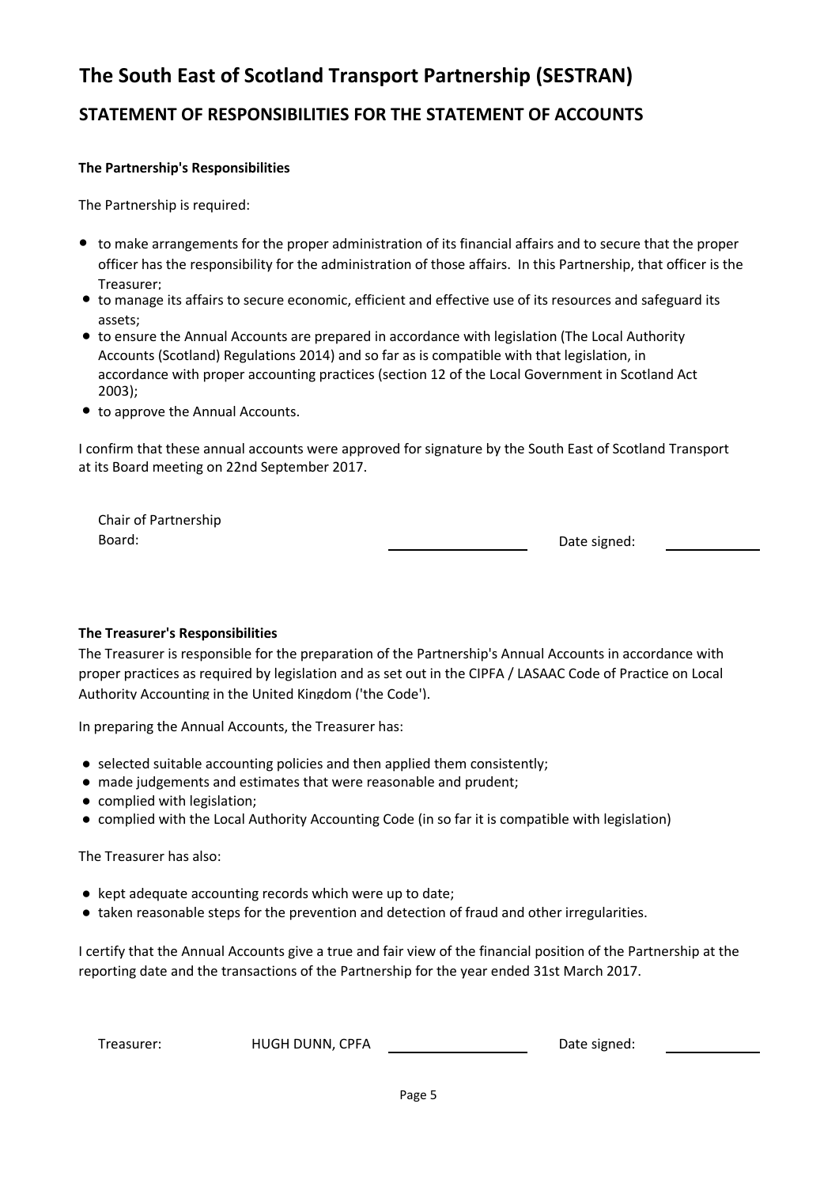# The South East of Scotland Transport Partnership (SESTRAN)

## STATEMENT OF RESPONSIBILITIES FOR THE STATEMENT OF ACCOUNTS

**The Partnership's Responsibilities**

The Partnership is required:

- to make arrangements for the proper administration of its financial affairs and to secure that the proper officer has the responsibility for the administration of those affairs. In this Partnership, that officer is the Treasurer;
- to manage its affairs to secure economic, efficient and effective use of its resources and safeguard its assets;
- to ensure the Annual Accounts are prepared in accordance with legislation (The Local Authority Accounts (Scotland) Regulations 2014) and so far as is compatible with that legislation, in accordance with proper accounting practices (section 12 of the Local Government in Scotland Act 2003);
- to approve the Annual Accounts.

I confirm that these annual accounts were approved for signature by the South East of Scotland Transport at its Board meeting on 22nd September 2017.

Chair of Partnership Board: \_\_\_\_\_\_\_\_\_\_\_\_\_\_\_\_ Date signed: \_\_\_\_\_\_\_\_\_\_

**The Treasurer's Responsibilities**

The Treasurer is responsible for the preparation of the Partnership's Annual Accounts in accordance with proper practices as required by legislation and as set out in the CIPFA / LASAAC Code of Practice on Local Authority Accounting in the United Kingdom ('the Code').

In preparing the Annual Accounts, the Treasurer has:

- selected suitable accounting policies and then applied them consistently;
- made judgements and estimates that were reasonable and prudent;
- complied with legislation;
- complied with the Local Authority Accounting Code (in so far it is compatible with legislation)

The Treasurer has also:

- kept adequate accounting records which were up to date;
- taken reasonable steps for the prevention and detection of fraud and other irregularities.

I certify that the Annual Accounts give a true and fair view of the financial position of the Partnership at the reporting date and the transactions of the Partnership for the year ended 31st March 2017.

Treasurer: HUGH DUNN, CPFA \_\_\_\_\_\_\_\_\_\_\_\_\_\_\_\_ Date signed: \_\_\_\_\_\_\_\_\_\_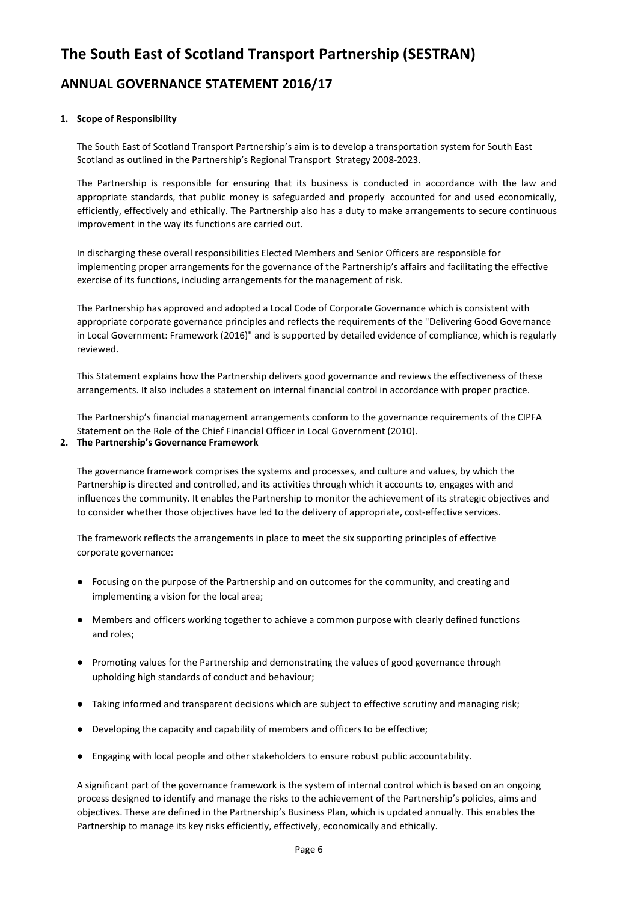# The South East of Scotland Transport Partnership (SESTRAN)

## ANNUAL GOVERNANCE STATEMENT 2016/17

**1. Scope of Responsibility**

The South East of Scotland Transport Partnership's aim is to develop a transportation system for South East Scotland as outlined in the Partnership's Regional Transport Strategy 2008-2023.

The Partnership is responsible for ensuring that its business is conducted in accordance with the law and appropriate standards, that public money is safeguarded and properly accounted for and used economically, efficiently, effectively and ethically. The Partnership also has a duty to make arrangements to secure continuous improvement in the way its functions are carried out.

In discharging these overall responsibilities Elected Members and Senior Officers are responsible for implementing proper arrangements for the governance of the Partnership's affairs and facilitating the effective exercise of its functions, including arrangements for the management of risk.

The Partnership has approved and adopted a Local Code of Corporate Governance which is consistent with appropriate corporate governance principles and reflects the requirements of the "Delivering Good Governance in Local Government: Framework (2016)" and is supported by detailed evidence of compliance, which is regularly reviewed.

This Statement explains how the Partnership delivers good governance and reviews the effectiveness of these arrangements. It also includes a statement on internal financial control in accordance with proper practice.

The Partnership's financial management arrangements conform to the governance requirements of the CIPFA Statement on the Role of the Chief Financial Officer in Local Government (2010).

**2. The Partnership's Governance Framework**

The governance framework comprises the systems and processes, and culture and values, by which the Partnership is directed and controlled, and its activities through which it accounts to, engages with and influences the community. It enables the Partnership to monitor the achievement of its strategic objectives and to consider whether those objectives have led to the delivery of appropriate, cost-effective services.

The framework reflects the arrangements in place to meet the six supporting principles of effective corporate governance:

- Focusing on the purpose of the Partnership and on outcomes for the community, and creating and implementing a vision for the local area;
- Members and officers working together to achieve a common purpose with clearly defined functions and roles;
- Promoting values for the Partnership and demonstrating the values of good governance through upholding high standards of conduct and behaviour;
- Taking informed and transparent decisions which are subject to effective scrutiny and managing risk;
- Developing the capacity and capability of members and officers to be effective;
- Engaging with local people and other stakeholders to ensure robust public accountability.

A significant part of the governance framework is the system of internal control which is based on an ongoing process designed to identify and manage the risks to the achievement of the Partnership's policies, aims and objectives. These are defined in the Partnership's Business Plan, which is updated annually. This enables the Partnership to manage its key risks efficiently, effectively, economically and ethically.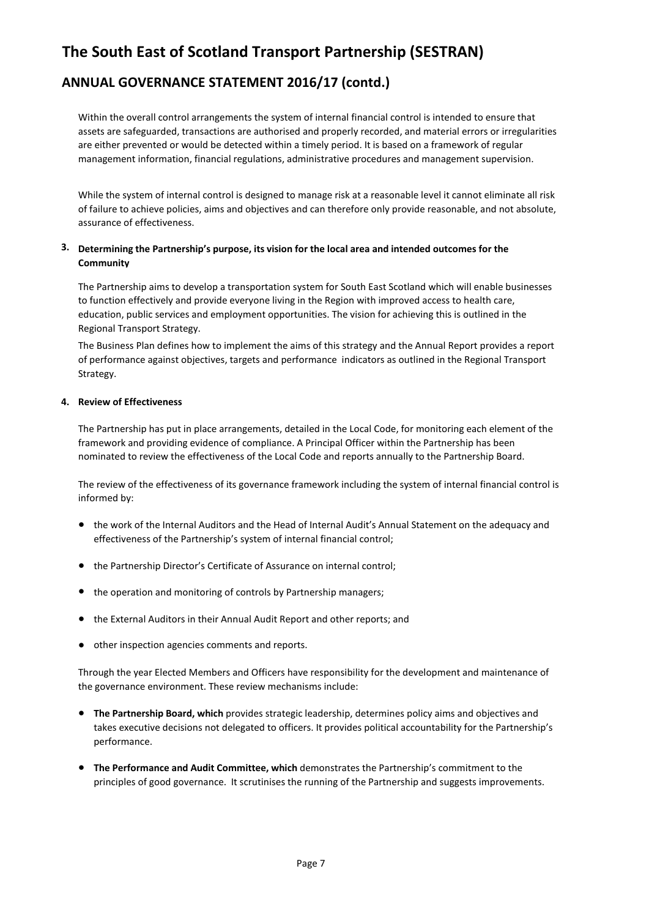# The South East of Scotland Transport Partnership (SESTRAN)

## ANNUAL GOVERNANCE STATEMENT 2016/17 (contd.)

Within the overall control arrangements the system of internal financial control is intended to ensure that assets are safeguarded, transactions are authorised and properly recorded, and material errors or irregularities are either prevented or would be detected within a timely period. It is based on a framework of regular management information, financial regulations, administrative procedures and management supervision.

While the system of internal control is designed to manage risk at a reasonable level it cannot eliminate all risk of failure to achieve policies, aims and objectives and can therefore only provide reasonable, and not absolute, assurance of effectiveness.

### 3. Determining the Partnership's purpose, its vision for the local area and intended outcomes for the Community

The Partnership aims to develop a transportation system for South East Scotland which will enable businesses to function effectively and provide everyone living in the Region with improved access to health care, education, public services and employment opportunities. The vision for achieving this is outlined in the Regional Transport Strategy.

The Business Plan defines how to implement the aims of this strategy and the Annual Report provides a report of performance against objectives, targets and performance indicators as outlined in the Regional Transport Strategy.

### 4. Review of Effectiveness

The Partnership has put in place arrangements, detailed in the Local Code, for monitoring each element of the framework and providing evidence of compliance. A Principal Officer within the Partnership has been nominated to review the effectiveness of the Local Code and reports annually to the Partnership Board.

The review of the effectiveness of its governance framework including the system of internal financial control is informed by:

- the work of the Internal Auditors and the Head of Internal Audit's Annual Statement on the adequacy and effectiveness of the Partnership's system of internal financial control;
- the Partnership Director's Certificate of Assurance on internal control;
- the operation and monitoring of controls by Partnership managers;
- the External Auditors in their Annual Audit Report and other reports; and
- other inspection agencies comments and reports.

Through the year Elected Members and Officers have responsibility for the development and maintenance of the governance environment. These review mechanisms include:

- **The Partnership Board, which** provides strategic leadership, determines policy aims and objectives and takes executive decisions not delegated to officers. It provides political accountability for the Partnership's performance.
- **The Performance and Audit Committee, which** demonstrates the Partnership's commitment to the principles of good governance. It scrutinises the running of the Partnership and suggests improvements.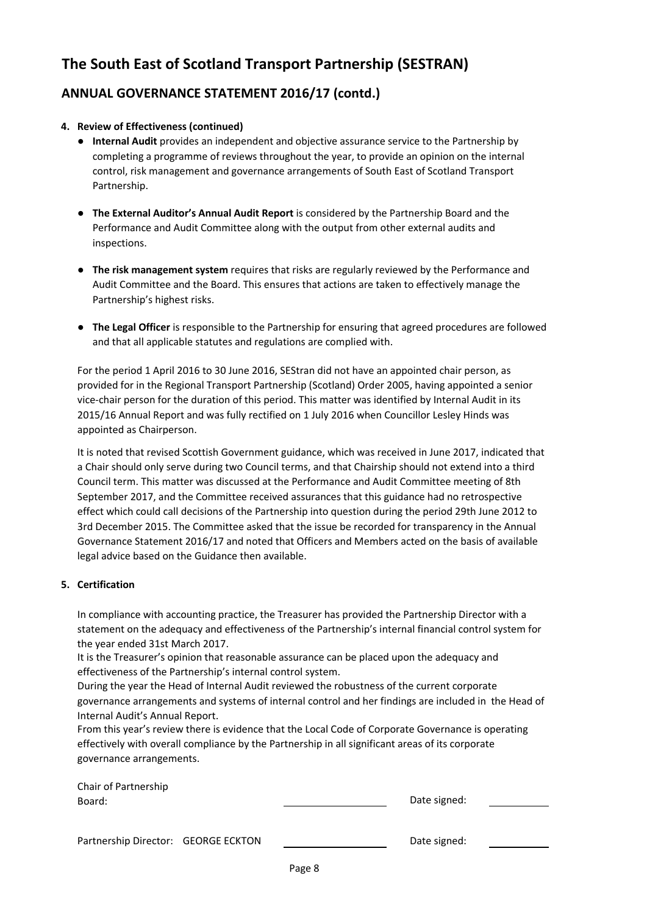# The South East of Scotland Transport Partnership (SESTRAN)

## ANNUAL GOVERNANCE STATEMENT 2016/17 (contd.)

**4. Review of Effectiveness (continued)**

- **Internal Audit** provides an independent and objective assurance service to the Partnership by completing a programme of reviews throughout the year, to provide an opinion on the internal control, risk management and governance arrangements of South East of Scotland Transport Partnership.

- **The External Auditor's Annual Audit Report** is considered by the Partnership Board and the Performance and Audit Committee along with the output from other external audits and inspections.

- **The risk management system** requires that risks are regularly reviewed by the Performance and Audit Committee and the Board. This ensures that actions are taken to effectively manage the Partnership's highest risks.

- **The Legal Officer** is responsible to the Partnership for ensuring that agreed procedures are followed and that all applicable statutes and regulations are complied with.

For the period 1 April 2016 to 30 June 2016, SEStran did not have an appointed chair person, as provided for in the Regional Transport Partnership (Scotland) Order 2005, having appointed a senior vice-chair person for the duration of this period. This matter was identified by Internal Audit in its 2015/16 Annual Report and was fully rectified on 1 July 2016 when Councillor Lesley Hinds was appointed as Chairperson.

It is noted that revised Scottish Government guidance, which was received in June 2017, indicated that a Chair should only serve during two Council terms, and that Chairship should not extend into a third Council term. This matter was discussed at the Performance and Audit Committee meeting of 8th September 2017, and the Committee received assurances that this guidance had no retrospective effect which could call decisions of the Partnership into question during the period 29th June 2012 to 3rd December 2015. The Committee asked that the issue be recorded for transparency in the Annual Governance Statement 2016/17 and noted that Officers and Members acted on the basis of available legal advice based on the Guidance then available.

**5. Certification**

In compliance with accounting practice, the Treasurer has provided the Partnership Director with a statement on the adequacy and effectiveness of the Partnership's internal financial control system for the year ended 31st March 2017.
It is the Treasurer's opinion that reasonable assurance can be placed upon the adequacy and effectiveness of the Partnership's internal control system.
During the year the Head of Internal Audit reviewed the robustness of the current corporate governance arrangements and systems of internal control and her findings are included in the Head of Internal Audit's Annual Report.
From this year's review there is evidence that the Local Code of Corporate Governance is operating effectively with overall compliance by the Partnership in all significant areas of its corporate governance arrangements.

Chair of Partnership Board: \_\_\_\_\_\_\_\_\_\_\_\_\_\_\_\_ Date signed: \_\_\_\_\_\_\_\_\_\_

Partnership Director: GEORGE ECKTON \_\_\_\_\_\_\_\_\_\_\_\_\_\_\_\_ Date signed: \_\_\_\_\_\_\_\_\_\_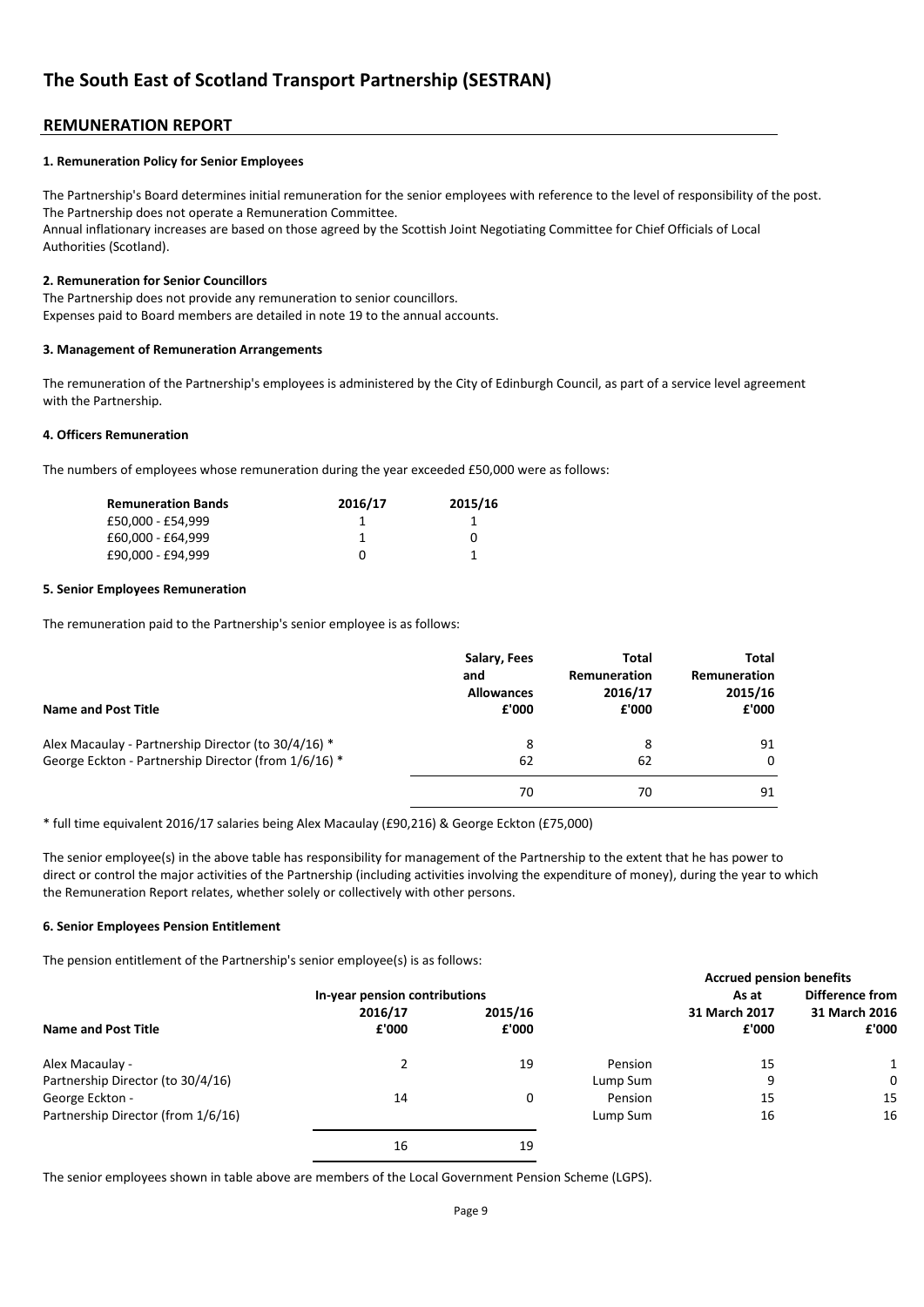# The South East of Scotland Transport Partnership (SESTRAN)

## REMUNERATION REPORT

### 1. Remuneration Policy for Senior Employees

The Partnership's Board determines initial remuneration for the senior employees with reference to the level of responsibility of the post.
The Partnership does not operate a Remuneration Committee.
Annual inflationary increases are based on those agreed by the Scottish Joint Negotiating Committee for Chief Officials of Local Authorities (Scotland).

### 2. Remuneration for Senior Councillors

The Partnership does not provide any remuneration to senior councillors.
Expenses paid to Board members are detailed in note 19 to the annual accounts.

### 3. Management of Remuneration Arrangements

The remuneration of the Partnership's employees is administered by the City of Edinburgh Council, as part of a service level agreement with the Partnership.

### 4. Officers Remuneration

The numbers of employees whose remuneration during the year exceeded £50,000 were as follows:

| Remuneration Bands | 2016/17 | 2015/16 |
|---|---|---|
| £50,000 - £54,999 | 1 | 1 |
| £60,000 - £64,999 | 1 | 0 |
| £90,000 - £94,999 | 0 | 1 |

### 5. Senior Employees Remuneration

The remuneration paid to the Partnership's senior employee is as follows:

| Name and Post Title | Salary, Fees and Allowances £'000 | Total Remuneration 2016/17 £'000 | Total Remuneration 2015/16 £'000 |
|---|---|---|---|
| Alex Macaulay - Partnership Director (to 30/4/16) * | 8 | 8 | 91 |
| George Eckton - Partnership Director (from 1/6/16) * | 62 | 62 | 0 |
| | 70 | 70 | 91 |

* full time equivalent 2016/17 salaries being Alex Macaulay (£90,216) & George Eckton (£75,000)

The senior employee(s) in the above table has responsibility for management of the Partnership to the extent that he has power to direct or control the major activities of the Partnership (including activities involving the expenditure of money), during the year to which the Remuneration Report relates, whether solely or collectively with other persons.

### 6. Senior Employees Pension Entitlement

The pension entitlement of the Partnership's senior employee(s) is as follows:

| Name and Post Title | In-year pension contributions 2016/17 £'000 | In-year pension contributions 2015/16 £'000 | | Accrued pension benefits As at 31 March 2017 £'000 | Accrued pension benefits Difference from 31 March 2016 £'000 |
|---|---|---|---|---|---|
| Alex Macaulay - | 2 | 19 | Pension | 15 | 1 |
| Partnership Director (to 30/4/16) | | | Lump Sum | 9 | 0 |
| George Eckton - | 14 | 0 | Pension | 15 | 15 |
| Partnership Director (from 1/6/16) | | | Lump Sum | 16 | 16 |
| | 16 | 19 | | | |

The senior employees shown in table above are members of the Local Government Pension Scheme (LGPS).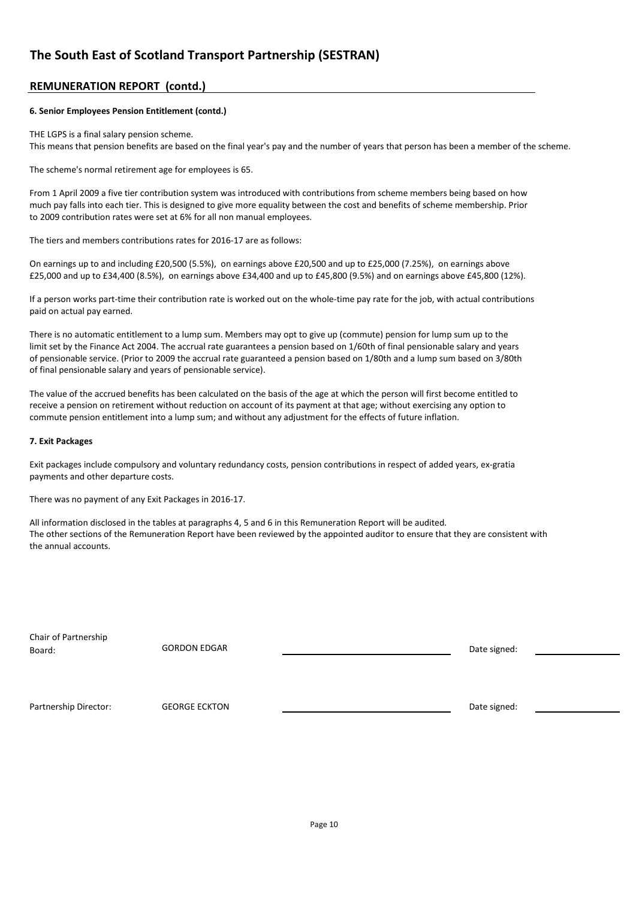# The South East of Scotland Transport Partnership (SESTRAN)

## REMUNERATION REPORT (contd.)

**6. Senior Employees Pension Entitlement (contd.)**

THE LGPS is a final salary pension scheme.
This means that pension benefits are based on the final year's pay and the number of years that person has been a member of the scheme.

The scheme's normal retirement age for employees is 65.

From 1 April 2009 a five tier contribution system was introduced with contributions from scheme members being based on how much pay falls into each tier. This is designed to give more equality between the cost and benefits of scheme membership. Prior to 2009 contribution rates were set at 6% for all non manual employees.

The tiers and members contributions rates for 2016-17 are as follows:

On earnings up to and including £20,500 (5.5%), on earnings above £20,500 and up to £25,000 (7.25%), on earnings above £25,000 and up to £34,400 (8.5%), on earnings above £34,400 and up to £45,800 (9.5%) and on earnings above £45,800 (12%).

If a person works part-time their contribution rate is worked out on the whole-time pay rate for the job, with actual contributions paid on actual pay earned.

There is no automatic entitlement to a lump sum. Members may opt to give up (commute) pension for lump sum up to the limit set by the Finance Act 2004. The accrual rate guarantees a pension based on 1/60th of final pensionable salary and years of pensionable service. (Prior to 2009 the accrual rate guaranteed a pension based on 1/80th and a lump sum based on 3/80th of final pensionable salary and years of pensionable service).

The value of the accrued benefits has been calculated on the basis of the age at which the person will first become entitled to receive a pension on retirement without reduction on account of its payment at that age; without exercising any option to commute pension entitlement into a lump sum; and without any adjustment for the effects of future inflation.

**7. Exit Packages**

Exit packages include compulsory and voluntary redundancy costs, pension contributions in respect of added years, ex-gratia payments and other departure costs.

There was no payment of any Exit Packages in 2016-17.

All information disclosed in the tables at paragraphs 4, 5 and 6 in this Remuneration Report will be audited.
The other sections of the Remuneration Report have been reviewed by the appointed auditor to ensure that they are consistent with the annual accounts.

| | | | |
|---|---|---|---|
| Chair of Partnership Board: | GORDON EDGAR | ______________________ | Date signed: ____________ |
| Partnership Director: | GEORGE ECKTON | ______________________ | Date signed: ____________ |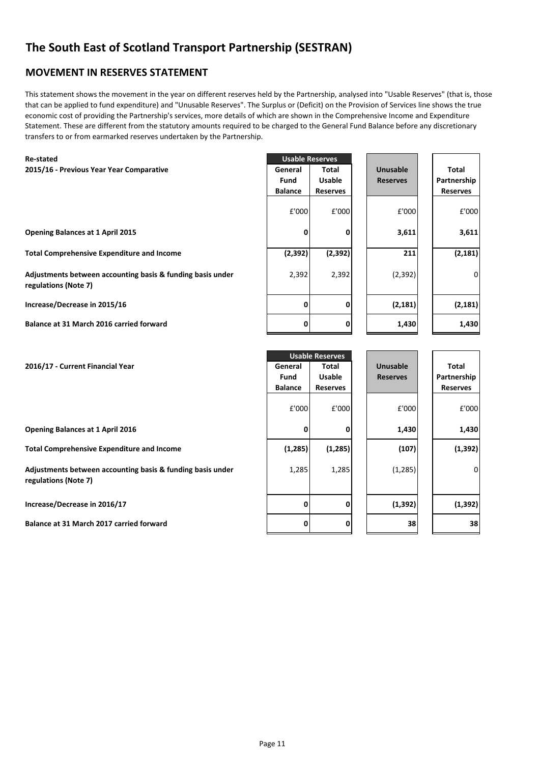# The South East of Scotland Transport Partnership (SESTRAN)

## MOVEMENT IN RESERVES STATEMENT

This statement shows the movement in the year on different reserves held by the Partnership, analysed into "Usable Reserves" (that is, those that can be applied to fund expenditure) and "Unusable Reserves". The Surplus or (Deficit) on the Provision of Services line shows the true economic cost of providing the Partnership's services, more details of which are shown in the Comprehensive Income and Expenditure Statement. These are different from the statutory amounts required to be charged to the General Fund Balance before any discretionary transfers to or from earmarked reserves undertaken by the Partnership.

| **Re-stated**<br>**2015/16 - Previous Year Year Comparative** | **Usable Reserves** | | **Unusable Reserves** | **Total Partnership Reserves** |
|---|---|---|---|---|
| | **General Fund Balance** | **Total Usable Reserves** | | |
| | £'000 | £'000 | £'000 | £'000 |
| **Opening Balances at 1 April 2015** | **0** | **0** | **3,611** | **3,611** |
| **Total Comprehensive Expenditure and Income** | **(2,392)** | **(2,392)** | **211** | **(2,181)** |
| **Adjustments between accounting basis & funding basis under regulations (Note 7)** | 2,392 | 2,392 | (2,392) | 0 |
| **Increase/Decrease in 2015/16** | **0** | **0** | **(2,181)** | **(2,181)** |
| **Balance at 31 March 2016 carried forward** | **0** | **0** | **1,430** | **1,430** |

| **2016/17 - Current Financial Year** | **Usable Reserves** | | **Unusable Reserves** | **Total Partnership Reserves** |
|---|---|---|---|---|
| | **General Fund Balance** | **Total Usable Reserves** | | |
| | £'000 | £'000 | £'000 | £'000 |
| **Opening Balances at 1 April 2016** | **0** | **0** | **1,430** | **1,430** |
| **Total Comprehensive Expenditure and Income** | **(1,285)** | **(1,285)** | **(107)** | **(1,392)** |
| **Adjustments between accounting basis & funding basis under regulations (Note 7)** | 1,285 | 1,285 | (1,285) | 0 |
| **Increase/Decrease in 2016/17** | **0** | **0** | **(1,392)** | **(1,392)** |
| **Balance at 31 March 2017 carried forward** | **0** | **0** | **38** | **38** |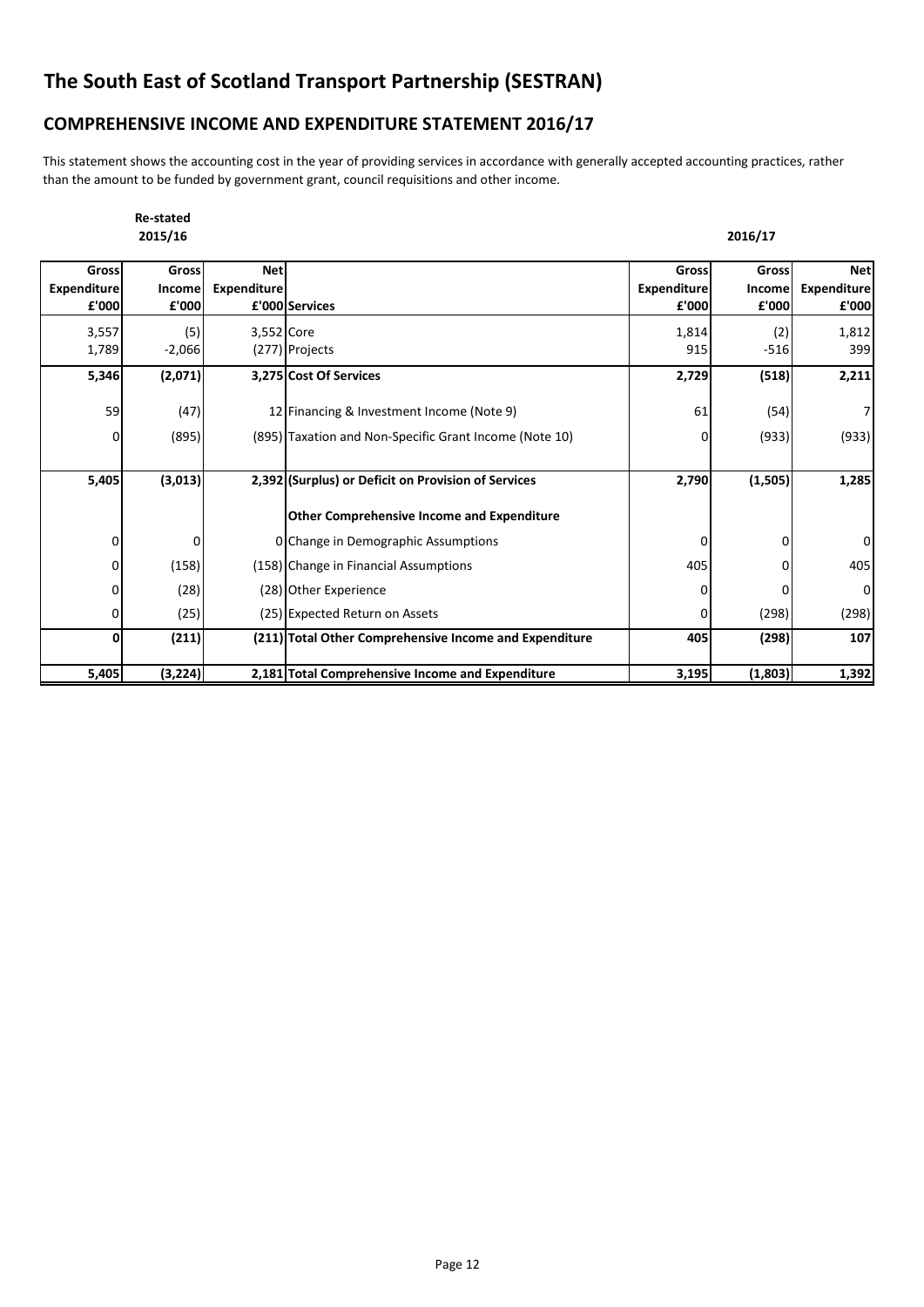# The South East of Scotland Transport Partnership (SESTRAN)

## COMPREHENSIVE INCOME AND EXPENDITURE STATEMENT 2016/17

This statement shows the accounting cost in the year of providing services in accordance with generally accepted accounting practices, rather than the amount to be funded by government grant, council requisitions and other income.

| Re-stated 2015/16 | | | | 2016/17 | | |
|---|---|---|---|---|---|---|
| Gross Expenditure £'000 | Gross Income £'000 | Net Expenditure £'000 | Services | Gross Expenditure £'000 | Gross Income £'000 | Net Expenditure £'000 |
| 3,557 | (5) | 3,552 | Core | 1,814 | (2) | 1,812 |
| 1,789 | -2,066 | (277) | Projects | 915 | -516 | 399 |
| **5,346** | **(2,071)** | **3,275** | **Cost Of Services** | **2,729** | **(518)** | **2,211** |
| 59 | (47) | 12 | Financing & Investment Income (Note 9) | 61 | (54) | 7 |
| 0 | (895) | (895) | Taxation and Non-Specific Grant Income (Note 10) | 0 | (933) | (933) |
| **5,405** | **(3,013)** | **2,392** | **(Surplus) or Deficit on Provision of Services** | **2,790** | **(1,505)** | **1,285** |
| | | | **Other Comprehensive Income and Expenditure** | | | |
| 0 | 0 | 0 | Change in Demographic Assumptions | 0 | 0 | 0 |
| 0 | (158) | (158) | Change in Financial Assumptions | 405 | 0 | 405 |
| 0 | (28) | (28) | Other Experience | 0 | 0 | 0 |
| 0 | (25) | (25) | Expected Return on Assets | 0 | (298) | (298) |
| **0** | **(211)** | **(211)** | **Total Other Comprehensive Income and Expenditure** | **405** | **(298)** | **107** |
| **5,405** | **(3,224)** | **2,181** | **Total Comprehensive Income and Expenditure** | **3,195** | **(1,803)** | **1,392** |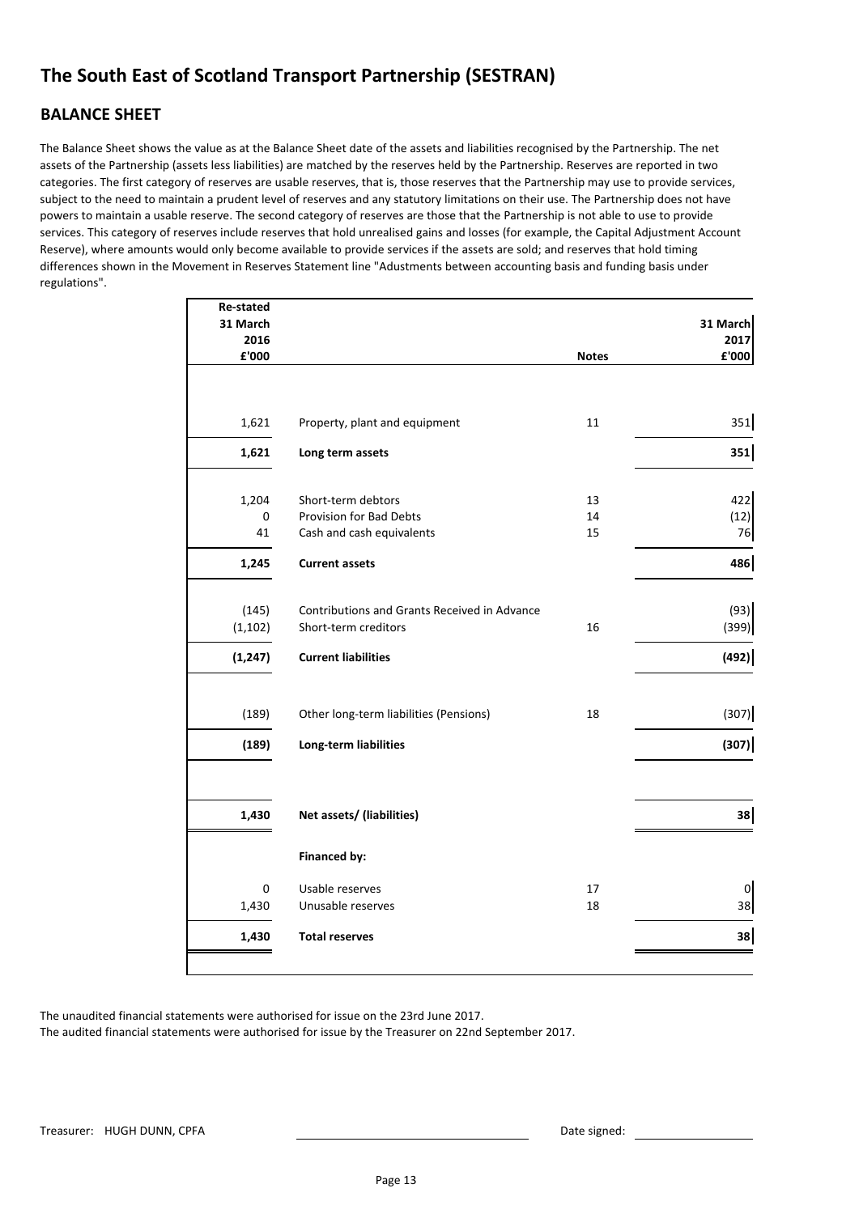# The South East of Scotland Transport Partnership (SESTRAN)

## BALANCE SHEET

The Balance Sheet shows the value as at the Balance Sheet date of the assets and liabilities recognised by the Partnership. The net assets of the Partnership (assets less liabilities) are matched by the reserves held by the Partnership. Reserves are reported in two categories. The first category of reserves are usable reserves, that is, those reserves that the Partnership may use to provide services, subject to the need to maintain a prudent level of reserves and any statutory limitations on their use. The Partnership does not have powers to maintain a usable reserve. The second category of reserves are those that the Partnership is not able to use to provide services. This category of reserves include reserves that hold unrealised gains and losses (for example, the Capital Adjustment Account Reserve), where amounts would only become available to provide services if the assets are sold; and reserves that hold timing differences shown in the Movement in Reserves Statement line "Adustments between accounting basis and funding basis under regulations".

| Re-stated 31 March 2016 £'000 | | Notes | 31 March 2017 £'000 |
|---|---|---|---|
| 1,621 | Property, plant and equipment | 11 | 351 |
| **1,621** | **Long term assets** | | **351** |
| 1,204 | Short-term debtors | 13 | 422 |
| 0 | Provision for Bad Debts | 14 | (12) |
| 41 | Cash and cash equivalents | 15 | 76 |
| **1,245** | **Current assets** | | **486** |
| (145) | Contributions and Grants Received in Advance | | (93) |
| (1,102) | Short-term creditors | 16 | (399) |
| **(1,247)** | **Current liabilities** | | **(492)** |
| (189) | Other long-term liabilities (Pensions) | 18 | (307) |
| **(189)** | **Long-term liabilities** | | **(307)** |
| **1,430** | **Net assets/ (liabilities)** | | **38** |
| | **Financed by:** | | |
| 0 | Usable reserves | 17 | 0 |
| 1,430 | Unusable reserves | 18 | 38 |
| **1,430** | **Total reserves** | | **38** |

The unaudited financial statements were authorised for issue on the 23rd June 2017.
The audited financial statements were authorised for issue by the Treasurer on 22nd September 2017.

Treasurer: HUGH DUNN, CPFA ______________________ Date signed: ______________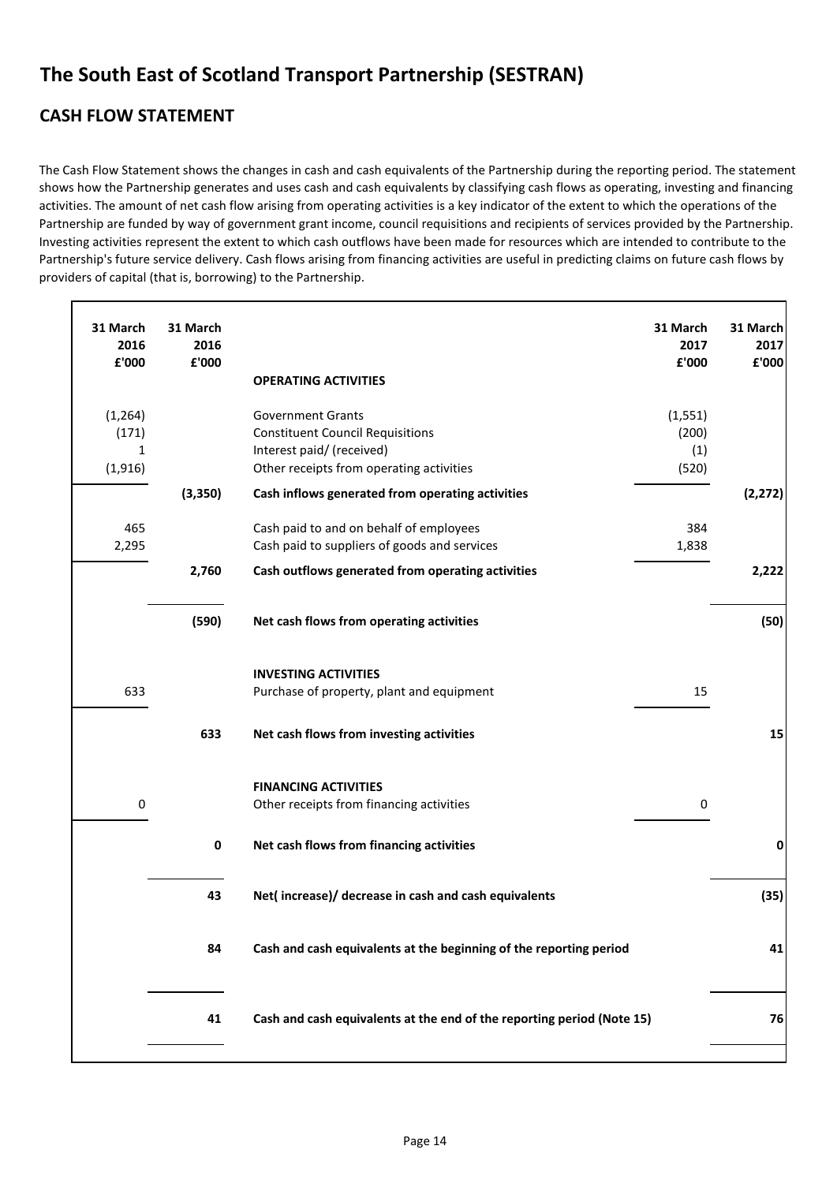# The South East of Scotland Transport Partnership (SESTRAN)

## CASH FLOW STATEMENT

The Cash Flow Statement shows the changes in cash and cash equivalents of the Partnership during the reporting period. The statement shows how the Partnership generates and uses cash and cash equivalents by classifying cash flows as operating, investing and financing activities. The amount of net cash flow arising from operating activities is a key indicator of the extent to which the operations of the Partnership are funded by way of government grant income, council requisitions and recipients of services provided by the Partnership. Investing activities represent the extent to which cash outflows have been made for resources which are intended to contribute to the Partnership's future service delivery. Cash flows arising from financing activities are useful in predicting claims on future cash flows by providers of capital (that is, borrowing) to the Partnership.

| 31 March 2016 £'000 | 31 March 2016 £'000 | | 31 March 2017 £'000 | 31 March 2017 £'000 |
|---|---|---|---|---|
| | | **OPERATING ACTIVITIES** | | |
| (1,264) | | Government Grants | (1,551) | |
| (171) | | Constituent Council Requisitions | (200) | |
| 1 | | Interest paid/ (received) | (1) | |
| (1,916) | | Other receipts from operating activities | (520) | |
| | **(3,350)** | **Cash inflows generated from operating activities** | | **(2,272)** |
| 465 | | Cash paid to and on behalf of employees | 384 | |
| 2,295 | | Cash paid to suppliers of goods and services | 1,838 | |
| | **2,760** | **Cash outflows generated from operating activities** | | **2,222** |
| | **(590)** | **Net cash flows from operating activities** | | **(50)** |
| | | **INVESTING ACTIVITIES** | | |
| 633 | | Purchase of property, plant and equipment | 15 | |
| | **633** | **Net cash flows from investing activities** | | **15** |
| | | **FINANCING ACTIVITIES** | | |
| 0 | | Other receipts from financing activities | 0 | |
| | **0** | **Net cash flows from financing activities** | | **0** |
| | **43** | **Net( increase)/ decrease in cash and cash equivalents** | | **(35)** |
| | **84** | **Cash and cash equivalents at the beginning of the reporting period** | | **41** |
| | **41** | **Cash and cash equivalents at the end of the reporting period (Note 15)** | | **76** |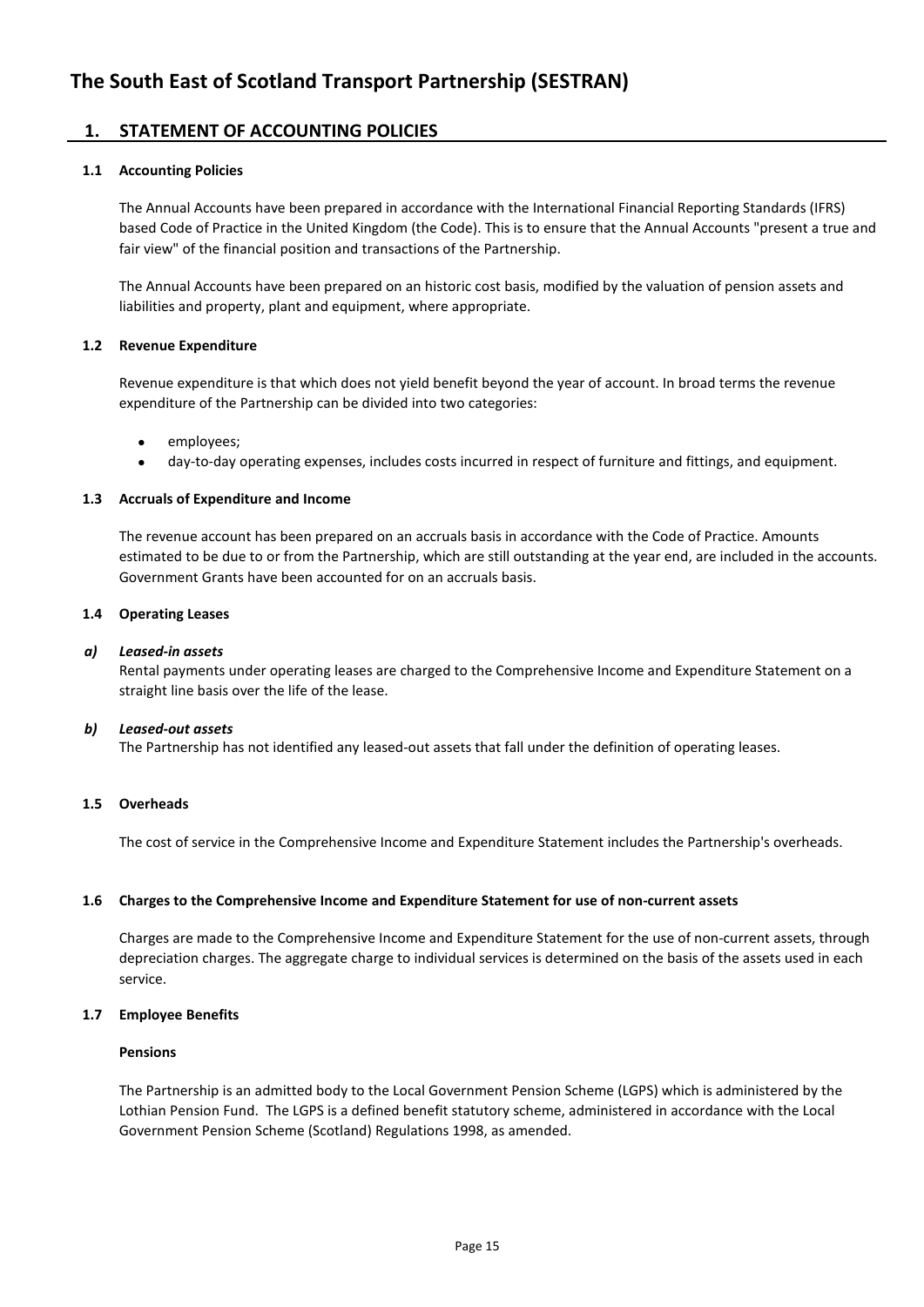# The South East of Scotland Transport Partnership (SESTRAN)

## 1. STATEMENT OF ACCOUNTING POLICIES

### 1.1 Accounting Policies

The Annual Accounts have been prepared in accordance with the International Financial Reporting Standards (IFRS) based Code of Practice in the United Kingdom (the Code). This is to ensure that the Annual Accounts "present a true and fair view" of the financial position and transactions of the Partnership.

The Annual Accounts have been prepared on an historic cost basis, modified by the valuation of pension assets and liabilities and property, plant and equipment, where appropriate.

### 1.2 Revenue Expenditure

Revenue expenditure is that which does not yield benefit beyond the year of account. In broad terms the revenue expenditure of the Partnership can be divided into two categories:

- employees;
- day-to-day operating expenses, includes costs incurred in respect of furniture and fittings, and equipment.

### 1.3 Accruals of Expenditure and Income

The revenue account has been prepared on an accruals basis in accordance with the Code of Practice. Amounts estimated to be due to or from the Partnership, which are still outstanding at the year end, are included in the accounts. Government Grants have been accounted for on an accruals basis.

### 1.4 Operating Leases

***a) Leased-in assets***

Rental payments under operating leases are charged to the Comprehensive Income and Expenditure Statement on a straight line basis over the life of the lease.

***b) Leased-out assets***

The Partnership has not identified any leased-out assets that fall under the definition of operating leases.

### 1.5 Overheads

The cost of service in the Comprehensive Income and Expenditure Statement includes the Partnership's overheads.

### 1.6 Charges to the Comprehensive Income and Expenditure Statement for use of non-current assets

Charges are made to the Comprehensive Income and Expenditure Statement for the use of non-current assets, through depreciation charges. The aggregate charge to individual services is determined on the basis of the assets used in each service.

### 1.7 Employee Benefits

**Pensions**

The Partnership is an admitted body to the Local Government Pension Scheme (LGPS) which is administered by the Lothian Pension Fund. The LGPS is a defined benefit statutory scheme, administered in accordance with the Local Government Pension Scheme (Scotland) Regulations 1998, as amended.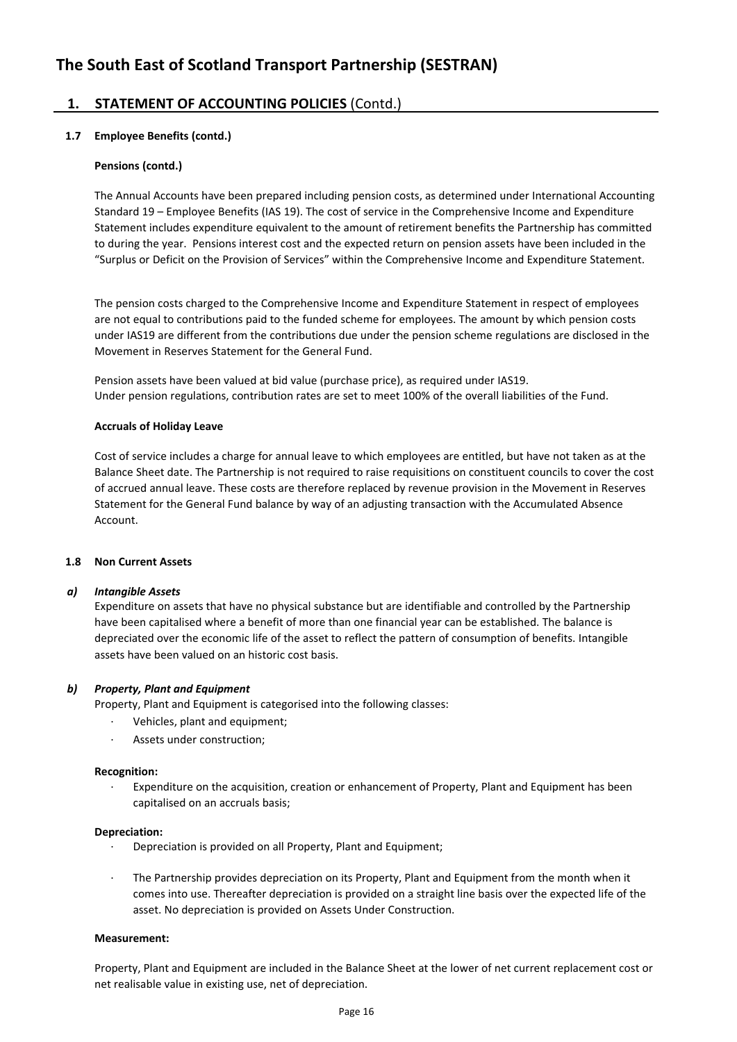# The South East of Scotland Transport Partnership (SESTRAN)

## 1. STATEMENT OF ACCOUNTING POLICIES (Contd.)

### 1.7 Employee Benefits (contd.)

**Pensions (contd.)**

The Annual Accounts have been prepared including pension costs, as determined under International Accounting Standard 19 – Employee Benefits (IAS 19). The cost of service in the Comprehensive Income and Expenditure Statement includes expenditure equivalent to the amount of retirement benefits the Partnership has committed to during the year. Pensions interest cost and the expected return on pension assets have been included in the "Surplus or Deficit on the Provision of Services" within the Comprehensive Income and Expenditure Statement.

The pension costs charged to the Comprehensive Income and Expenditure Statement in respect of employees are not equal to contributions paid to the funded scheme for employees. The amount by which pension costs under IAS19 are different from the contributions due under the pension scheme regulations are disclosed in the Movement in Reserves Statement for the General Fund.

Pension assets have been valued at bid value (purchase price), as required under IAS19.
Under pension regulations, contribution rates are set to meet 100% of the overall liabilities of the Fund.

**Accruals of Holiday Leave**

Cost of service includes a charge for annual leave to which employees are entitled, but have not taken as at the Balance Sheet date. The Partnership is not required to raise requisitions on constituent councils to cover the cost of accrued annual leave. These costs are therefore replaced by revenue provision in the Movement in Reserves Statement for the General Fund balance by way of an adjusting transaction with the Accumulated Absence Account.

### 1.8 Non Current Assets

***a) Intangible Assets***

Expenditure on assets that have no physical substance but are identifiable and controlled by the Partnership have been capitalised where a benefit of more than one financial year can be established. The balance is depreciated over the economic life of the asset to reflect the pattern of consumption of benefits. Intangible assets have been valued on an historic cost basis.

***b) Property, Plant and Equipment***

Property, Plant and Equipment is categorised into the following classes:

- Vehicles, plant and equipment;
- Assets under construction;

**Recognition:**

- Expenditure on the acquisition, creation or enhancement of Property, Plant and Equipment has been capitalised on an accruals basis;

**Depreciation:**

- Depreciation is provided on all Property, Plant and Equipment;
- The Partnership provides depreciation on its Property, Plant and Equipment from the month when it comes into use. Thereafter depreciation is provided on a straight line basis over the expected life of the asset. No depreciation is provided on Assets Under Construction.

**Measurement:**

Property, Plant and Equipment are included in the Balance Sheet at the lower of net current replacement cost or net realisable value in existing use, net of depreciation.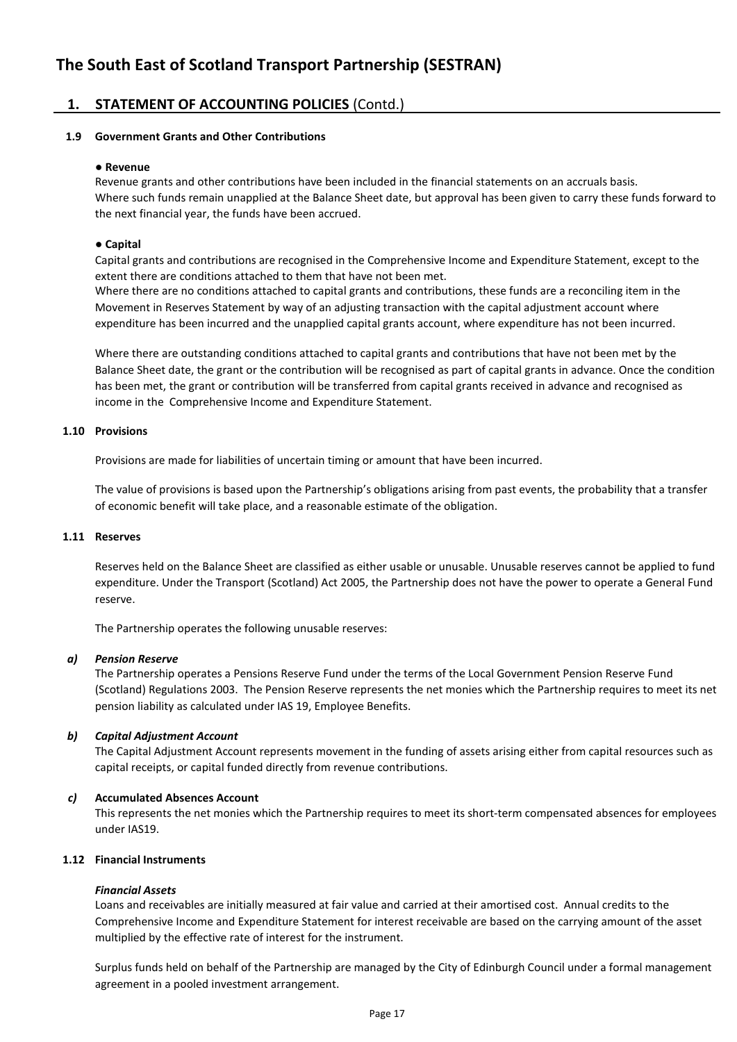# The South East of Scotland Transport Partnership (SESTRAN)

## 1. STATEMENT OF ACCOUNTING POLICIES (Contd.)

### 1.9 Government Grants and Other Contributions

**● Revenue**

Revenue grants and other contributions have been included in the financial statements on an accruals basis.
Where such funds remain unapplied at the Balance Sheet date, but approval has been given to carry these funds forward to the next financial year, the funds have been accrued.

**● Capital**

Capital grants and contributions are recognised in the Comprehensive Income and Expenditure Statement, except to the extent there are conditions attached to them that have not been met.
Where there are no conditions attached to capital grants and contributions, these funds are a reconciling item in the Movement in Reserves Statement by way of an adjusting transaction with the capital adjustment account where expenditure has been incurred and the unapplied capital grants account, where expenditure has not been incurred.

Where there are outstanding conditions attached to capital grants and contributions that have not been met by the Balance Sheet date, the grant or the contribution will be recognised as part of capital grants in advance. Once the condition has been met, the grant or contribution will be transferred from capital grants received in advance and recognised as income in the Comprehensive Income and Expenditure Statement.

### 1.10 Provisions

Provisions are made for liabilities of uncertain timing or amount that have been incurred.

The value of provisions is based upon the Partnership's obligations arising from past events, the probability that a transfer of economic benefit will take place, and a reasonable estimate of the obligation.

### 1.11 Reserves

Reserves held on the Balance Sheet are classified as either usable or unusable. Unusable reserves cannot be applied to fund expenditure. Under the Transport (Scotland) Act 2005, the Partnership does not have the power to operate a General Fund reserve.

The Partnership operates the following unusable reserves:

***a) Pension Reserve***

The Partnership operates a Pensions Reserve Fund under the terms of the Local Government Pension Reserve Fund (Scotland) Regulations 2003. The Pension Reserve represents the net monies which the Partnership requires to meet its net pension liability as calculated under IAS 19, Employee Benefits.

***b) Capital Adjustment Account***

The Capital Adjustment Account represents movement in the funding of assets arising either from capital resources such as capital receipts, or capital funded directly from revenue contributions.

***c)* Accumulated Absences Account**

This represents the net monies which the Partnership requires to meet its short-term compensated absences for employees under IAS19.

### 1.12 Financial Instruments

***Financial Assets***

Loans and receivables are initially measured at fair value and carried at their amortised cost. Annual credits to the Comprehensive Income and Expenditure Statement for interest receivable are based on the carrying amount of the asset multiplied by the effective rate of interest for the instrument.

Surplus funds held on behalf of the Partnership are managed by the City of Edinburgh Council under a formal management agreement in a pooled investment arrangement.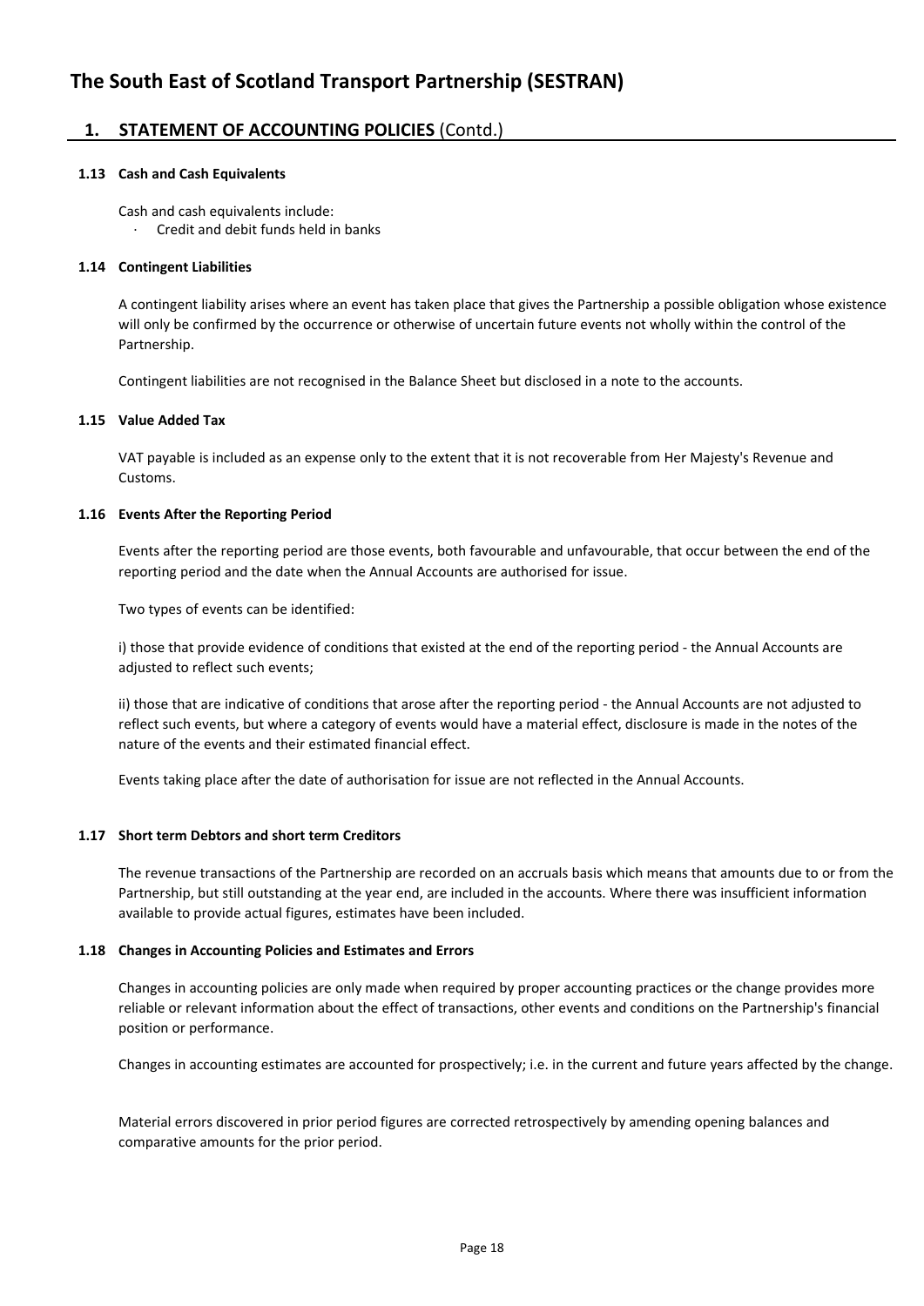# The South East of Scotland Transport Partnership (SESTRAN)

## 1. STATEMENT OF ACCOUNTING POLICIES (Contd.)

### 1.13 Cash and Cash Equivalents

Cash and cash equivalents include:

- Credit and debit funds held in banks

### 1.14 Contingent Liabilities

A contingent liability arises where an event has taken place that gives the Partnership a possible obligation whose existence will only be confirmed by the occurrence or otherwise of uncertain future events not wholly within the control of the Partnership.

Contingent liabilities are not recognised in the Balance Sheet but disclosed in a note to the accounts.

### 1.15 Value Added Tax

VAT payable is included as an expense only to the extent that it is not recoverable from Her Majesty's Revenue and Customs.

### 1.16 Events After the Reporting Period

Events after the reporting period are those events, both favourable and unfavourable, that occur between the end of the reporting period and the date when the Annual Accounts are authorised for issue.

Two types of events can be identified:

i) those that provide evidence of conditions that existed at the end of the reporting period - the Annual Accounts are adjusted to reflect such events;

ii) those that are indicative of conditions that arose after the reporting period - the Annual Accounts are not adjusted to reflect such events, but where a category of events would have a material effect, disclosure is made in the notes of the nature of the events and their estimated financial effect.

Events taking place after the date of authorisation for issue are not reflected in the Annual Accounts.

### 1.17 Short term Debtors and short term Creditors

The revenue transactions of the Partnership are recorded on an accruals basis which means that amounts due to or from the Partnership, but still outstanding at the year end, are included in the accounts. Where there was insufficient information available to provide actual figures, estimates have been included.

### 1.18 Changes in Accounting Policies and Estimates and Errors

Changes in accounting policies are only made when required by proper accounting practices or the change provides more reliable or relevant information about the effect of transactions, other events and conditions on the Partnership's financial position or performance.

Changes in accounting estimates are accounted for prospectively; i.e. in the current and future years affected by the change.

Material errors discovered in prior period figures are corrected retrospectively by amending opening balances and comparative amounts for the prior period.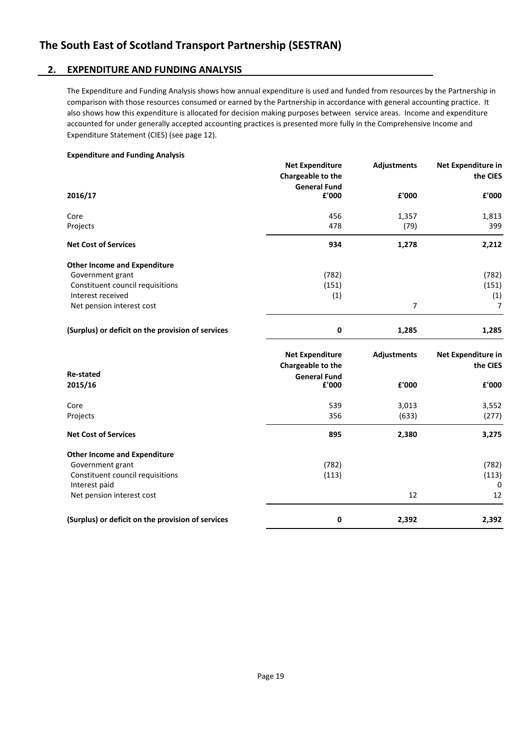# The South East of Scotland Transport Partnership (SESTRAN)

## 2. EXPENDITURE AND FUNDING ANALYSIS

The Expenditure and Funding Analysis shows how annual expenditure is used and funded from resources by the Partnership in comparison with those resources consumed or earned by the Partnership in accordance with general accounting practice. It also shows how this expenditure is allocated for decision making purposes between service areas. Income and expenditure accounted for under generally accepted accounting practices is presented more fully in the Comprehensive Income and Expenditure Statement (CIES) (see page 12).

**Expenditure and Funding Analysis**

| 2016/17 | Net Expenditure Chargeable to the General Fund £'000 | Adjustments £'000 | Net Expenditure in the CIES £'000 |
|---|---|---|---|
| Core | 456 | 1,357 | 1,813 |
| Projects | 478 | (79) | 399 |
| **Net Cost of Services** | **934** | **1,278** | **2,212** |
| **Other Income and Expenditure** | | | |
| Government grant | (782) | | (782) |
| Constituent council requisitions | (151) | | (151) |
| Interest received | (1) | | (1) |
| Net pension interest cost | | 7 | 7 |
| **(Surplus) or deficit on the provision of services** | **0** | **1,285** | **1,285** |

| Re-stated 2015/16 | Net Expenditure Chargeable to the General Fund £'000 | Adjustments £'000 | Net Expenditure in the CIES £'000 |
|---|---|---|---|
| Core | 539 | 3,013 | 3,552 |
| Projects | 356 | (633) | (277) |
| **Net Cost of Services** | **895** | **2,380** | **3,275** |
| **Other Income and Expenditure** | | | |
| Government grant | (782) | | (782) |
| Constituent council requisitions | (113) | | (113) |
| Interest paid | | | 0 |
| Net pension interest cost | | 12 | 12 |
| **(Surplus) or deficit on the provision of services** | **0** | **2,392** | **2,392** |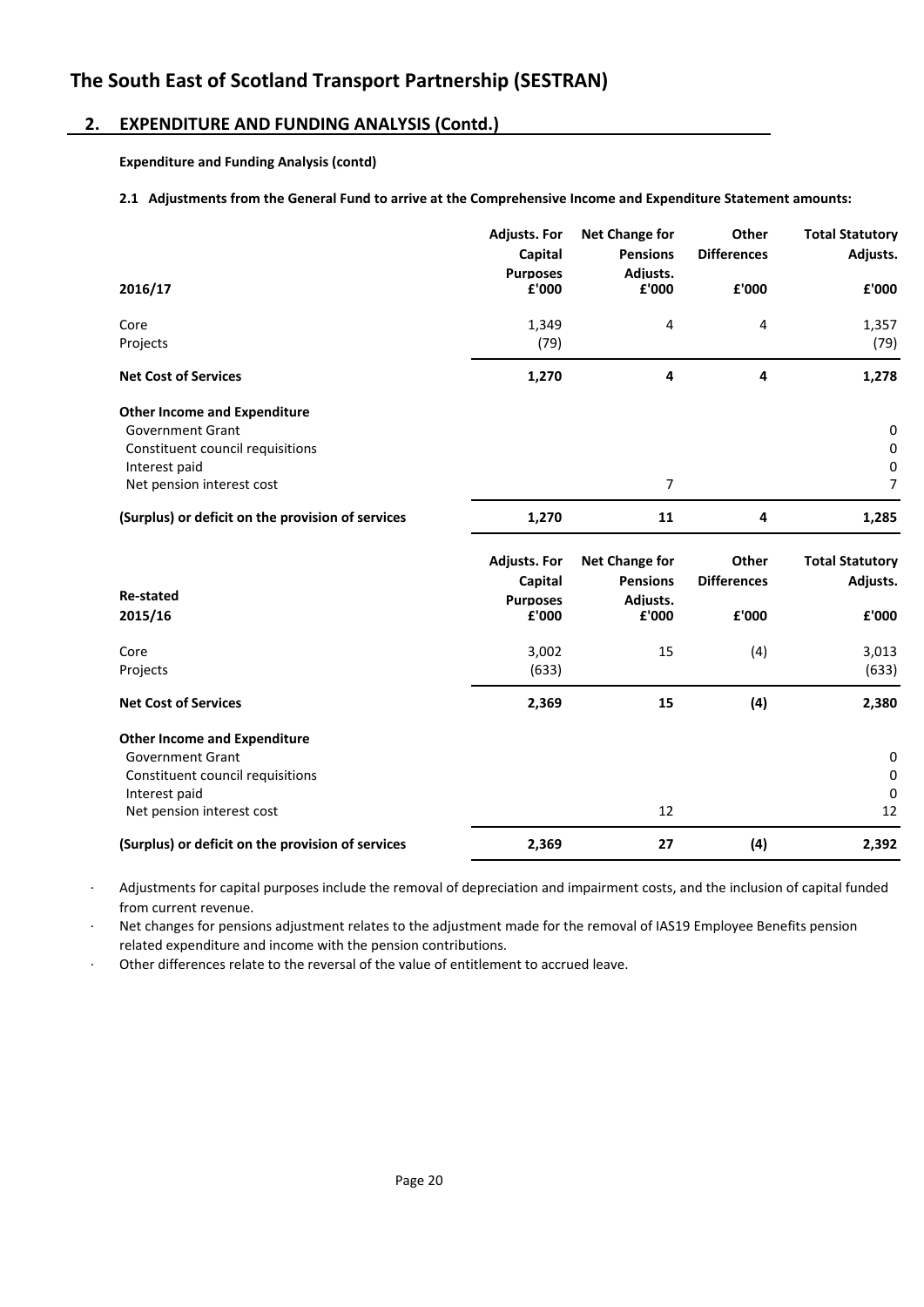# The South East of Scotland Transport Partnership (SESTRAN)

## 2. EXPENDITURE AND FUNDING ANALYSIS (Contd.)

**Expenditure and Funding Analysis (contd)**

**2.1 Adjustments from the General Fund to arrive at the Comprehensive Income and Expenditure Statement amounts:**

| 2016/17 | Adjusts. For Capital Purposes £'000 | Net Change for Pensions Adjusts. £'000 | Other Differences £'000 | Total Statutory Adjusts. £'000 |
|---|---|---|---|---|
| Core | 1,349 | 4 | 4 | 1,357 |
| Projects | (79) | | | (79) |
| **Net Cost of Services** | **1,270** | **4** | **4** | **1,278** |
| **Other Income and Expenditure** | | | | |
| Government Grant | | | | 0 |
| Constituent council requisitions | | | | 0 |
| Interest paid | | | | 0 |
| Net pension interest cost | | 7 | | 7 |
| **(Surplus) or deficit on the provision of services** | **1,270** | **11** | **4** | **1,285** |

| Re-stated 2015/16 | Adjusts. For Capital Purposes £'000 | Net Change for Pensions Adjusts. £'000 | Other Differences £'000 | Total Statutory Adjusts. £'000 |
|---|---|---|---|---|
| Core | 3,002 | 15 | (4) | 3,013 |
| Projects | (633) | | | (633) |
| **Net Cost of Services** | **2,369** | **15** | **(4)** | **2,380** |
| **Other Income and Expenditure** | | | | |
| Government Grant | | | | 0 |
| Constituent council requisitions | | | | 0 |
| Interest paid | | | | 0 |
| Net pension interest cost | | 12 | | 12 |
| **(Surplus) or deficit on the provision of services** | **2,369** | **27** | **(4)** | **2,392** |

- Adjustments for capital purposes include the removal of depreciation and impairment costs, and the inclusion of capital funded from current revenue.
- Net changes for pensions adjustment relates to the adjustment made for the removal of IAS19 Employee Benefits pension related expenditure and income with the pension contributions.
- Other differences relate to the reversal of the value of entitlement to accrued leave.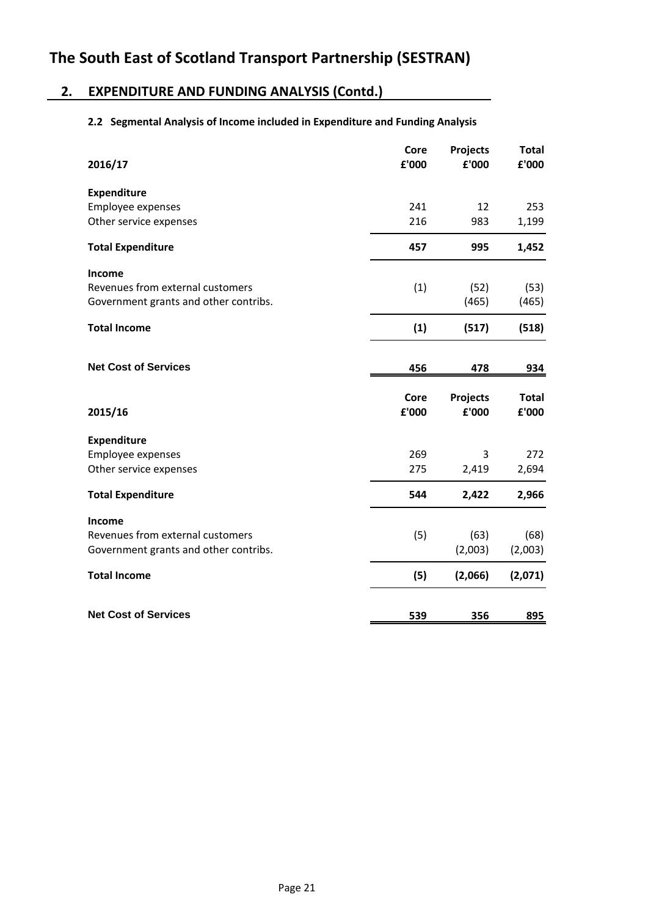# The South East of Scotland Transport Partnership (SESTRAN)

## 2. EXPENDITURE AND FUNDING ANALYSIS (Contd.)

### 2.2 Segmental Analysis of Income included in Expenditure and Funding Analysis

| 2016/17 | Core £'000 | Projects £'000 | Total £'000 |
|---|---|---|---|
| **Expenditure** | | | |
| Employee expenses | 241 | 12 | 253 |
| Other service expenses | 216 | 983 | 1,199 |
| **Total Expenditure** | **457** | **995** | **1,452** |
| **Income** | | | |
| Revenues from external customers | (1) | (52) | (53) |
| Government grants and other contribs. | | (465) | (465) |
| **Total Income** | **(1)** | **(517)** | **(518)** |
| **Net Cost of Services** | **456** | **478** | **934** |

| 2015/16 | Core £'000 | Projects £'000 | Total £'000 |
|---|---|---|---|
| **Expenditure** | | | |
| Employee expenses | 269 | 3 | 272 |
| Other service expenses | 275 | 2,419 | 2,694 |
| **Total Expenditure** | **544** | **2,422** | **2,966** |
| **Income** | | | |
| Revenues from external customers | (5) | (63) | (68) |
| Government grants and other contribs. | | (2,003) | (2,003) |
| **Total Income** | **(5)** | **(2,066)** | **(2,071)** |
| **Net Cost of Services** | **539** | **356** | **895** |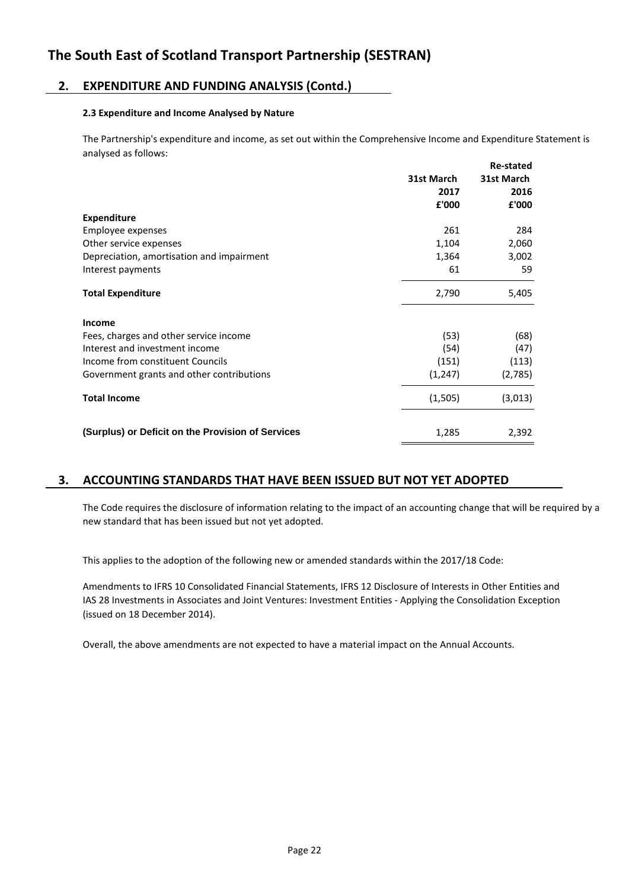# The South East of Scotland Transport Partnership (SESTRAN)

## 2. EXPENDITURE AND FUNDING ANALYSIS (Contd.)

### 2.3 Expenditure and Income Analysed by Nature

The Partnership's expenditure and income, as set out within the Comprehensive Income and Expenditure Statement is analysed as follows:

| | 31st March 2017 £'000 | Re-stated 31st March 2016 £'000 |
|---|---|---|
| **Expenditure** | | |
| Employee expenses | 261 | 284 |
| Other service expenses | 1,104 | 2,060 |
| Depreciation, amortisation and impairment | 1,364 | 3,002 |
| Interest payments | 61 | 59 |
| **Total Expenditure** | 2,790 | 5,405 |
| **Income** | | |
| Fees, charges and other service income | (53) | (68) |
| Interest and investment income | (54) | (47) |
| Income from constituent Councils | (151) | (113) |
| Government grants and other contributions | (1,247) | (2,785) |
| **Total Income** | (1,505) | (3,013) |
| **(Surplus) or Deficit on the Provision of Services** | 1,285 | 2,392 |

## 3. ACCOUNTING STANDARDS THAT HAVE BEEN ISSUED BUT NOT YET ADOPTED

The Code requires the disclosure of information relating to the impact of an accounting change that will be required by a new standard that has been issued but not yet adopted.

This applies to the adoption of the following new or amended standards within the 2017/18 Code:

Amendments to IFRS 10 Consolidated Financial Statements, IFRS 12 Disclosure of Interests in Other Entities and IAS 28 Investments in Associates and Joint Ventures: Investment Entities - Applying the Consolidation Exception (issued on 18 December 2014).

Overall, the above amendments are not expected to have a material impact on the Annual Accounts.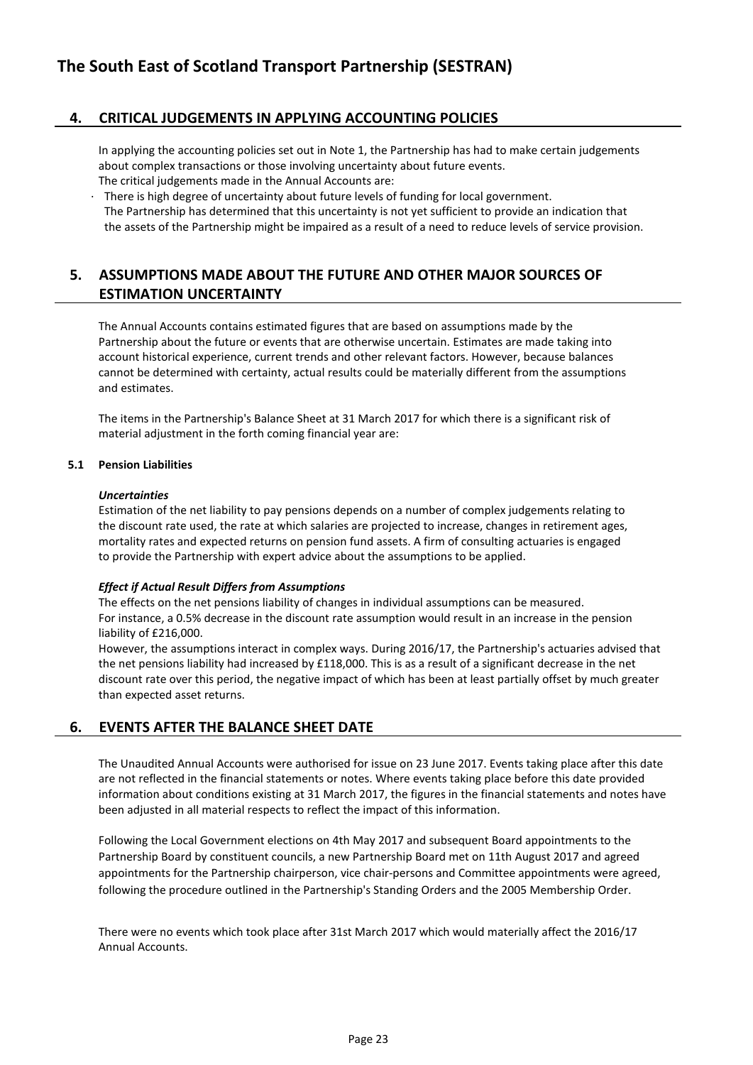## 4. CRITICAL JUDGEMENTS IN APPLYING ACCOUNTING POLICIES

In applying the accounting policies set out in Note 1, the Partnership has had to make certain judgements about complex transactions or those involving uncertainty about future events.
The critical judgements made in the Annual Accounts are:

- There is high degree of uncertainty about future levels of funding for local government.
  The Partnership has determined that this uncertainty is not yet sufficient to provide an indication that the assets of the Partnership might be impaired as a result of a need to reduce levels of service provision.

## 5. ASSUMPTIONS MADE ABOUT THE FUTURE AND OTHER MAJOR SOURCES OF ESTIMATION UNCERTAINTY

The Annual Accounts contains estimated figures that are based on assumptions made by the Partnership about the future or events that are otherwise uncertain. Estimates are made taking into account historical experience, current trends and other relevant factors. However, because balances cannot be determined with certainty, actual results could be materially different from the assumptions and estimates.

The items in the Partnership's Balance Sheet at 31 March 2017 for which there is a significant risk of material adjustment in the forth coming financial year are:

### 5.1 Pension Liabilities

***Uncertainties***

Estimation of the net liability to pay pensions depends on a number of complex judgements relating to the discount rate used, the rate at which salaries are projected to increase, changes in retirement ages, mortality rates and expected returns on pension fund assets. A firm of consulting actuaries is engaged to provide the Partnership with expert advice about the assumptions to be applied.

***Effect if Actual Result Differs from Assumptions***

The effects on the net pensions liability of changes in individual assumptions can be measured.
For instance, a 0.5% decrease in the discount rate assumption would result in an increase in the pension liability of £216,000.
However, the assumptions interact in complex ways. During 2016/17, the Partnership's actuaries advised that the net pensions liability had increased by £118,000. This is as a result of a significant decrease in the net discount rate over this period, the negative impact of which has been at least partially offset by much greater than expected asset returns.

## 6. EVENTS AFTER THE BALANCE SHEET DATE

The Unaudited Annual Accounts were authorised for issue on 23 June 2017. Events taking place after this date are not reflected in the financial statements or notes. Where events taking place before this date provided information about conditions existing at 31 March 2017, the figures in the financial statements and notes have been adjusted in all material respects to reflect the impact of this information.

Following the Local Government elections on 4th May 2017 and subsequent Board appointments to the Partnership Board by constituent councils, a new Partnership Board met on 11th August 2017 and agreed appointments for the Partnership chairperson, vice chair-persons and Committee appointments were agreed, following the procedure outlined in the Partnership's Standing Orders and the 2005 Membership Order.

There were no events which took place after 31st March 2017 which would materially affect the 2016/17 Annual Accounts.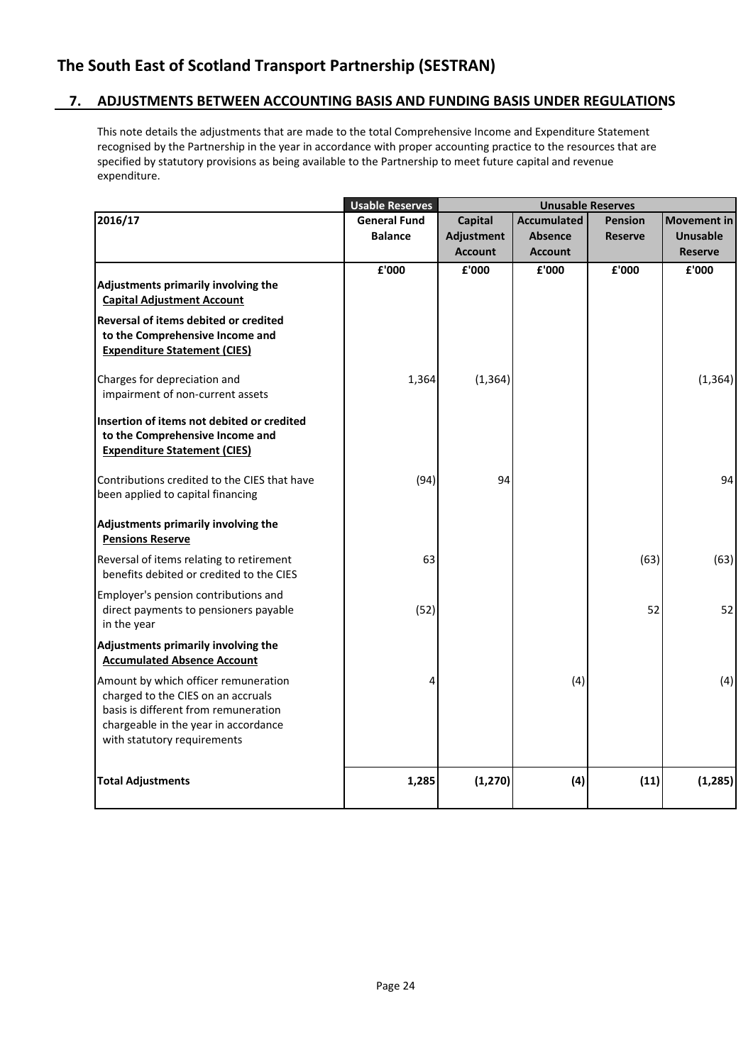# The South East of Scotland Transport Partnership (SESTRAN)

## 7. ADJUSTMENTS BETWEEN ACCOUNTING BASIS AND FUNDING BASIS UNDER REGULATIONS

This note details the adjustments that are made to the total Comprehensive Income and Expenditure Statement recognised by the Partnership in the year in accordance with proper accounting practice to the resources that are specified by statutory provisions as being available to the Partnership to meet future capital and revenue expenditure.

| | Usable Reserves | Unusable Reserves | | | |
|---|---|---|---|---|---|
| **2016/17** | **General Fund Balance** | **Capital Adjustment Account** | **Accumulated Absence Account** | **Pension Reserve** | **Movement in Unusable Reserve** |
| | **£'000** | **£'000** | **£'000** | **£'000** | **£'000** |
| **Adjustments primarily involving the Capital Adjustment Account** | | | | | |
| **Reversal of items debited or credited to the Comprehensive Income and Expenditure Statement (CIES)** | | | | | |
| Charges for depreciation and impairment of non-current assets | 1,364 | (1,364) | | | (1,364) |
| **Insertion of items not debited or credited to the Comprehensive Income and Expenditure Statement (CIES)** | | | | | |
| Contributions credited to the CIES that have been applied to capital financing | (94) | 94 | | | 94 |
| **Adjustments primarily involving the Pensions Reserve** | | | | | |
| Reversal of items relating to retirement benefits debited or credited to the CIES | 63 | | | (63) | (63) |
| Employer's pension contributions and direct payments to pensioners payable in the year | (52) | | | 52 | 52 |
| **Adjustments primarily involving the Accumulated Absence Account** | | | | | |
| Amount by which officer remuneration charged to the CIES on an accruals basis is different from remuneration chargeable in the year in accordance with statutory requirements | 4 | | (4) | | (4) |
| **Total Adjustments** | **1,285** | **(1,270)** | **(4)** | **(11)** | **(1,285)** |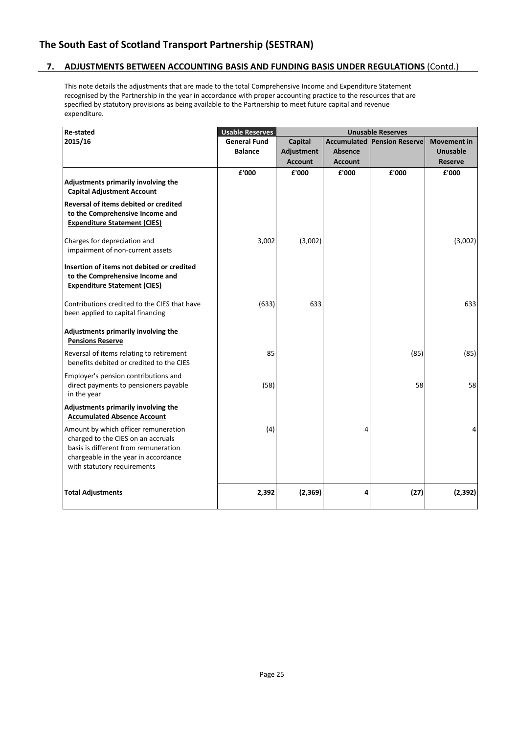## The South East of Scotland Transport Partnership (SESTRAN)

### 7. ADJUSTMENTS BETWEEN ACCOUNTING BASIS AND FUNDING BASIS UNDER REGULATIONS (Contd.)

This note details the adjustments that are made to the total Comprehensive Income and Expenditure Statement recognised by the Partnership in the year in accordance with proper accounting practice to the resources that are specified by statutory provisions as being available to the Partnership to meet future capital and revenue expenditure.

| **Re-stated** | **Usable Reserves** | **Unusable Reserves** | | | |
|---|---|---|---|---|---|
| **2015/16** | **General Fund Balance** | **Capital Adjustment Account** | **Accumulated Absence Account** | **Pension Reserve** | **Movement in Unusable Reserve** |
| | **£'000** | **£'000** | **£'000** | **£'000** | **£'000** |
| **Adjustments primarily involving the Capital Adjustment Account** | | | | | |
| **Reversal of items debited or credited to the Comprehensive Income and Expenditure Statement (CIES)** | | | | | |
| Charges for depreciation and impairment of non-current assets | 3,002 | (3,002) | | | (3,002) |
| **Insertion of items not debited or credited to the Comprehensive Income and Expenditure Statement (CIES)** | | | | | |
| Contributions credited to the CIES that have been applied to capital financing | (633) | 633 | | | 633 |
| **Adjustments primarily involving the Pensions Reserve** | | | | | |
| Reversal of items relating to retirement benefits debited or credited to the CIES | 85 | | | (85) | (85) |
| Employer's pension contributions and direct payments to pensioners payable in the year | (58) | | | 58 | 58 |
| **Adjustments primarily involving the Accumulated Absence Account** | | | | | |
| Amount by which officer remuneration charged to the CIES on an accruals basis is different from remuneration chargeable in the year in accordance with statutory requirements | (4) | | 4 | | 4 |
| **Total Adjustments** | **2,392** | **(2,369)** | **4** | **(27)** | **(2,392)** |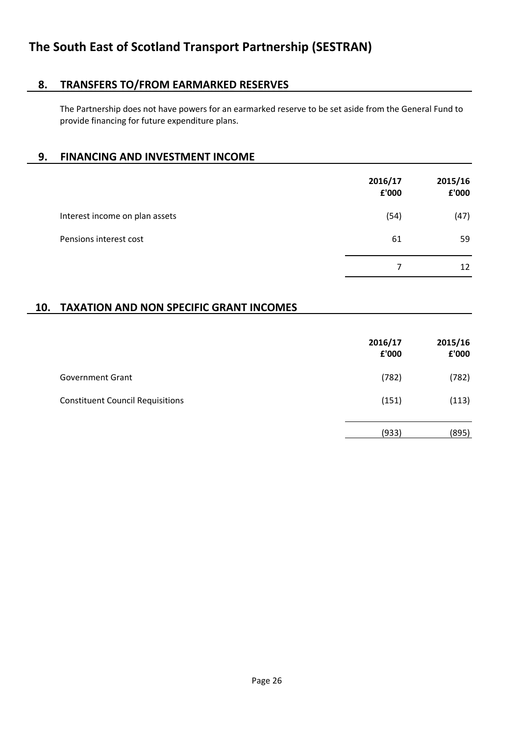# The South East of Scotland Transport Partnership (SESTRAN)

## 8. TRANSFERS TO/FROM EARMARKED RESERVES

The Partnership does not have powers for an earmarked reserve to be set aside from the General Fund to provide financing for future expenditure plans.

## 9. FINANCING AND INVESTMENT INCOME

| | 2016/17 £'000 | 2015/16 £'000 |
|---|---|---|
| Interest income on plan assets | (54) | (47) |
| Pensions interest cost | 61 | 59 |
| | 7 | 12 |

## 10. TAXATION AND NON SPECIFIC GRANT INCOMES

| | 2016/17 £'000 | 2015/16 £'000 |
|---|---|---|
| Government Grant | (782) | (782) |
| Constituent Council Requisitions | (151) | (113) |
| | (933) | (895) |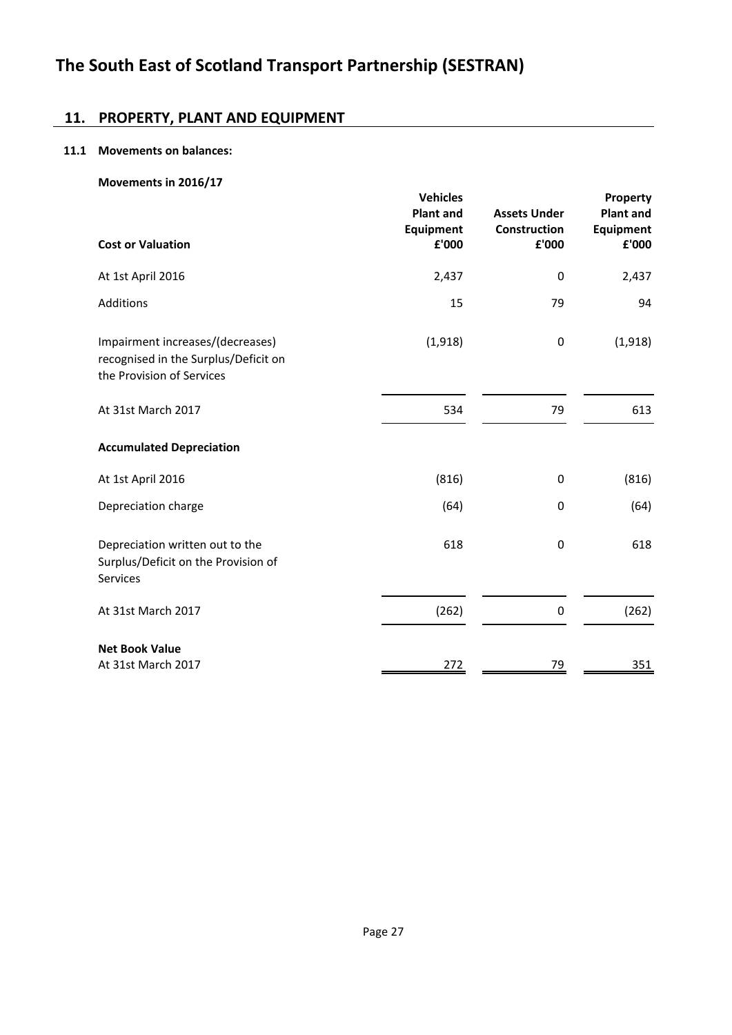## 11. PROPERTY, PLANT AND EQUIPMENT

### 11.1 Movements on balances:

**Movements in 2016/17**

| **Cost or Valuation** | **Vehicles Plant and Equipment £'000** | **Assets Under Construction £'000** | **Property Plant and Equipment £'000** |
|---|---|---|---|
| At 1st April 2016 | 2,437 | 0 | 2,437 |
| Additions | 15 | 79 | 94 |
| Impairment increases/(decreases) recognised in the Surplus/Deficit on the Provision of Services | (1,918) | 0 | (1,918) |
| At 31st March 2017 | 534 | 79 | 613 |
| **Accumulated Depreciation** | | | |
| At 1st April 2016 | (816) | 0 | (816) |
| Depreciation charge | (64) | 0 | (64) |
| Depreciation written out to the Surplus/Deficit on the Provision of Services | 618 | 0 | 618 |
| At 31st March 2017 | (262) | 0 | (262) |
| **Net Book Value** | | | |
| At 31st March 2017 | 272 | 79 | 351 |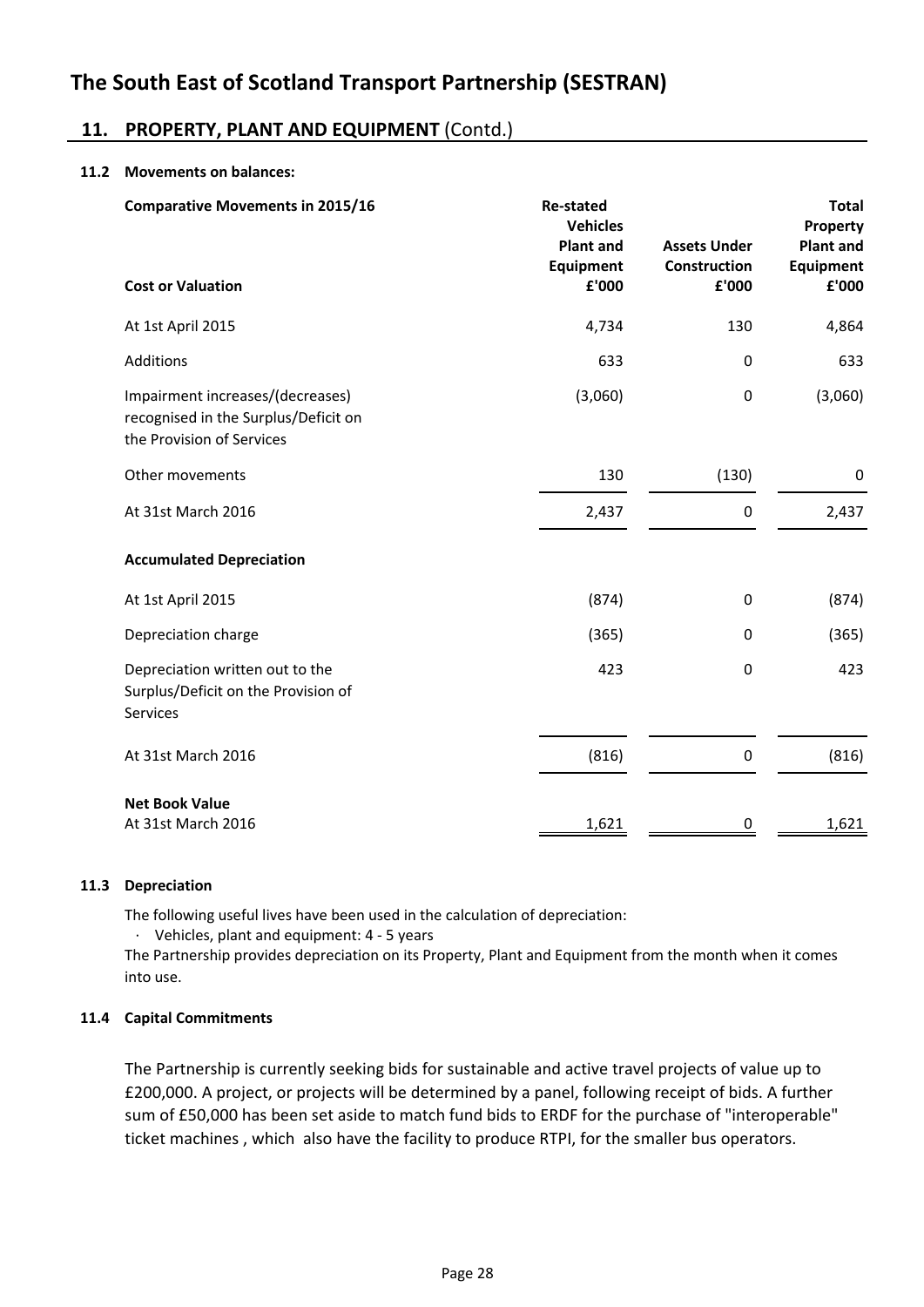# The South East of Scotland Transport Partnership (SESTRAN)

## 11. PROPERTY, PLANT AND EQUIPMENT (Contd.)

### 11.2 Movements on balances:

| Comparative Movements in 2015/16 | Re-stated Vehicles Plant and Equipment | Assets Under Construction | Total Property Plant and Equipment |
|---|---|---|---|
| **Cost or Valuation** | **£'000** | **£'000** | **£'000** |
| At 1st April 2015 | 4,734 | 130 | 4,864 |
| Additions | 633 | 0 | 633 |
| Impairment increases/(decreases) recognised in the Surplus/Deficit on the Provision of Services | (3,060) | 0 | (3,060) |
| Other movements | 130 | (130) | 0 |
| At 31st March 2016 | 2,437 | 0 | 2,437 |
| **Accumulated Depreciation** | | | |
| At 1st April 2015 | (874) | 0 | (874) |
| Depreciation charge | (365) | 0 | (365) |
| Depreciation written out to the Surplus/Deficit on the Provision of Services | 423 | 0 | 423 |
| At 31st March 2016 | (816) | 0 | (816) |
| **Net Book Value** | | | |
| At 31st March 2016 | 1,621 | 0 | 1,621 |

### 11.3 Depreciation

The following useful lives have been used in the calculation of depreciation:

- Vehicles, plant and equipment: 4 - 5 years

The Partnership provides depreciation on its Property, Plant and Equipment from the month when it comes into use.

### 11.4 Capital Commitments

The Partnership is currently seeking bids for sustainable and active travel projects of value up to £200,000. A project, or projects will be determined by a panel, following receipt of bids. A further sum of £50,000 has been set aside to match fund bids to ERDF for the purchase of "interoperable" ticket machines , which also have the facility to produce RTPI, for the smaller bus operators.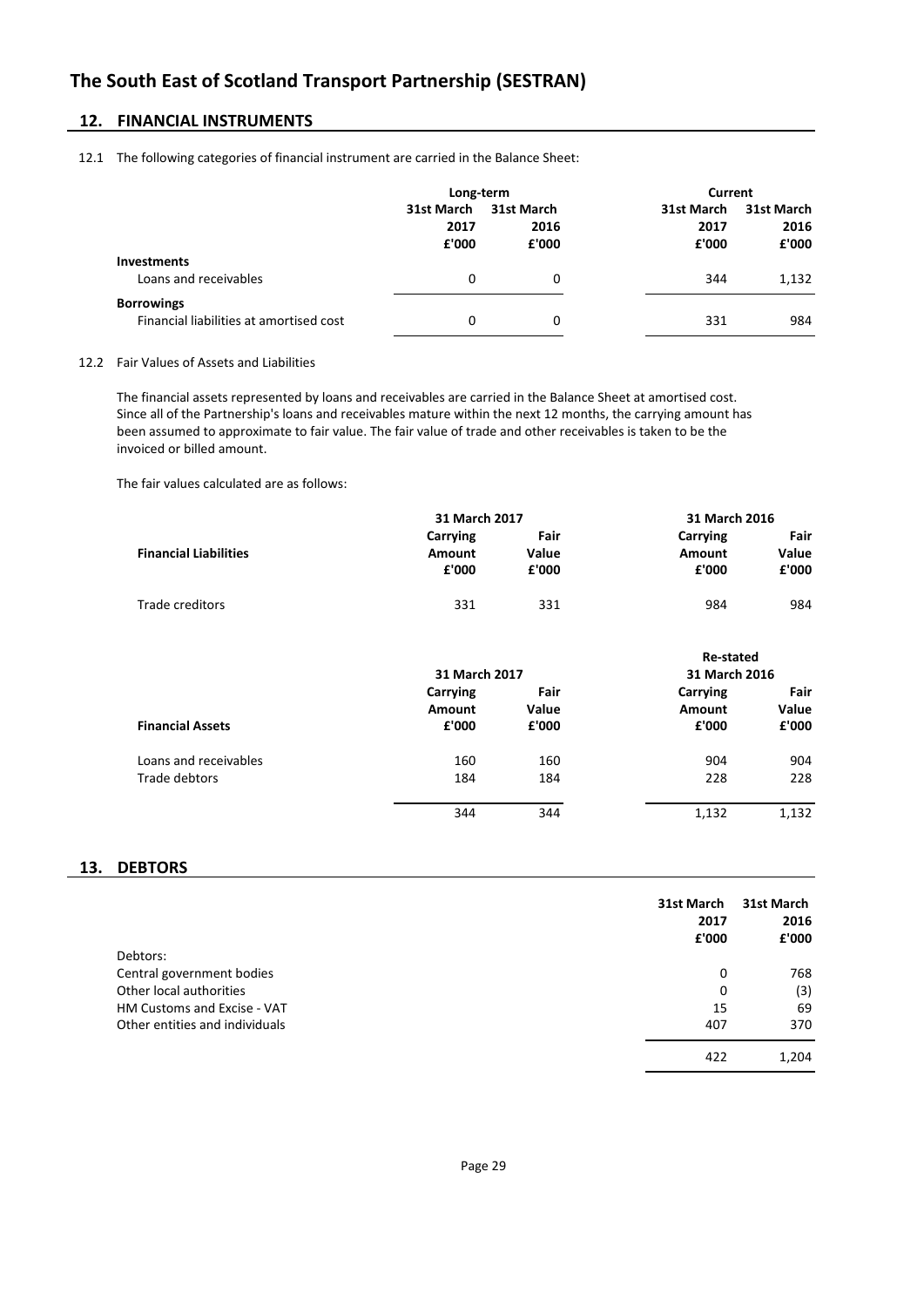## 12. FINANCIAL INSTRUMENTS

12.1 The following categories of financial instrument are carried in the Balance Sheet:

| | Long-term | | Current | |
|---|---|---|---|---|
| | 31st March 2017 £'000 | 31st March 2016 £'000 | 31st March 2017 £'000 | 31st March 2016 £'000 |
| **Investments** | | | | |
| Loans and receivables | 0 | 0 | 344 | 1,132 |
| **Borrowings** | | | | |
| Financial liabilities at amortised cost | 0 | 0 | 331 | 984 |

12.2 Fair Values of Assets and Liabilities

The financial assets represented by loans and receivables are carried in the Balance Sheet at amortised cost. Since all of the Partnership's loans and receivables mature within the next 12 months, the carrying amount has been assumed to approximate to fair value. The fair value of trade and other receivables is taken to be the invoiced or billed amount.

The fair values calculated are as follows:

| | 31 March 2017 | | 31 March 2016 | |
|---|---|---|---|---|
| **Financial Liabilities** | Carrying Amount £'000 | Fair Value £'000 | Carrying Amount £'000 | Fair Value £'000 |
| Trade creditors | 331 | 331 | 984 | 984 |

| | 31 March 2017 | | Re-stated 31 March 2016 | |
|---|---|---|---|---|
| **Financial Assets** | Carrying Amount £'000 | Fair Value £'000 | Carrying Amount £'000 | Fair Value £'000 |
| Loans and receivables | 160 | 160 | 904 | 904 |
| Trade debtors | 184 | 184 | 228 | 228 |
| | 344 | 344 | 1,132 | 1,132 |

## 13. DEBTORS

| | 31st March 2017 £'000 | 31st March 2016 £'000 |
|---|---|---|
| Debtors: | | |
| Central government bodies | 0 | 768 |
| Other local authorities | 0 | (3) |
| HM Customs and Excise - VAT | 15 | 69 |
| Other entities and individuals | 407 | 370 |
| | 422 | 1,204 |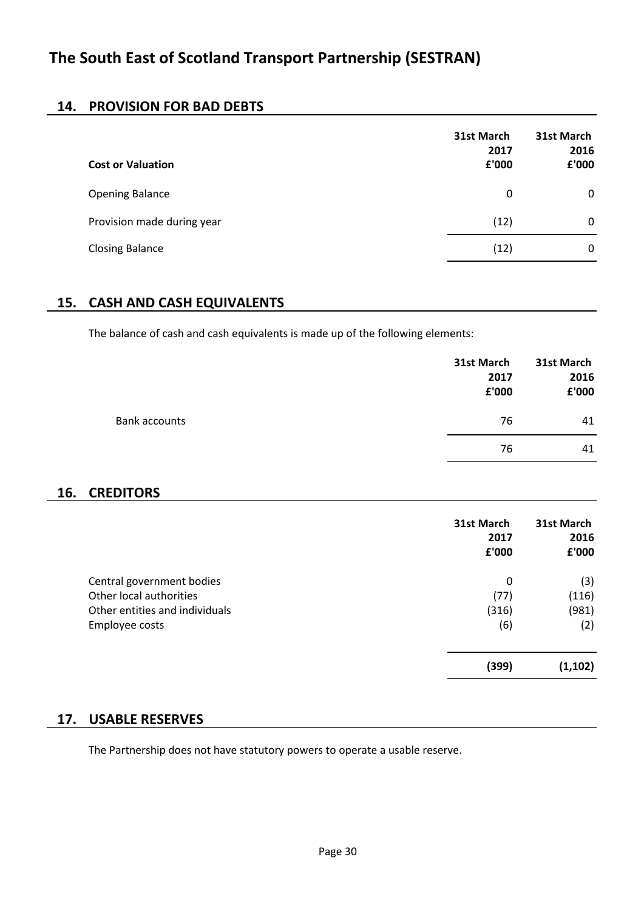# The South East of Scotland Transport Partnership (SESTRAN)

## 14. PROVISION FOR BAD DEBTS

| Cost or Valuation | 31st March 2017 £'000 | 31st March 2016 £'000 |
|---|---|---|
| Opening Balance | 0 | 0 |
| Provision made during year | (12) | 0 |
| Closing Balance | (12) | 0 |

## 15. CASH AND CASH EQUIVALENTS

The balance of cash and cash equivalents is made up of the following elements:

| | 31st March 2017 £'000 | 31st March 2016 £'000 |
|---|---|---|
| Bank accounts | 76 | 41 |
| | 76 | 41 |

## 16. CREDITORS

| | 31st March 2017 £'000 | 31st March 2016 £'000 |
|---|---|---|
| Central government bodies | 0 | (3) |
| Other local authorities | (77) | (116) |
| Other entities and individuals | (316) | (981) |
| Employee costs | (6) | (2) |
| | **(399)** | **(1,102)** |

## 17. USABLE RESERVES

The Partnership does not have statutory powers to operate a usable reserve.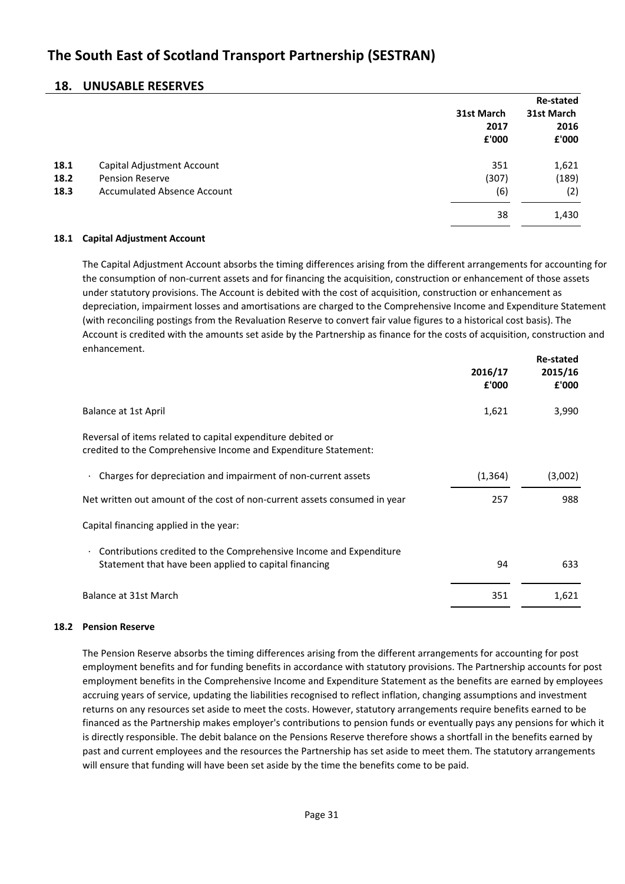# The South East of Scotland Transport Partnership (SESTRAN)

## 18. UNUSABLE RESERVES

| | | 31st March 2017 £'000 | Re-stated 31st March 2016 £'000 |
|---|---|---|---|
| 18.1 | Capital Adjustment Account | 351 | 1,621 |
| 18.2 | Pension Reserve | (307) | (189) |
| 18.3 | Accumulated Absence Account | (6) | (2) |
| | | 38 | 1,430 |

### 18.1 Capital Adjustment Account

The Capital Adjustment Account absorbs the timing differences arising from the different arrangements for accounting for the consumption of non-current assets and for financing the acquisition, construction or enhancement of those assets under statutory provisions. The Account is debited with the cost of acquisition, construction or enhancement as depreciation, impairment losses and amortisations are charged to the Comprehensive Income and Expenditure Statement (with reconciling postings from the Revaluation Reserve to convert fair value figures to a historical cost basis). The Account is credited with the amounts set aside by the Partnership as finance for the costs of acquisition, construction and enhancement.

| | 2016/17 £'000 | Re-stated 2015/16 £'000 |
|---|---|---|
| Balance at 1st April | 1,621 | 3,990 |
| Reversal of items related to capital expenditure debited or credited to the Comprehensive Income and Expenditure Statement: | | |
| · Charges for depreciation and impairment of non-current assets | (1,364) | (3,002) |
| Net written out amount of the cost of non-current assets consumed in year | 257 | 988 |
| Capital financing applied in the year: | | |
| · Contributions credited to the Comprehensive Income and Expenditure Statement that have been applied to capital financing | 94 | 633 |
| Balance at 31st March | 351 | 1,621 |

### 18.2 Pension Reserve

The Pension Reserve absorbs the timing differences arising from the different arrangements for accounting for post employment benefits and for funding benefits in accordance with statutory provisions. The Partnership accounts for post employment benefits in the Comprehensive Income and Expenditure Statement as the benefits are earned by employees accruing years of service, updating the liabilities recognised to reflect inflation, changing assumptions and investment returns on any resources set aside to meet the costs. However, statutory arrangements require benefits earned to be financed as the Partnership makes employer's contributions to pension funds or eventually pays any pensions for which it is directly responsible. The debit balance on the Pensions Reserve therefore shows a shortfall in the benefits earned by past and current employees and the resources the Partnership has set aside to meet them. The statutory arrangements will ensure that funding will have been set aside by the time the benefits come to be paid.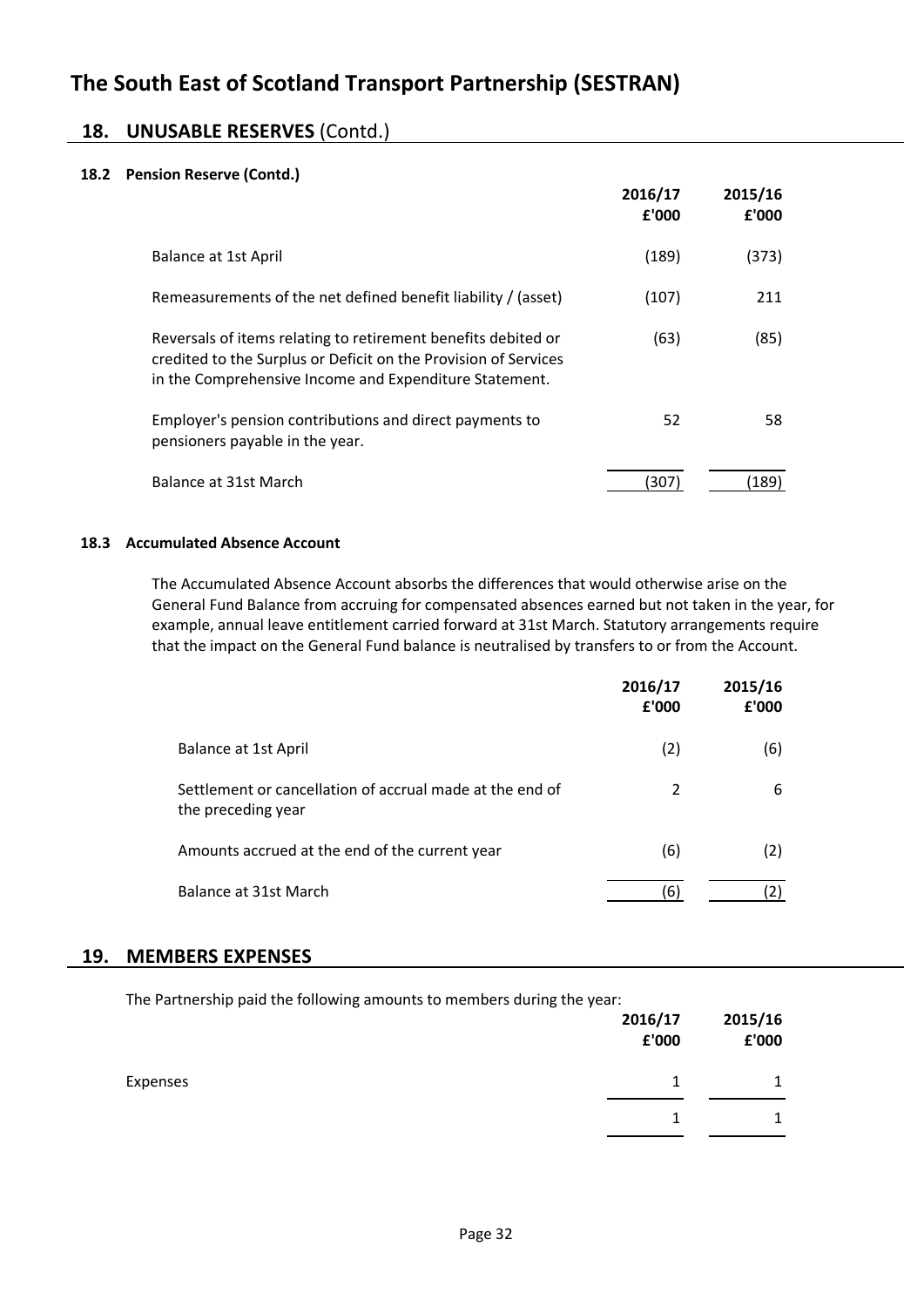# The South East of Scotland Transport Partnership (SESTRAN)

## 18. UNUSABLE RESERVES (Contd.)

### 18.2 Pension Reserve (Contd.)

| | 2016/17 £'000 | 2015/16 £'000 |
|---|---|---|
| Balance at 1st April | (189) | (373) |
| Remeasurements of the net defined benefit liability / (asset) | (107) | 211 |
| Reversals of items relating to retirement benefits debited or credited to the Surplus or Deficit on the Provision of Services in the Comprehensive Income and Expenditure Statement. | (63) | (85) |
| Employer's pension contributions and direct payments to pensioners payable in the year. | 52 | 58 |
| Balance at 31st March | (307) | (189) |

### 18.3 Accumulated Absence Account

The Accumulated Absence Account absorbs the differences that would otherwise arise on the General Fund Balance from accruing for compensated absences earned but not taken in the year, for example, annual leave entitlement carried forward at 31st March. Statutory arrangements require that the impact on the General Fund balance is neutralised by transfers to or from the Account.

| | 2016/17 £'000 | 2015/16 £'000 |
|---|---|---|
| Balance at 1st April | (2) | (6) |
| Settlement or cancellation of accrual made at the end of the preceding year | 2 | 6 |
| Amounts accrued at the end of the current year | (6) | (2) |
| Balance at 31st March | (6) | (2) |

## 19. MEMBERS EXPENSES

The Partnership paid the following amounts to members during the year:

| | 2016/17 £'000 | 2015/16 £'000 |
|---|---|---|
| Expenses | 1 | 1 |
| | 1 | 1 |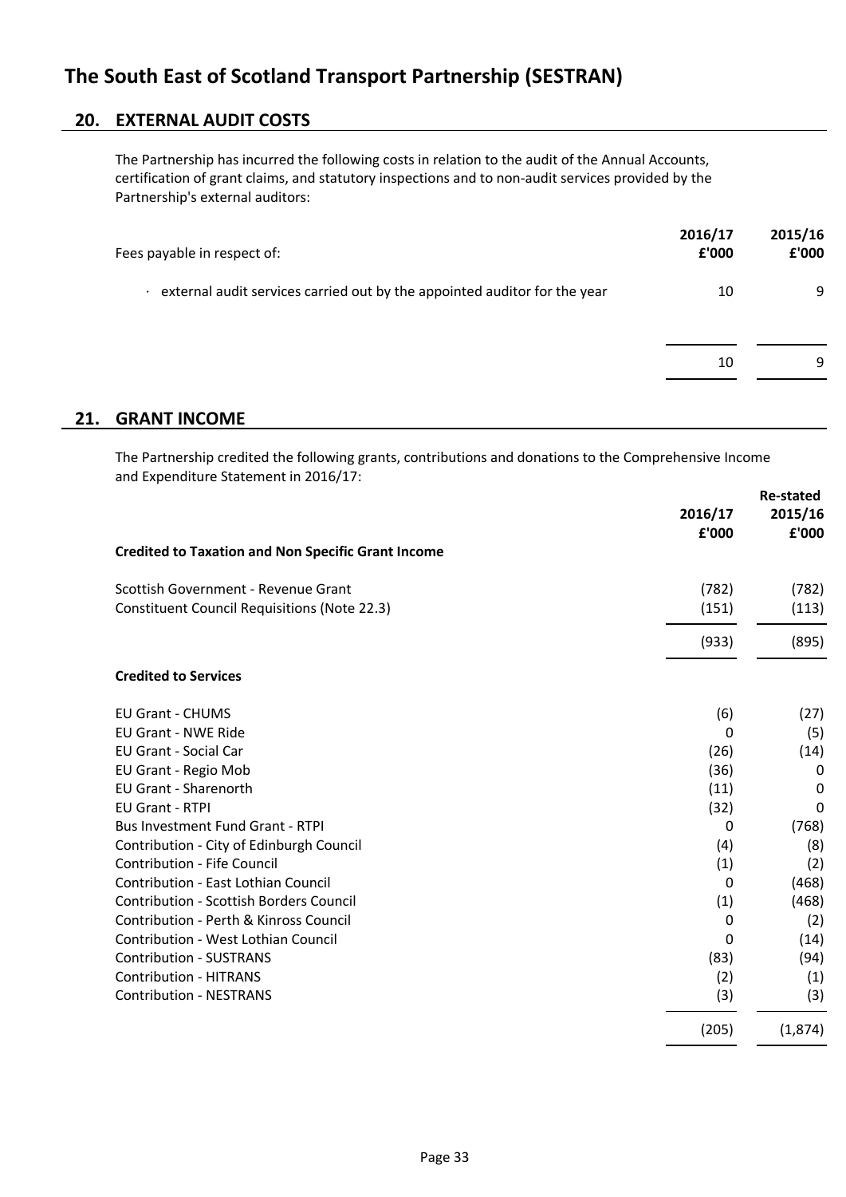# The South East of Scotland Transport Partnership (SESTRAN)

## 20. EXTERNAL AUDIT COSTS

The Partnership has incurred the following costs in relation to the audit of the Annual Accounts, certification of grant claims, and statutory inspections and to non-audit services provided by the Partnership's external auditors:

| Fees payable in respect of: | 2016/17 £'000 | 2015/16 £'000 |
|---|---|---|
| · external audit services carried out by the appointed auditor for the year | 10 | 9 |
| | 10 | 9 |

## 21. GRANT INCOME

The Partnership credited the following grants, contributions and donations to the Comprehensive Income and Expenditure Statement in 2016/17:

| | 2016/17 £'000 | Re-stated 2015/16 £'000 |
|---|---|---|
| **Credited to Taxation and Non Specific Grant Income** | | |
| Scottish Government - Revenue Grant | (782) | (782) |
| Constituent Council Requisitions (Note 22.3) | (151) | (113) |
| | (933) | (895) |
| **Credited to Services** | | |
| EU Grant - CHUMS | (6) | (27) |
| EU Grant - NWE Ride | 0 | (5) |
| EU Grant - Social Car | (26) | (14) |
| EU Grant - Regio Mob | (36) | 0 |
| EU Grant - Sharenorth | (11) | 0 |
| EU Grant - RTPI | (32) | 0 |
| Bus Investment Fund Grant - RTPI | 0 | (768) |
| Contribution - City of Edinburgh Council | (4) | (8) |
| Contribution - Fife Council | (1) | (2) |
| Contribution - East Lothian Council | 0 | (468) |
| Contribution - Scottish Borders Council | (1) | (468) |
| Contribution - Perth & Kinross Council | 0 | (2) |
| Contribution - West Lothian Council | 0 | (14) |
| Contribution - SUSTRANS | (83) | (94) |
| Contribution - HITRANS | (2) | (1) |
| Contribution - NESTRANS | (3) | (3) |
| | (205) | (1,874) |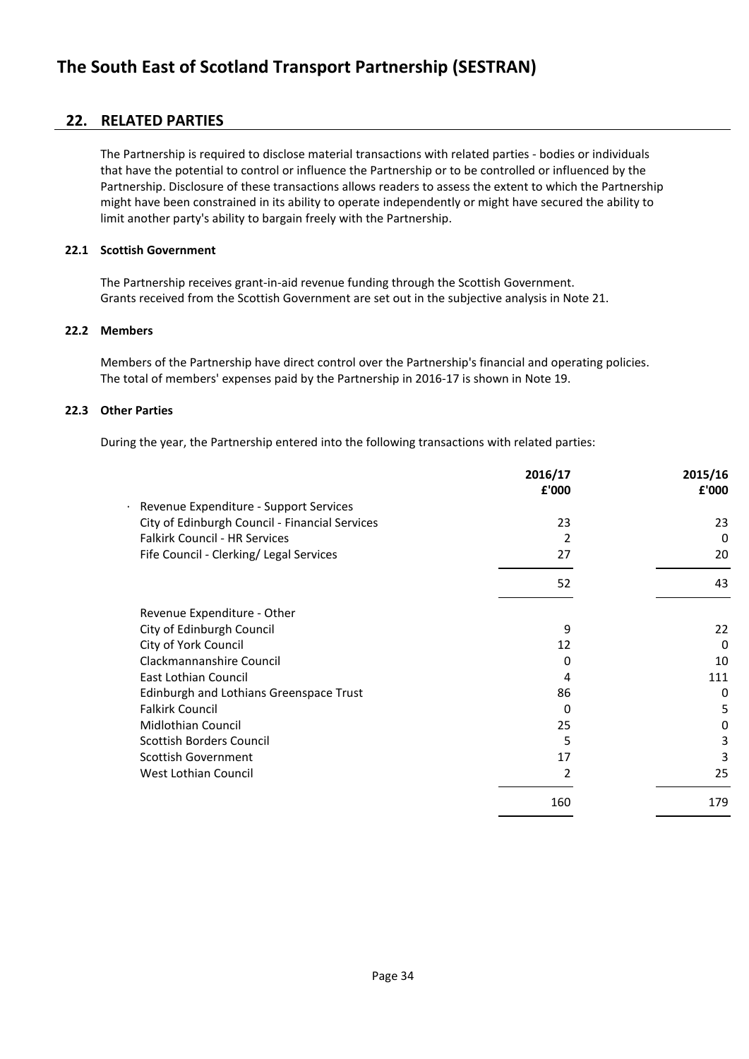## 22. RELATED PARTIES

The Partnership is required to disclose material transactions with related parties - bodies or individuals that have the potential to control or influence the Partnership or to be controlled or influenced by the Partnership. Disclosure of these transactions allows readers to assess the extent to which the Partnership might have been constrained in its ability to operate independently or might have secured the ability to limit another party's ability to bargain freely with the Partnership.

### 22.1 Scottish Government

The Partnership receives grant-in-aid revenue funding through the Scottish Government. Grants received from the Scottish Government are set out in the subjective analysis in Note 21.

### 22.2 Members

Members of the Partnership have direct control over the Partnership's financial and operating policies. The total of members' expenses paid by the Partnership in 2016-17 is shown in Note 19.

### 22.3 Other Parties

During the year, the Partnership entered into the following transactions with related parties:

| | 2016/17 £'000 | 2015/16 £'000 |
|---|---|---|
| Revenue Expenditure - Support Services | | |
| City of Edinburgh Council - Financial Services | 23 | 23 |
| Falkirk Council - HR Services | 2 | 0 |
| Fife Council - Clerking/ Legal Services | 27 | 20 |
| | 52 | 43 |
| Revenue Expenditure - Other | | |
| City of Edinburgh Council | 9 | 22 |
| City of York Council | 12 | 0 |
| Clackmannanshire Council | 0 | 10 |
| East Lothian Council | 4 | 111 |
| Edinburgh and Lothians Greenspace Trust | 86 | 0 |
| Falkirk Council | 0 | 5 |
| Midlothian Council | 25 | 0 |
| Scottish Borders Council | 5 | 3 |
| Scottish Government | 17 | 3 |
| West Lothian Council | 2 | 25 |
| | 160 | 179 |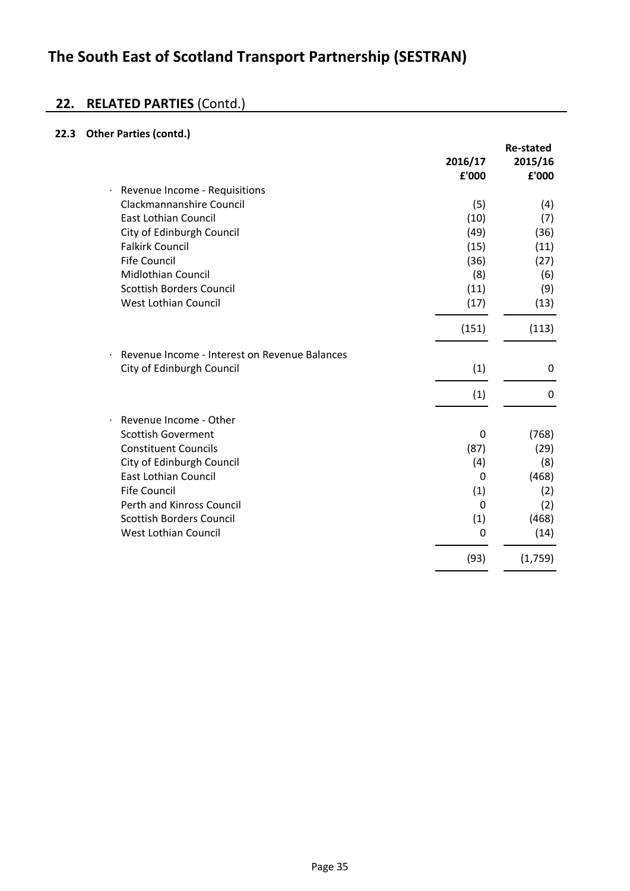# The South East of Scotland Transport Partnership (SESTRAN)

## 22. RELATED PARTIES (Contd.)

### 22.3 Other Parties (contd.)

| | 2016/17 £'000 | Re-stated 2015/16 £'000 |
|---|---|---|
| · Revenue Income - Requisitions | | |
| Clackmannanshire Council | (5) | (4) |
| East Lothian Council | (10) | (7) |
| City of Edinburgh Council | (49) | (36) |
| Falkirk Council | (15) | (11) |
| Fife Council | (36) | (27) |
| Midlothian Council | (8) | (6) |
| Scottish Borders Council | (11) | (9) |
| West Lothian Council | (17) | (13) |
| | (151) | (113) |
| · Revenue Income - Interest on Revenue Balances | | |
| City of Edinburgh Council | (1) | 0 |
| | (1) | 0 |
| · Revenue Income - Other | | |
| Scottish Goverment | 0 | (768) |
| Constituent Councils | (87) | (29) |
| City of Edinburgh Council | (4) | (8) |
| East Lothian Council | 0 | (468) |
| Fife Council | (1) | (2) |
| Perth and Kinross Council | 0 | (2) |
| Scottish Borders Council | (1) | (468) |
| West Lothian Council | 0 | (14) |
| | (93) | (1,759) |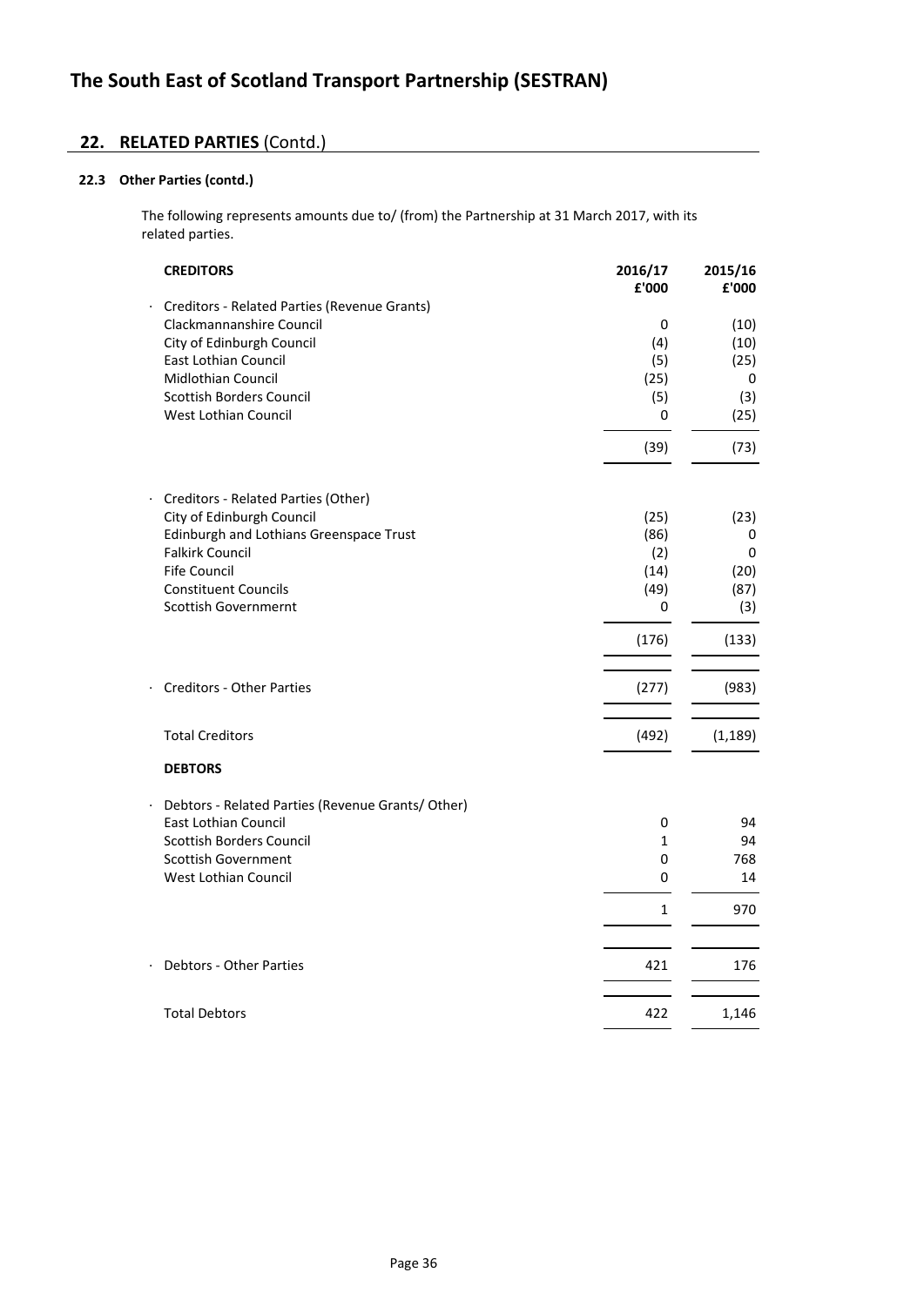## 22. RELATED PARTIES (Contd.)

### 22.3 Other Parties (contd.)

The following represents amounts due to/ (from) the Partnership at 31 March 2017, with its related parties.

| CREDITORS | 2016/17 £'000 | 2015/16 £'000 |
|---|---|---|
| · Creditors - Related Parties (Revenue Grants) | | |
| Clackmannanshire Council | 0 | (10) |
| City of Edinburgh Council | (4) | (10) |
| East Lothian Council | (5) | (25) |
| Midlothian Council | (25) | 0 |
| Scottish Borders Council | (5) | (3) |
| West Lothian Council | 0 | (25) |
| | (39) | (73) |
| · Creditors - Related Parties (Other) | | |
| City of Edinburgh Council | (25) | (23) |
| Edinburgh and Lothians Greenspace Trust | (86) | 0 |
| Falkirk Council | (2) | 0 |
| Fife Council | (14) | (20) |
| Constituent Councils | (49) | (87) |
| Scottish Governmernt | 0 | (3) |
| | (176) | (133) |
| · Creditors - Other Parties | (277) | (983) |
| Total Creditors | (492) | (1,189) |
| **DEBTORS** | | |
| · Debtors - Related Parties (Revenue Grants/ Other) | | |
| East Lothian Council | 0 | 94 |
| Scottish Borders Council | 1 | 94 |
| Scottish Government | 0 | 768 |
| West Lothian Council | 0 | 14 |
| | 1 | 970 |
| · Debtors - Other Parties | 421 | 176 |
| Total Debtors | 422 | 1,146 |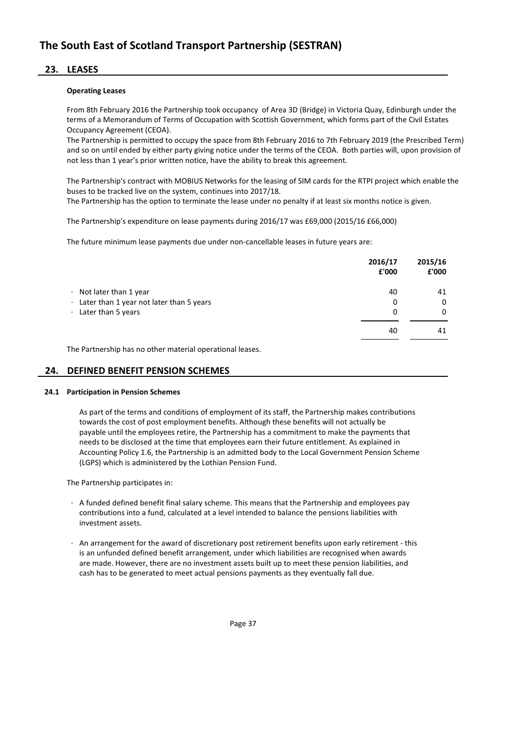## 23. LEASES

**Operating Leases**

From 8th February 2016 the Partnership took occupancy of Area 3D (Bridge) in Victoria Quay, Edinburgh under the terms of a Memorandum of Terms of Occupation with Scottish Government, which forms part of the Civil Estates Occupancy Agreement (CEOA).

The Partnership is permitted to occupy the space from 8th February 2016 to 7th February 2019 (the Prescribed Term) and so on until ended by either party giving notice under the terms of the CEOA. Both parties will, upon provision of not less than 1 year's prior written notice, have the ability to break this agreement.

The Partnership's contract with MOBIUS Networks for the leasing of SIM cards for the RTPI project which enable the buses to be tracked live on the system, continues into 2017/18.

The Partnership has the option to terminate the lease under no penalty if at least six months notice is given.

The Partnership's expenditure on lease payments during 2016/17 was £69,000 (2015/16 £66,000)

The future minimum lease payments due under non-cancellable leases in future years are:

| | 2016/17 £'000 | 2015/16 £'000 |
|---|---|---|
| · Not later than 1 year | 40 | 41 |
| · Later than 1 year not later than 5 years | 0 | 0 |
| · Later than 5 years | 0 | 0 |
| | 40 | 41 |

The Partnership has no other material operational leases.

## 24. DEFINED BENEFIT PENSION SCHEMES

### 24.1 Participation in Pension Schemes

As part of the terms and conditions of employment of its staff, the Partnership makes contributions towards the cost of post employment benefits. Although these benefits will not actually be payable until the employees retire, the Partnership has a commitment to make the payments that needs to be disclosed at the time that employees earn their future entitlement. As explained in Accounting Policy 1.6, the Partnership is an admitted body to the Local Government Pension Scheme (LGPS) which is administered by the Lothian Pension Fund.

The Partnership participates in:

- A funded defined benefit final salary scheme. This means that the Partnership and employees pay contributions into a fund, calculated at a level intended to balance the pensions liabilities with investment assets.
- An arrangement for the award of discretionary post retirement benefits upon early retirement - this is an unfunded defined benefit arrangement, under which liabilities are recognised when awards are made. However, there are no investment assets built up to meet these pension liabilities, and cash has to be generated to meet actual pensions payments as they eventually fall due.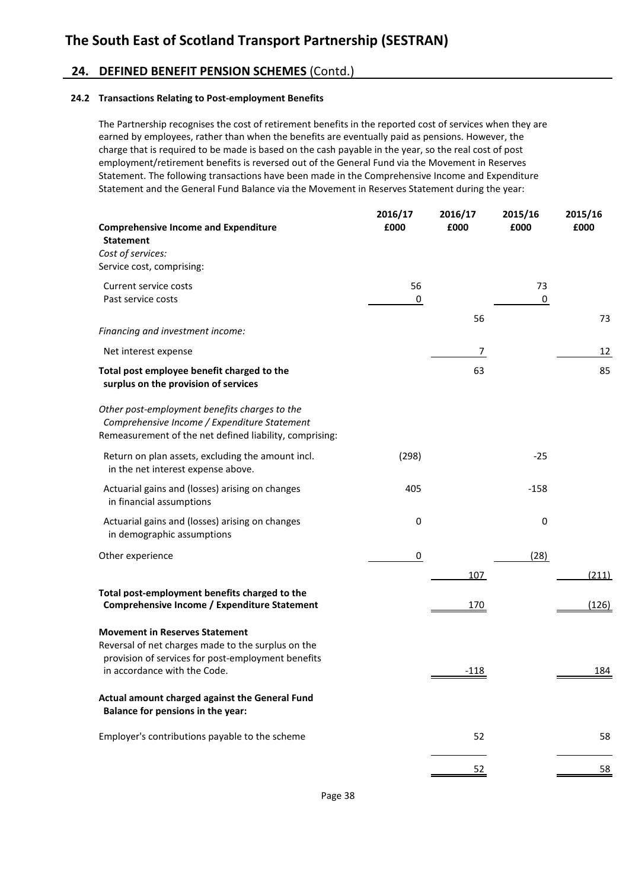## 24. DEFINED BENEFIT PENSION SCHEMES (Contd.)

### 24.2 Transactions Relating to Post-employment Benefits

The Partnership recognises the cost of retirement benefits in the reported cost of services when they are earned by employees, rather than when the benefits are eventually paid as pensions. However, the charge that is required to be made is based on the cash payable in the year, so the real cost of post employment/retirement benefits is reversed out of the General Fund via the Movement in Reserves Statement. The following transactions have been made in the Comprehensive Income and Expenditure Statement and the General Fund Balance via the Movement in Reserves Statement during the year:

| | 2016/17 £000 | 2016/17 £000 | 2015/16 £000 | 2015/16 £000 |
|---|---|---|---|---|
| **Comprehensive Income and Expenditure Statement** | | | | |
| *Cost of services:* | | | | |
| Service cost, comprising: | | | | |
| Current service costs | 56 | | 73 | |
| Past service costs | 0 | | 0 | |
| | | 56 | | 73 |
| *Financing and investment income:* | | | | |
| Net interest expense | | 7 | | 12 |
| **Total post employee benefit charged to the surplus on the provision of services** | | 63 | | 85 |
| *Other post-employment benefits charges to the Comprehensive Income / Expenditure Statement* | | | | |
| Remeasurement of the net defined liability, comprising: | | | | |
| Return on plan assets, excluding the amount incl. in the net interest expense above. | (298) | | -25 | |
| Actuarial gains and (losses) arising on changes in financial assumptions | 405 | | -158 | |
| Actuarial gains and (losses) arising on changes in demographic assumptions | 0 | | 0 | |
| Other experience | 0 | | (28) | |
| | | 107 | | (211) |
| **Total post-employment benefits charged to the Comprehensive Income / Expenditure Statement** | | 170 | | (126) |
| **Movement in Reserves Statement** | | | | |
| Reversal of net charges made to the surplus on the provision of services for post-employment benefits in accordance with the Code. | | -118 | | 184 |
| **Actual amount charged against the General Fund Balance for pensions in the year:** | | | | |
| Employer's contributions payable to the scheme | | 52 | | 58 |
| | | 52 | | 58 |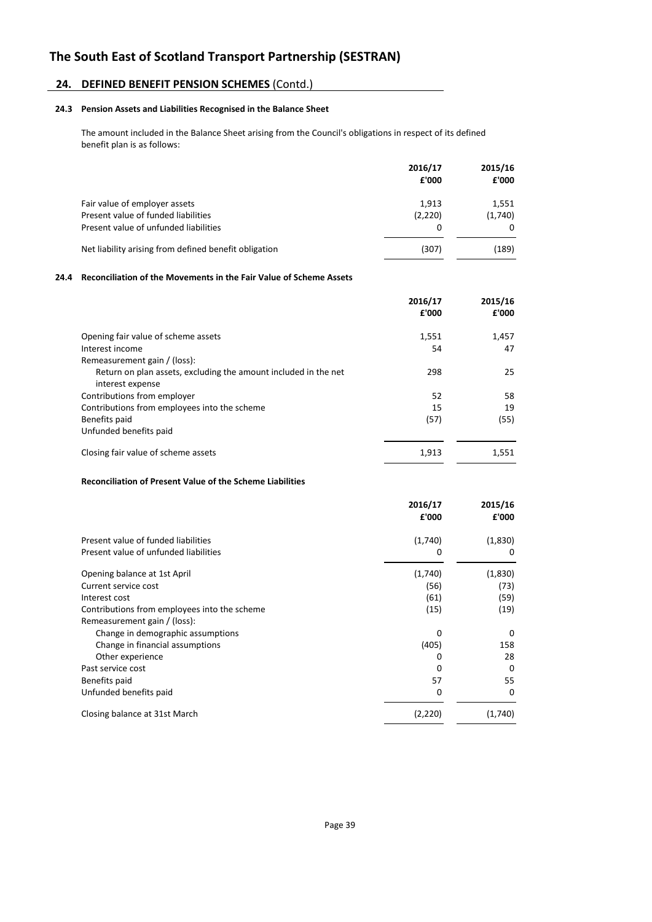# The South East of Scotland Transport Partnership (SESTRAN)

## 24. DEFINED BENEFIT PENSION SCHEMES (Contd.)

### 24.3 Pension Assets and Liabilities Recognised in the Balance Sheet

The amount included in the Balance Sheet arising from the Council's obligations in respect of its defined benefit plan is as follows:

| | 2016/17 £'000 | 2015/16 £'000 |
|---|---|---|
| Fair value of employer assets | 1,913 | 1,551 |
| Present value of funded liabilities | (2,220) | (1,740) |
| Present value of unfunded liabilities | 0 | 0 |
| Net liability arising from defined benefit obligation | (307) | (189) |

### 24.4 Reconciliation of the Movements in the Fair Value of Scheme Assets

| | 2016/17 £'000 | 2015/16 £'000 |
|---|---|---|
| Opening fair value of scheme assets | 1,551 | 1,457 |
| Interest income | 54 | 47 |
| Remeasurement gain / (loss): | | |
| Return on plan assets, excluding the amount included in the net interest expense | 298 | 25 |
| Contributions from employer | 52 | 58 |
| Contributions from employees into the scheme | 15 | 19 |
| Benefits paid | (57) | (55) |
| Unfunded benefits paid | | |
| Closing fair value of scheme assets | 1,913 | 1,551 |

**Reconciliation of Present Value of the Scheme Liabilities**

| | 2016/17 £'000 | 2015/16 £'000 |
|---|---|---|
| Present value of funded liabilities | (1,740) | (1,830) |
| Present value of unfunded liabilities | 0 | 0 |
| Opening balance at 1st April | (1,740) | (1,830) |
| Current service cost | (56) | (73) |
| Interest cost | (61) | (59) |
| Contributions from employees into the scheme | (15) | (19) |
| Remeasurement gain / (loss): | | |
| Change in demographic assumptions | 0 | 0 |
| Change in financial assumptions | (405) | 158 |
| Other experience | 0 | 28 |
| Past service cost | 0 | 0 |
| Benefits paid | 57 | 55 |
| Unfunded benefits paid | 0 | 0 |
| Closing balance at 31st March | (2,220) | (1,740) |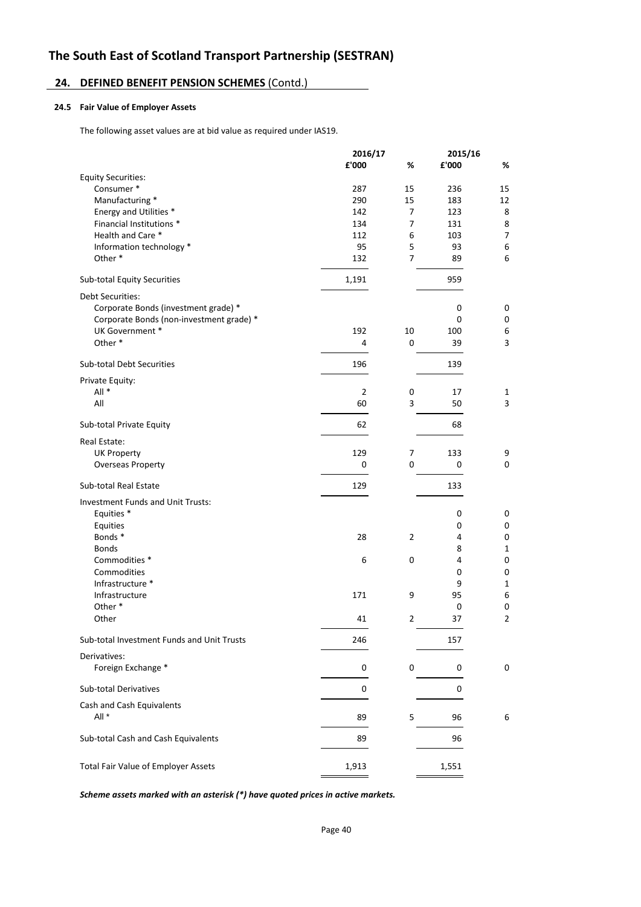# The South East of Scotland Transport Partnership (SESTRAN)

## 24. DEFINED BENEFIT PENSION SCHEMES (Contd.)

### 24.5 Fair Value of Employer Assets

The following asset values are at bid value as required under IAS19.

| | 2016/17 | | 2015/16 | |
|---|---|---|---|---|
| | £'000 | % | £'000 | % |
| **Equity Securities:** | | | | |
| Consumer * | 287 | 15 | 236 | 15 |
| Manufacturing * | 290 | 15 | 183 | 12 |
| Energy and Utilities * | 142 | 7 | 123 | 8 |
| Financial Institutions * | 134 | 7 | 131 | 8 |
| Health and Care * | 112 | 6 | 103 | 7 |
| Information technology * | 95 | 5 | 93 | 6 |
| Other * | 132 | 7 | 89 | 6 |
| Sub-total Equity Securities | 1,191 | | 959 | |
| **Debt Securities:** | | | | |
| Corporate Bonds (investment grade) * | | | 0 | 0 |
| Corporate Bonds (non-investment grade) * | | | 0 | 0 |
| UK Government * | 192 | 10 | 100 | 6 |
| Other * | 4 | 0 | 39 | 3 |
| Sub-total Debt Securities | 196 | | 139 | |
| **Private Equity:** | | | | |
| All * | 2 | 0 | 17 | 1 |
| All | 60 | 3 | 50 | 3 |
| Sub-total Private Equity | 62 | | 68 | |
| **Real Estate:** | | | | |
| UK Property | 129 | 7 | 133 | 9 |
| Overseas Property | 0 | 0 | 0 | 0 |
| Sub-total Real Estate | 129 | | 133 | |
| **Investment Funds and Unit Trusts:** | | | | |
| Equities * | | | 0 | 0 |
| Equities | | | 0 | 0 |
| Bonds * | 28 | 2 | 4 | 0 |
| Bonds | | | 8 | 1 |
| Commodities * | 6 | 0 | 4 | 0 |
| Commodities | | | 0 | 0 |
| Infrastructure * | | | 9 | 1 |
| Infrastructure | 171 | 9 | 95 | 6 |
| Other * | | | 0 | 0 |
| Other | 41 | 2 | 37 | 2 |
| Sub-total Investment Funds and Unit Trusts | 246 | | 157 | |
| **Derivatives:** | | | | |
| Foreign Exchange * | 0 | 0 | 0 | 0 |
| Sub-total Derivatives | 0 | | 0 | |
| **Cash and Cash Equivalents** | | | | |
| All * | 89 | 5 | 96 | 6 |
| Sub-total Cash and Cash Equivalents | 89 | | 96 | |
| Total Fair Value of Employer Assets | 1,913 | | 1,551 | |

***Scheme assets marked with an asterisk (*) have quoted prices in active markets.***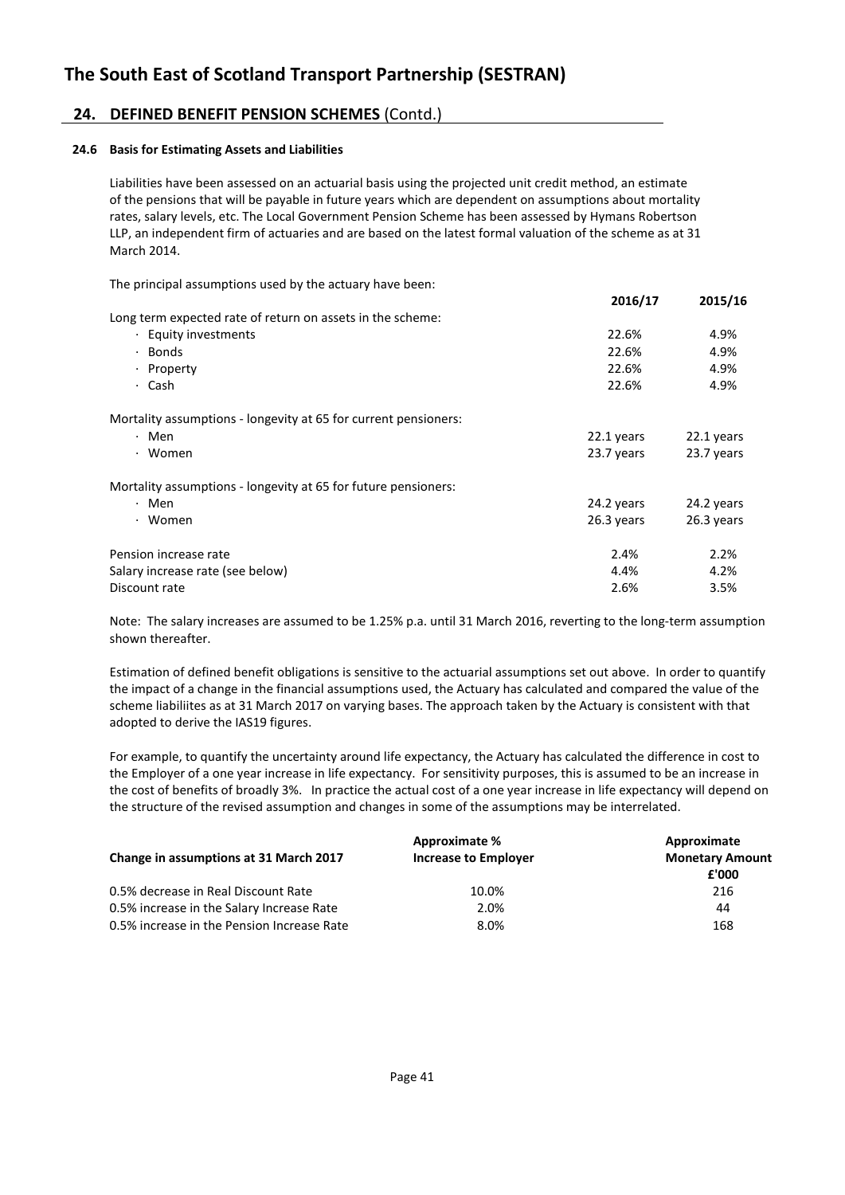# The South East of Scotland Transport Partnership (SESTRAN)

## 24. DEFINED BENEFIT PENSION SCHEMES (Contd.)

### 24.6 Basis for Estimating Assets and Liabilities

Liabilities have been assessed on an actuarial basis using the projected unit credit method, an estimate of the pensions that will be payable in future years which are dependent on assumptions about mortality rates, salary levels, etc. The Local Government Pension Scheme has been assessed by Hymans Robertson LLP, an independent firm of actuaries and are based on the latest formal valuation of the scheme as at 31 March 2014.

The principal assumptions used by the actuary have been:

| | 2016/17 | 2015/16 |
|---|---|---|
| Long term expected rate of return on assets in the scheme: | | |
| · Equity investments | 22.6% | 4.9% |
| · Bonds | 22.6% | 4.9% |
| · Property | 22.6% | 4.9% |
| · Cash | 22.6% | 4.9% |
| Mortality assumptions - longevity at 65 for current pensioners: | | |
| · Men | 22.1 years | 22.1 years |
| · Women | 23.7 years | 23.7 years |
| Mortality assumptions - longevity at 65 for future pensioners: | | |
| · Men | 24.2 years | 24.2 years |
| · Women | 26.3 years | 26.3 years |
| Pension increase rate | 2.4% | 2.2% |
| Salary increase rate (see below) | 4.4% | 4.2% |
| Discount rate | 2.6% | 3.5% |

Note: The salary increases are assumed to be 1.25% p.a. until 31 March 2016, reverting to the long-term assumption shown thereafter.

Estimation of defined benefit obligations is sensitive to the actuarial assumptions set out above. In order to quantify the impact of a change in the financial assumptions used, the Actuary has calculated and compared the value of the scheme liabiliites as at 31 March 2017 on varying bases. The approach taken by the Actuary is consistent with that adopted to derive the IAS19 figures.

For example, to quantify the uncertainty around life expectancy, the Actuary has calculated the difference in cost to the Employer of a one year increase in life expectancy. For sensitivity purposes, this is assumed to be an increase in the cost of benefits of broadly 3%. In practice the actual cost of a one year increase in life expectancy will depend on the structure of the revised assumption and changes in some of the assumptions may be interrelated.

| Change in assumptions at 31 March 2017 | Approximate % Increase to Employer | Approximate Monetary Amount £'000 |
|---|---|---|
| 0.5% decrease in Real Discount Rate | 10.0% | 216 |
| 0.5% increase in the Salary Increase Rate | 2.0% | 44 |
| 0.5% increase in the Pension Increase Rate | 8.0% | 168 |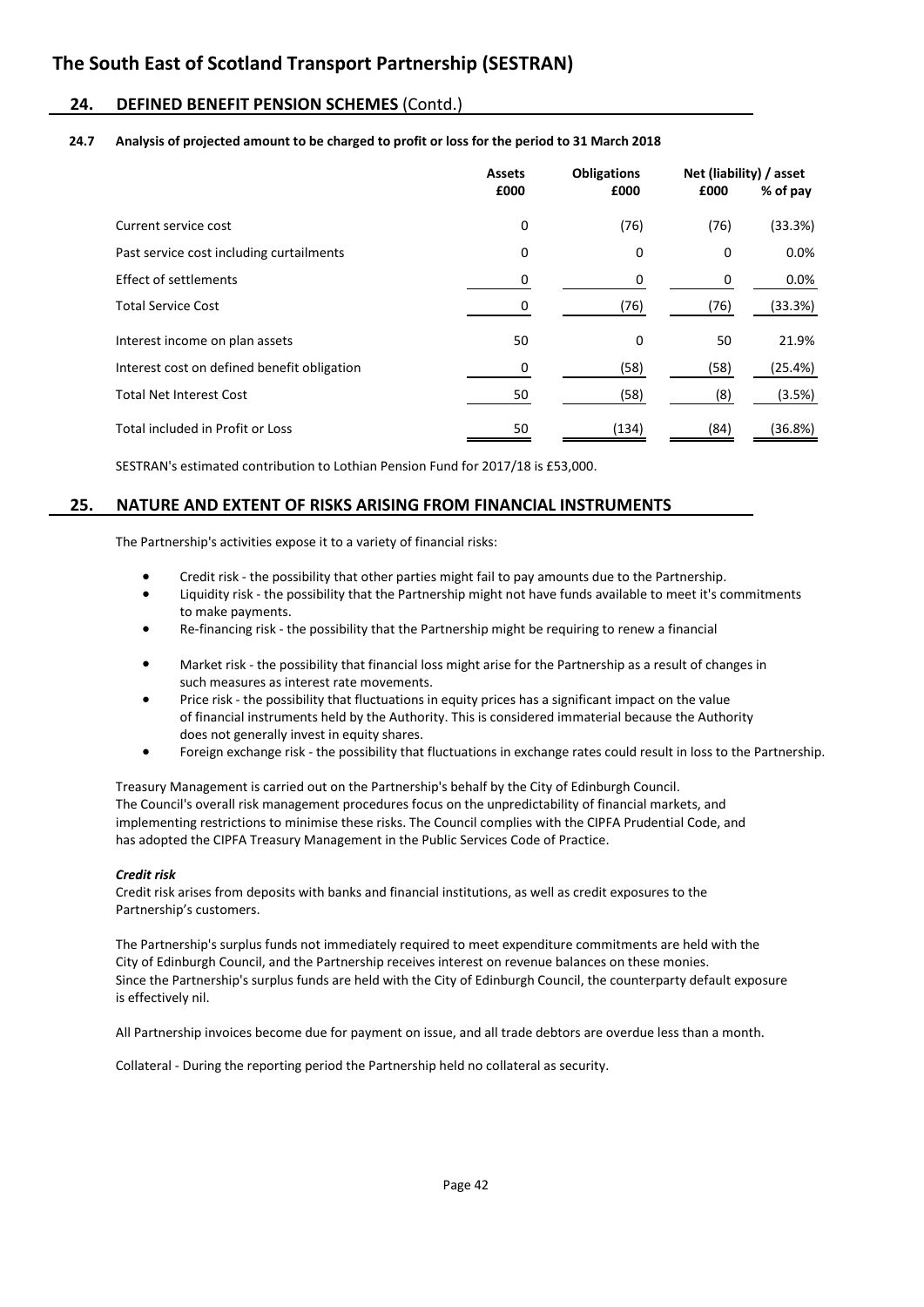# The South East of Scotland Transport Partnership (SESTRAN)

## 24. DEFINED BENEFIT PENSION SCHEMES (Contd.)

### 24.7 Analysis of projected amount to be charged to profit or loss for the period to 31 March 2018

| | Assets £000 | Obligations £000 | Net (liability) / asset £000 | % of pay |
|---|---|---|---|---|
| Current service cost | 0 | (76) | (76) | (33.3%) |
| Past service cost including curtailments | 0 | 0 | 0 | 0.0% |
| Effect of settlements | 0 | 0 | 0 | 0.0% |
| Total Service Cost | 0 | (76) | (76) | (33.3%) |
| Interest income on plan assets | 50 | 0 | 50 | 21.9% |
| Interest cost on defined benefit obligation | 0 | (58) | (58) | (25.4%) |
| Total Net Interest Cost | 50 | (58) | (8) | (3.5%) |
| Total included in Profit or Loss | 50 | (134) | (84) | (36.8%) |

SESTRAN's estimated contribution to Lothian Pension Fund for 2017/18 is £53,000.

## 25. NATURE AND EXTENT OF RISKS ARISING FROM FINANCIAL INSTRUMENTS

The Partnership's activities expose it to a variety of financial risks:

- Credit risk - the possibility that other parties might fail to pay amounts due to the Partnership.
- Liquidity risk - the possibility that the Partnership might not have funds available to meet it's commitments to make payments.
- Re-financing risk - the possibility that the Partnership might be requiring to renew a financial
- Market risk - the possibility that financial loss might arise for the Partnership as a result of changes in such measures as interest rate movements.
- Price risk - the possibility that fluctuations in equity prices has a significant impact on the value of financial instruments held by the Authority. This is considered immaterial because the Authority does not generally invest in equity shares.
- Foreign exchange risk - the possibility that fluctuations in exchange rates could result in loss to the Partnership.

Treasury Management is carried out on the Partnership's behalf by the City of Edinburgh Council. The Council's overall risk management procedures focus on the unpredictability of financial markets, and implementing restrictions to minimise these risks. The Council complies with the CIPFA Prudential Code, and has adopted the CIPFA Treasury Management in the Public Services Code of Practice.

***Credit risk***

Credit risk arises from deposits with banks and financial institutions, as well as credit exposures to the Partnership's customers.

The Partnership's surplus funds not immediately required to meet expenditure commitments are held with the City of Edinburgh Council, and the Partnership receives interest on revenue balances on these monies. Since the Partnership's surplus funds are held with the City of Edinburgh Council, the counterparty default exposure is effectively nil.

All Partnership invoices become due for payment on issue, and all trade debtors are overdue less than a month.

Collateral - During the reporting period the Partnership held no collateral as security.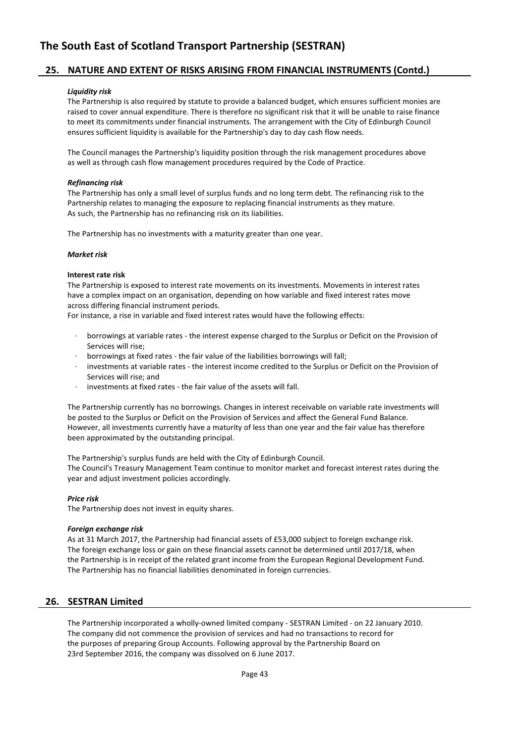# The South East of Scotland Transport Partnership (SESTRAN)

## 25. NATURE AND EXTENT OF RISKS ARISING FROM FINANCIAL INSTRUMENTS (Contd.)

***Liquidity risk***

The Partnership is also required by statute to provide a balanced budget, which ensures sufficient monies are raised to cover annual expenditure. There is therefore no significant risk that it will be unable to raise finance to meet its commitments under financial instruments. The arrangement with the City of Edinburgh Council ensures sufficient liquidity is available for the Partnership's day to day cash flow needs.

The Council manages the Partnership's liquidity position through the risk management procedures above as well as through cash flow management procedures required by the Code of Practice.

***Refinancing risk***

The Partnership has only a small level of surplus funds and no long term debt. The refinancing risk to the Partnership relates to managing the exposure to replacing financial instruments as they mature. As such, the Partnership has no refinancing risk on its liabilities.

The Partnership has no investments with a maturity greater than one year.

***Market risk***

**Interest rate risk**

The Partnership is exposed to interest rate movements on its investments. Movements in interest rates have a complex impact on an organisation, depending on how variable and fixed interest rates move across differing financial instrument periods.

For instance, a rise in variable and fixed interest rates would have the following effects:

- borrowings at variable rates - the interest expense charged to the Surplus or Deficit on the Provision of Services will rise;
- borrowings at fixed rates - the fair value of the liabilities borrowings will fall;
- investments at variable rates - the interest income credited to the Surplus or Deficit on the Provision of Services will rise; and
- investments at fixed rates - the fair value of the assets will fall.

The Partnership currently has no borrowings. Changes in interest receivable on variable rate investments will be posted to the Surplus or Deficit on the Provision of Services and affect the General Fund Balance. However, all investments currently have a maturity of less than one year and the fair value has therefore been approximated by the outstanding principal.

The Partnership's surplus funds are held with the City of Edinburgh Council.
The Council's Treasury Management Team continue to monitor market and forecast interest rates during the year and adjust investment policies accordingly.

***Price risk***

The Partnership does not invest in equity shares.

***Foreign exchange risk***

As at 31 March 2017, the Partnership had financial assets of £53,000 subject to foreign exchange risk. The foreign exchange loss or gain on these financial assets cannot be determined until 2017/18, when the Partnership is in receipt of the related grant income from the European Regional Development Fund. The Partnership has no financial liabilities denominated in foreign currencies.

## 26. SESTRAN Limited

The Partnership incorporated a wholly-owned limited company - SESTRAN Limited - on 22 January 2010. The company did not commence the provision of services and had no transactions to record for the purposes of preparing Group Accounts. Following approval by the Partnership Board on 23rd September 2016, the company was dissolved on 6 June 2017.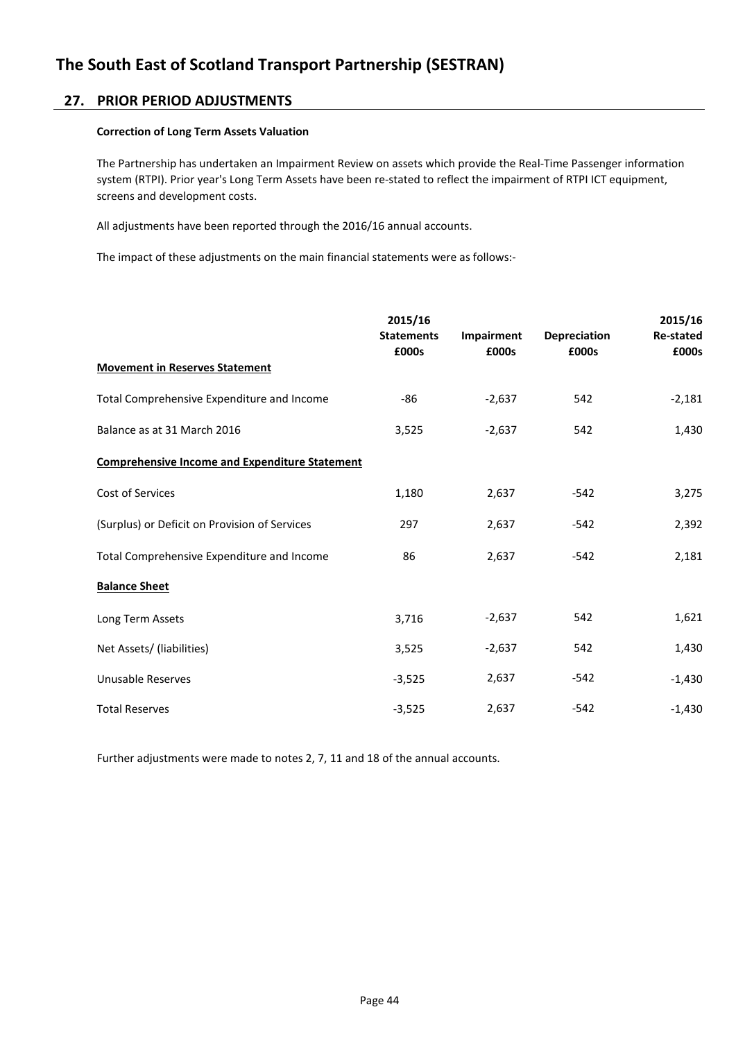# The South East of Scotland Transport Partnership (SESTRAN)

## 27. PRIOR PERIOD ADJUSTMENTS

**Correction of Long Term Assets Valuation**

The Partnership has undertaken an Impairment Review on assets which provide the Real-Time Passenger information system (RTPI). Prior year's Long Term Assets have been re-stated to reflect the impairment of RTPI ICT equipment, screens and development costs.

All adjustments have been reported through the 2016/16 annual accounts.

The impact of these adjustments on the main financial statements were as follows:-

| | 2015/16 Statements £000s | Impairment £000s | Depreciation £000s | 2015/16 Re-stated £000s |
|---|---|---|---|---|
| **Movement in Reserves Statement** | | | | |
| Total Comprehensive Expenditure and Income | -86 | -2,637 | 542 | -2,181 |
| Balance as at 31 March 2016 | 3,525 | -2,637 | 542 | 1,430 |
| **Comprehensive Income and Expenditure Statement** | | | | |
| Cost of Services | 1,180 | 2,637 | -542 | 3,275 |
| (Surplus) or Deficit on Provision of Services | 297 | 2,637 | -542 | 2,392 |
| Total Comprehensive Expenditure and Income | 86 | 2,637 | -542 | 2,181 |
| **Balance Sheet** | | | | |
| Long Term Assets | 3,716 | -2,637 | 542 | 1,621 |
| Net Assets/ (liabilities) | 3,525 | -2,637 | 542 | 1,430 |
| Unusable Reserves | -3,525 | 2,637 | -542 | -1,430 |
| Total Reserves | -3,525 | 2,637 | -542 | -1,430 |

Further adjustments were made to notes 2, 7, 11 and 18 of the annual accounts.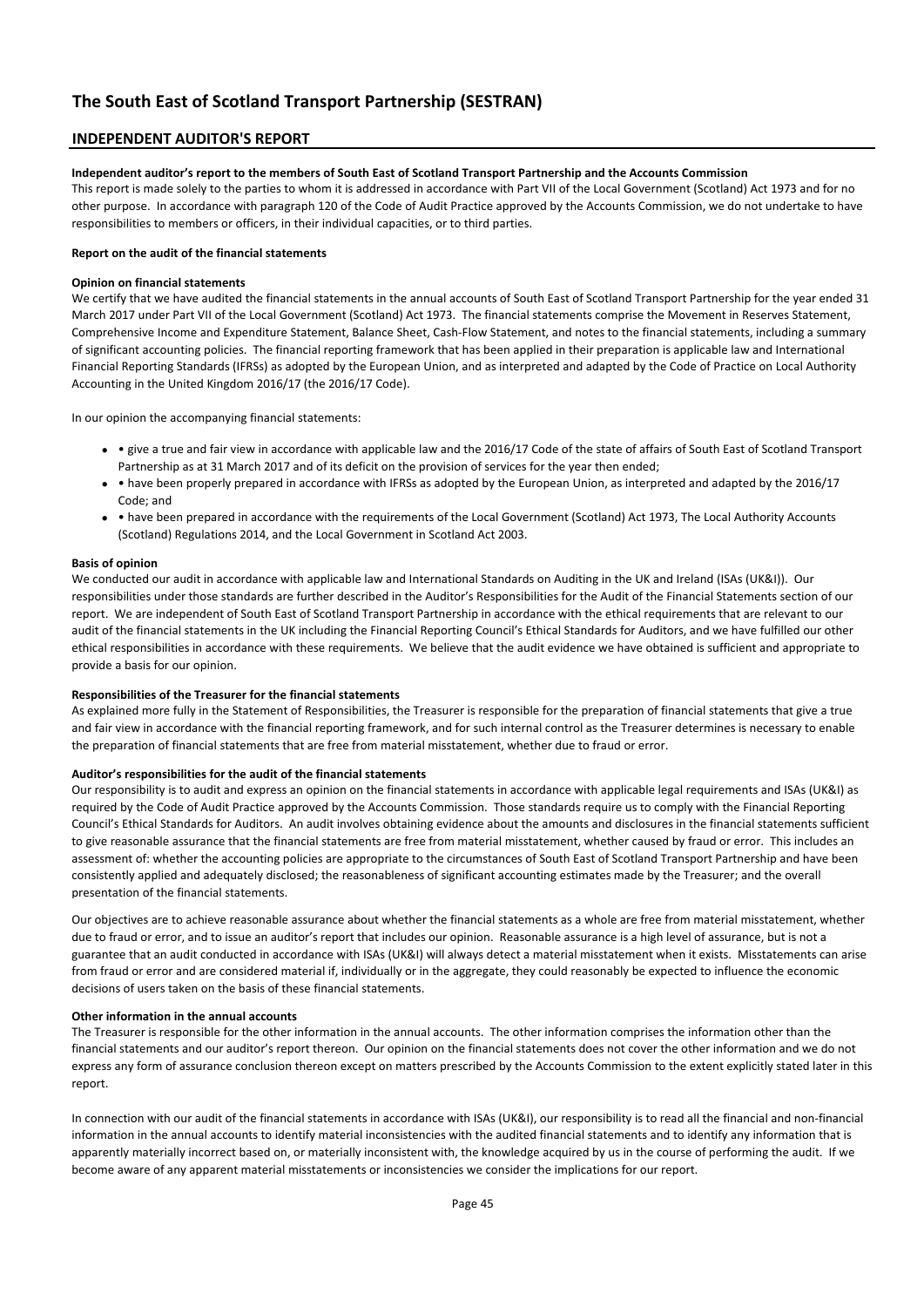# The South East of Scotland Transport Partnership (SESTRAN)

## INDEPENDENT AUDITOR'S REPORT

**Independent auditor's report to the members of South East of Scotland Transport Partnership and the Accounts Commission**

This report is made solely to the parties to whom it is addressed in accordance with Part VII of the Local Government (Scotland) Act 1973 and for no other purpose. In accordance with paragraph 120 of the Code of Audit Practice approved by the Accounts Commission, we do not undertake to have responsibilities to members or officers, in their individual capacities, or to third parties.

**Report on the audit of the financial statements**

**Opinion on financial statements**

We certify that we have audited the financial statements in the annual accounts of South East of Scotland Transport Partnership for the year ended 31 March 2017 under Part VII of the Local Government (Scotland) Act 1973. The financial statements comprise the Movement in Reserves Statement, Comprehensive Income and Expenditure Statement, Balance Sheet, Cash-Flow Statement, and notes to the financial statements, including a summary of significant accounting policies. The financial reporting framework that has been applied in their preparation is applicable law and International Financial Reporting Standards (IFRSs) as adopted by the European Union, and as interpreted and adapted by the Code of Practice on Local Authority Accounting in the United Kingdom 2016/17 (the 2016/17 Code).

In our opinion the accompanying financial statements:

- • give a true and fair view in accordance with applicable law and the 2016/17 Code of the state of affairs of South East of Scotland Transport Partnership as at 31 March 2017 and of its deficit on the provision of services for the year then ended;
- • have been properly prepared in accordance with IFRSs as adopted by the European Union, as interpreted and adapted by the 2016/17 Code; and
- • have been prepared in accordance with the requirements of the Local Government (Scotland) Act 1973, The Local Authority Accounts (Scotland) Regulations 2014, and the Local Government in Scotland Act 2003.

**Basis of opinion**

We conducted our audit in accordance with applicable law and International Standards on Auditing in the UK and Ireland (ISAs (UK&I)). Our responsibilities under those standards are further described in the Auditor's Responsibilities for the Audit of the Financial Statements section of our report. We are independent of South East of Scotland Transport Partnership in accordance with the ethical requirements that are relevant to our audit of the financial statements in the UK including the Financial Reporting Council's Ethical Standards for Auditors, and we have fulfilled our other ethical responsibilities in accordance with these requirements. We believe that the audit evidence we have obtained is sufficient and appropriate to provide a basis for our opinion.

**Responsibilities of the Treasurer for the financial statements**

As explained more fully in the Statement of Responsibilities, the Treasurer is responsible for the preparation of financial statements that give a true and fair view in accordance with the financial reporting framework, and for such internal control as the Treasurer determines is necessary to enable the preparation of financial statements that are free from material misstatement, whether due to fraud or error.

**Auditor's responsibilities for the audit of the financial statements**

Our responsibility is to audit and express an opinion on the financial statements in accordance with applicable legal requirements and ISAs (UK&I) as required by the Code of Audit Practice approved by the Accounts Commission. Those standards require us to comply with the Financial Reporting Council's Ethical Standards for Auditors. An audit involves obtaining evidence about the amounts and disclosures in the financial statements sufficient to give reasonable assurance that the financial statements are free from material misstatement, whether caused by fraud or error. This includes an assessment of: whether the accounting policies are appropriate to the circumstances of South East of Scotland Transport Partnership and have been consistently applied and adequately disclosed; the reasonableness of significant accounting estimates made by the Treasurer; and the overall presentation of the financial statements.

Our objectives are to achieve reasonable assurance about whether the financial statements as a whole are free from material misstatement, whether due to fraud or error, and to issue an auditor's report that includes our opinion. Reasonable assurance is a high level of assurance, but is not a guarantee that an audit conducted in accordance with ISAs (UK&I) will always detect a material misstatement when it exists. Misstatements can arise from fraud or error and are considered material if, individually or in the aggregate, they could reasonably be expected to influence the economic decisions of users taken on the basis of these financial statements.

**Other information in the annual accounts**

The Treasurer is responsible for the other information in the annual accounts. The other information comprises the information other than the financial statements and our auditor's report thereon. Our opinion on the financial statements does not cover the other information and we do not express any form of assurance conclusion thereon except on matters prescribed by the Accounts Commission to the extent explicitly stated later in this report.

In connection with our audit of the financial statements in accordance with ISAs (UK&I), our responsibility is to read all the financial and non-financial information in the annual accounts to identify material inconsistencies with the audited financial statements and to identify any information that is apparently materially incorrect based on, or materially inconsistent with, the knowledge acquired by us in the course of performing the audit. If we become aware of any apparent material misstatements or inconsistencies we consider the implications for our report.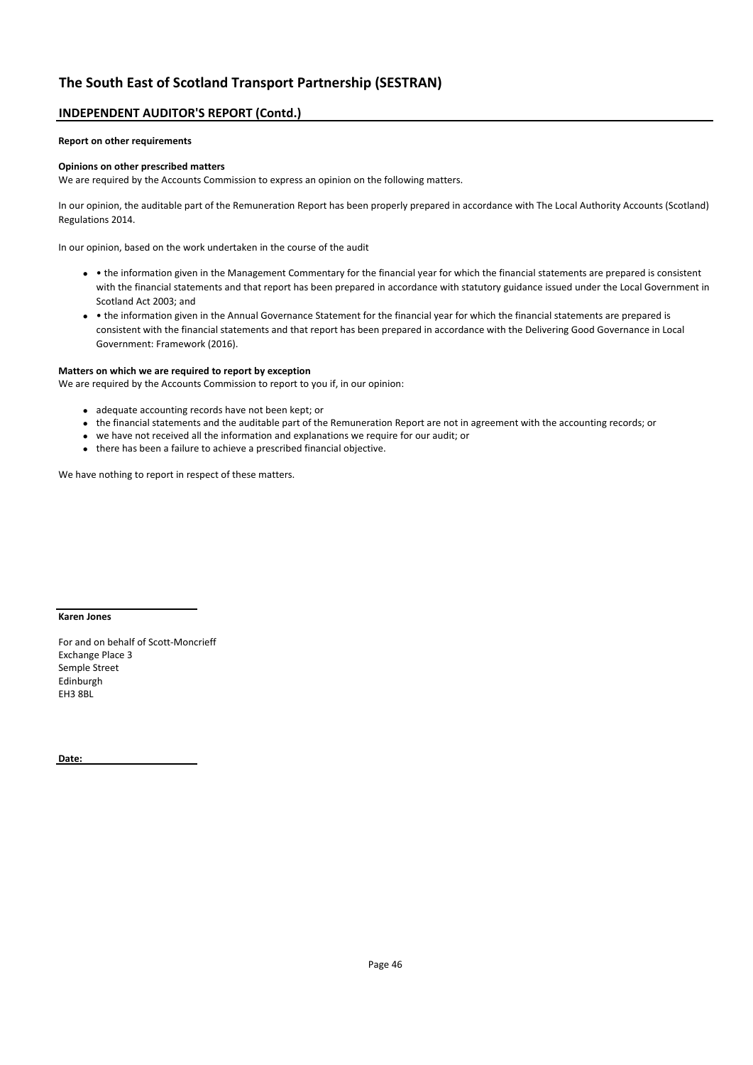## INDEPENDENT AUDITOR'S REPORT (Contd.)

**Report on other requirements**

**Opinions on other prescribed matters**

We are required by the Accounts Commission to express an opinion on the following matters.

In our opinion, the auditable part of the Remuneration Report has been properly prepared in accordance with The Local Authority Accounts (Scotland) Regulations 2014.

In our opinion, based on the work undertaken in the course of the audit

- • the information given in the Management Commentary for the financial year for which the financial statements are prepared is consistent with the financial statements and that report has been prepared in accordance with statutory guidance issued under the Local Government in Scotland Act 2003; and
- • the information given in the Annual Governance Statement for the financial year for which the financial statements are prepared is consistent with the financial statements and that report has been prepared in accordance with the Delivering Good Governance in Local Government: Framework (2016).

**Matters on which we are required to report by exception**

We are required by the Accounts Commission to report to you if, in our opinion:

- adequate accounting records have not been kept; or
- the financial statements and the auditable part of the Remuneration Report are not in agreement with the accounting records; or
- we have not received all the information and explanations we require for our audit; or
- there has been a failure to achieve a prescribed financial objective.

We have nothing to report in respect of these matters.

**Karen Jones**

For and on behalf of Scott-Moncrieff
Exchange Place 3
Semple Street
Edinburgh
EH3 8BL

**Date:**